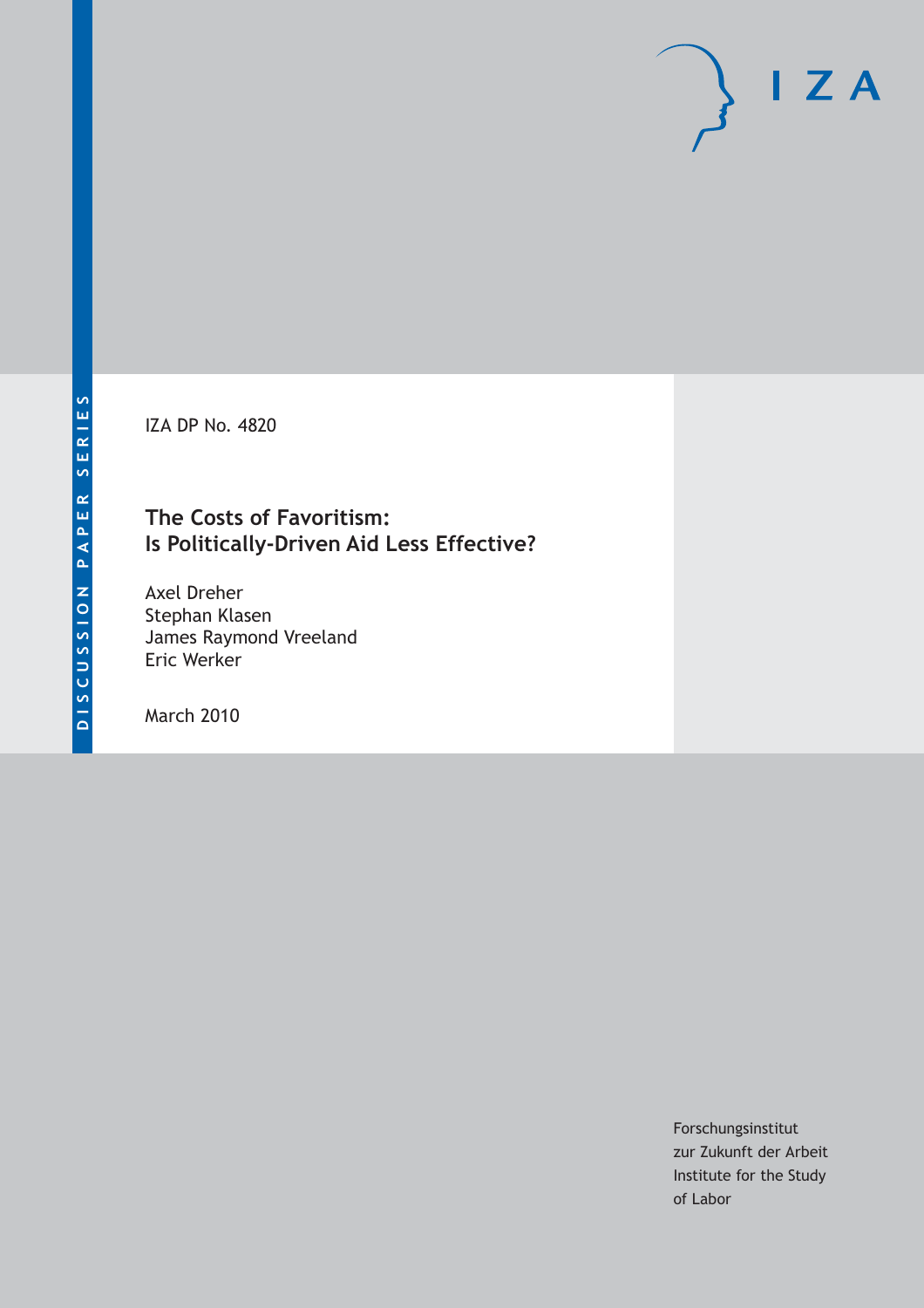DISCUSSION PAPER SERIES

IZA DP No. 4820

# The Costs of Favoritism: Is Politically-Driven Aid Less Effective?

Axel Dreher
Stephan Klasen
James Raymond Vreeland
Eric Werker

March 2010

Forschungsinstitut
zur Zukunft der Arbeit
Institute for the Study
of Labor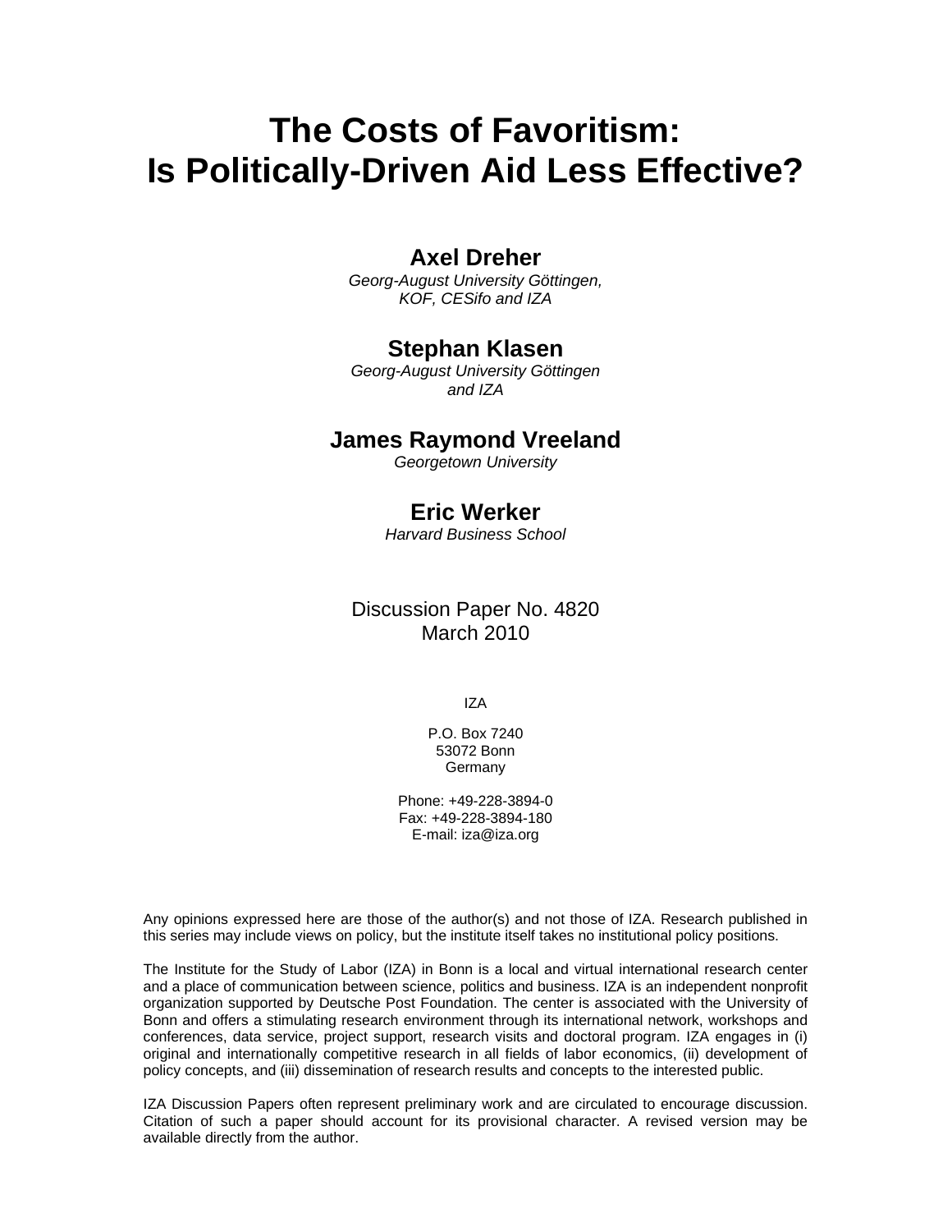# The Costs of Favoritism: Is Politically-Driven Aid Less Effective?

**Axel Dreher**
*Georg-August University Göttingen, KOF, CESifo and IZA*

**Stephan Klasen**
*Georg-August University Göttingen and IZA*

**James Raymond Vreeland**
*Georgetown University*

**Eric Werker**
*Harvard Business School*

Discussion Paper No. 4820
March 2010

IZA

P.O. Box 7240
53072 Bonn
Germany

Phone: +49-228-3894-0
Fax: +49-228-3894-180
E-mail: iza@iza.org

Any opinions expressed here are those of the author(s) and not those of IZA. Research published in this series may include views on policy, but the institute itself takes no institutional policy positions.

The Institute for the Study of Labor (IZA) in Bonn is a local and virtual international research center and a place of communication between science, politics and business. IZA is an independent nonprofit organization supported by Deutsche Post Foundation. The center is associated with the University of Bonn and offers a stimulating research environment through its international network, workshops and conferences, data service, project support, research visits and doctoral program. IZA engages in (i) original and internationally competitive research in all fields of labor economics, (ii) development of policy concepts, and (iii) dissemination of research results and concepts to the interested public.

IZA Discussion Papers often represent preliminary work and are circulated to encourage discussion. Citation of such a paper should account for its provisional character. A revised version may be available directly from the author.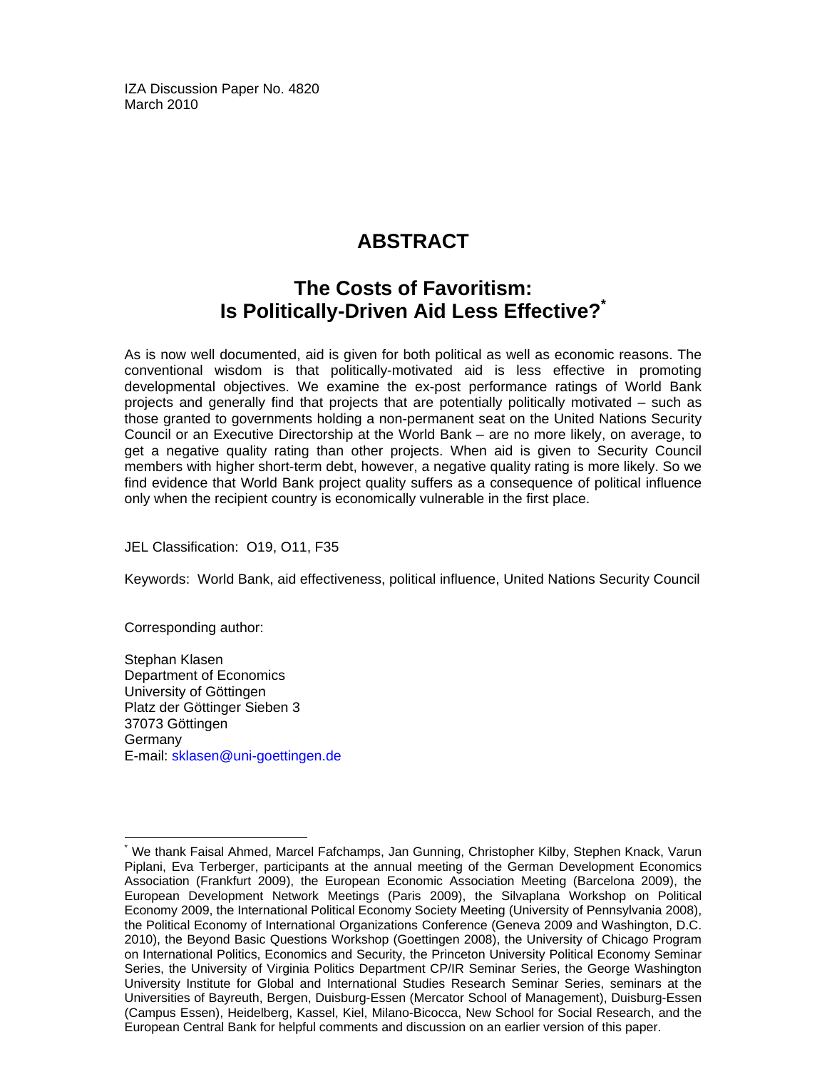IZA Discussion Paper No. 4820
March 2010

# ABSTRACT

## The Costs of Favoritism: Is Politically-Driven Aid Less Effective?*

As is now well documented, aid is given for both political as well as economic reasons. The conventional wisdom is that politically-motivated aid is less effective in promoting developmental objectives. We examine the ex-post performance ratings of World Bank projects and generally find that projects that are potentially politically motivated – such as those granted to governments holding a non-permanent seat on the United Nations Security Council or an Executive Directorship at the World Bank – are no more likely, on average, to get a negative quality rating than other projects. When aid is given to Security Council members with higher short-term debt, however, a negative quality rating is more likely. So we find evidence that World Bank project quality suffers as a consequence of political influence only when the recipient country is economically vulnerable in the first place.

JEL Classification: O19, O11, F35

Keywords: World Bank, aid effectiveness, political influence, United Nations Security Council

Corresponding author:

Stephan Klasen
Department of Economics
University of Göttingen
Platz der Göttinger Sieben 3
37073 Göttingen
Germany
E-mail: sklasen@uni-goettingen.de

---

* We thank Faisal Ahmed, Marcel Fafchamps, Jan Gunning, Christopher Kilby, Stephen Knack, Varun Piplani, Eva Terberger, participants at the annual meeting of the German Development Economics Association (Frankfurt 2009), the European Economic Association Meeting (Barcelona 2009), the European Development Network Meetings (Paris 2009), the Silvaplana Workshop on Political Economy 2009, the International Political Economy Society Meeting (University of Pennsylvania 2008), the Political Economy of International Organizations Conference (Geneva 2009 and Washington, D.C. 2010), the Beyond Basic Questions Workshop (Goettingen 2008), the University of Chicago Program on International Politics, Economics and Security, the Princeton University Political Economy Seminar Series, the University of Virginia Politics Department CP/IR Seminar Series, the George Washington University Institute for Global and International Studies Research Seminar Series, seminars at the Universities of Bayreuth, Bergen, Duisburg-Essen (Mercator School of Management), Duisburg-Essen (Campus Essen), Heidelberg, Kassel, Kiel, Milano-Bicocca, New School for Social Research, and the European Central Bank for helpful comments and discussion on an earlier version of this paper.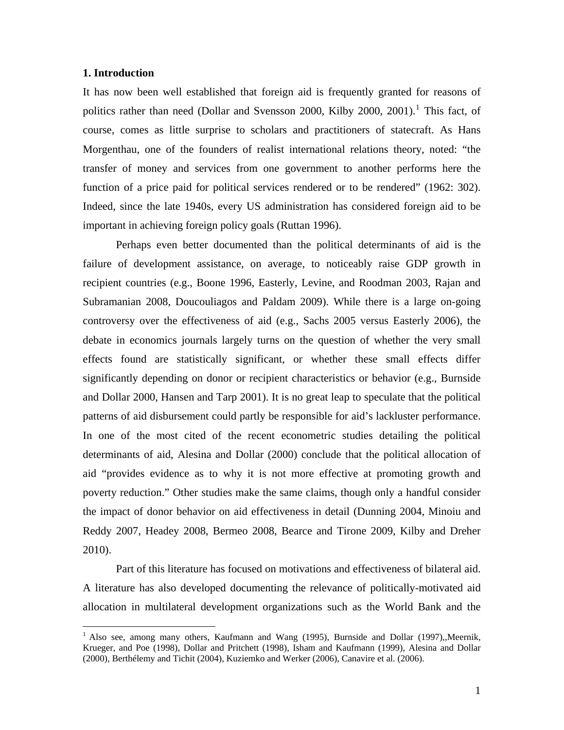## 1. Introduction

It has now been well established that foreign aid is frequently granted for reasons of politics rather than need (Dollar and Svensson 2000, Kilby 2000, 2001).[1] This fact, of course, comes as little surprise to scholars and practitioners of statecraft. As Hans Morgenthau, one of the founders of realist international relations theory, noted: "the transfer of money and services from one government to another performs here the function of a price paid for political services rendered or to be rendered" (1962: 302). Indeed, since the late 1940s, every US administration has considered foreign aid to be important in achieving foreign policy goals (Ruttan 1996).

Perhaps even better documented than the political determinants of aid is the failure of development assistance, on average, to noticeably raise GDP growth in recipient countries (e.g., Boone 1996, Easterly, Levine, and Roodman 2003, Rajan and Subramanian 2008, Doucouliagos and Paldam 2009). While there is a large on-going controversy over the effectiveness of aid (e.g., Sachs 2005 versus Easterly 2006), the debate in economics journals largely turns on the question of whether the very small effects found are statistically significant, or whether these small effects differ significantly depending on donor or recipient characteristics or behavior (e.g., Burnside and Dollar 2000, Hansen and Tarp 2001). It is no great leap to speculate that the political patterns of aid disbursement could partly be responsible for aid's lackluster performance. In one of the most cited of the recent econometric studies detailing the political determinants of aid, Alesina and Dollar (2000) conclude that the political allocation of aid "provides evidence as to why it is not more effective at promoting growth and poverty reduction." Other studies make the same claims, though only a handful consider the impact of donor behavior on aid effectiveness in detail (Dunning 2004, Minoiu and Reddy 2007, Headey 2008, Bermeo 2008, Bearce and Tirone 2009, Kilby and Dreher 2010).

Part of this literature has focused on motivations and effectiveness of bilateral aid. A literature has also developed documenting the relevance of politically-motivated aid allocation in multilateral development organizations such as the World Bank and the

[1] Also see, among many others, Kaufmann and Wang (1995), Burnside and Dollar (1997),,Meernik, Krueger, and Poe (1998), Dollar and Pritchett (1998), Isham and Kaufmann (1999), Alesina and Dollar (2000), Berthélemy and Tichit (2004), Kuziemko and Werker (2006), Canavire et al. (2006).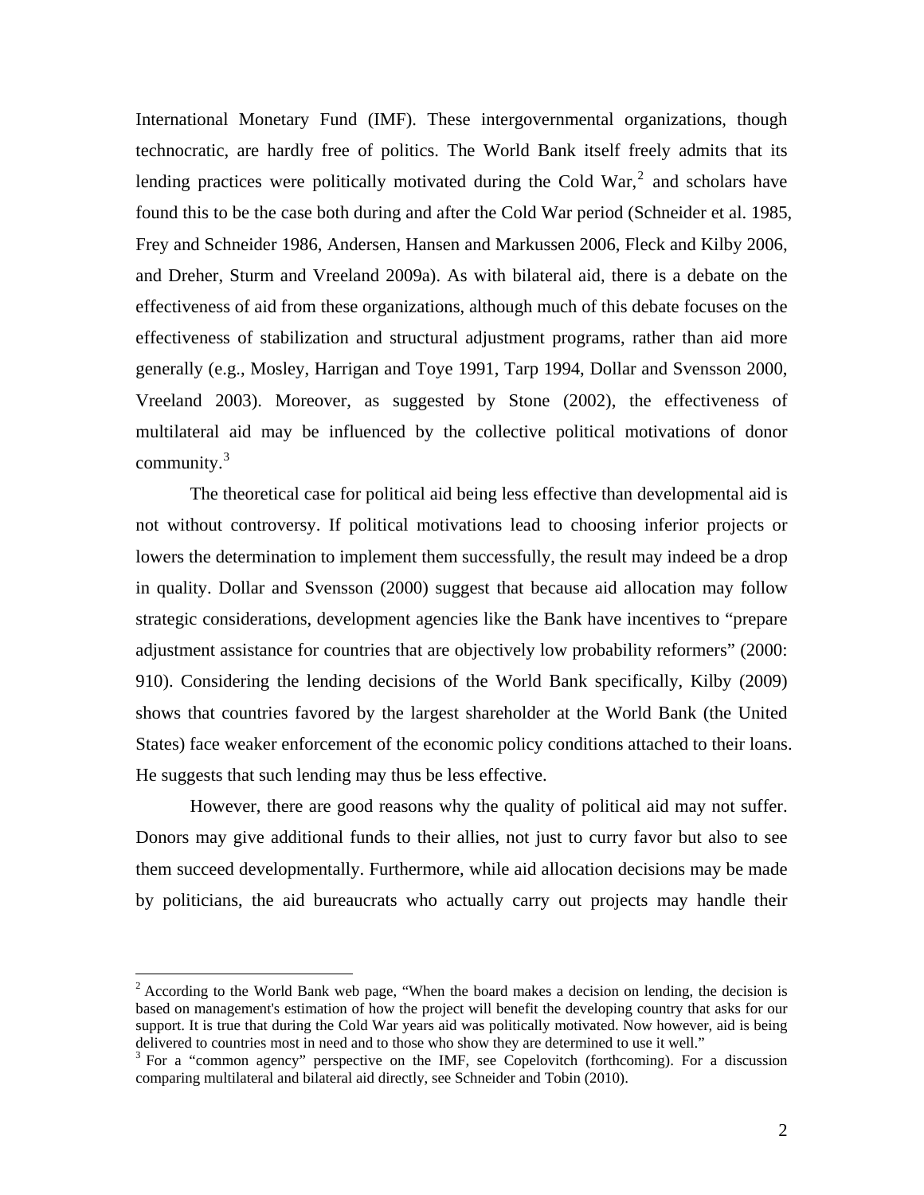International Monetary Fund (IMF). These intergovernmental organizations, though technocratic, are hardly free of politics. The World Bank itself freely admits that its lending practices were politically motivated during the Cold War,[2] and scholars have found this to be the case both during and after the Cold War period (Schneider et al. 1985, Frey and Schneider 1986, Andersen, Hansen and Markussen 2006, Fleck and Kilby 2006, and Dreher, Sturm and Vreeland 2009a). As with bilateral aid, there is a debate on the effectiveness of aid from these organizations, although much of this debate focuses on the effectiveness of stabilization and structural adjustment programs, rather than aid more generally (e.g., Mosley, Harrigan and Toye 1991, Tarp 1994, Dollar and Svensson 2000, Vreeland 2003). Moreover, as suggested by Stone (2002), the effectiveness of multilateral aid may be influenced by the collective political motivations of donor community.[3]

The theoretical case for political aid being less effective than developmental aid is not without controversy. If political motivations lead to choosing inferior projects or lowers the determination to implement them successfully, the result may indeed be a drop in quality. Dollar and Svensson (2000) suggest that because aid allocation may follow strategic considerations, development agencies like the Bank have incentives to "prepare adjustment assistance for countries that are objectively low probability reformers" (2000: 910). Considering the lending decisions of the World Bank specifically, Kilby (2009) shows that countries favored by the largest shareholder at the World Bank (the United States) face weaker enforcement of the economic policy conditions attached to their loans. He suggests that such lending may thus be less effective.

However, there are good reasons why the quality of political aid may not suffer. Donors may give additional funds to their allies, not just to curry favor but also to see them succeed developmentally. Furthermore, while aid allocation decisions may be made by politicians, the aid bureaucrats who actually carry out projects may handle their

[2] According to the World Bank web page, "When the board makes a decision on lending, the decision is based on management's estimation of how the project will benefit the developing country that asks for our support. It is true that during the Cold War years aid was politically motivated. Now however, aid is being delivered to countries most in need and to those who show they are determined to use it well."

[3] For a "common agency" perspective on the IMF, see Copelovitch (forthcoming). For a discussion comparing multilateral and bilateral aid directly, see Schneider and Tobin (2010).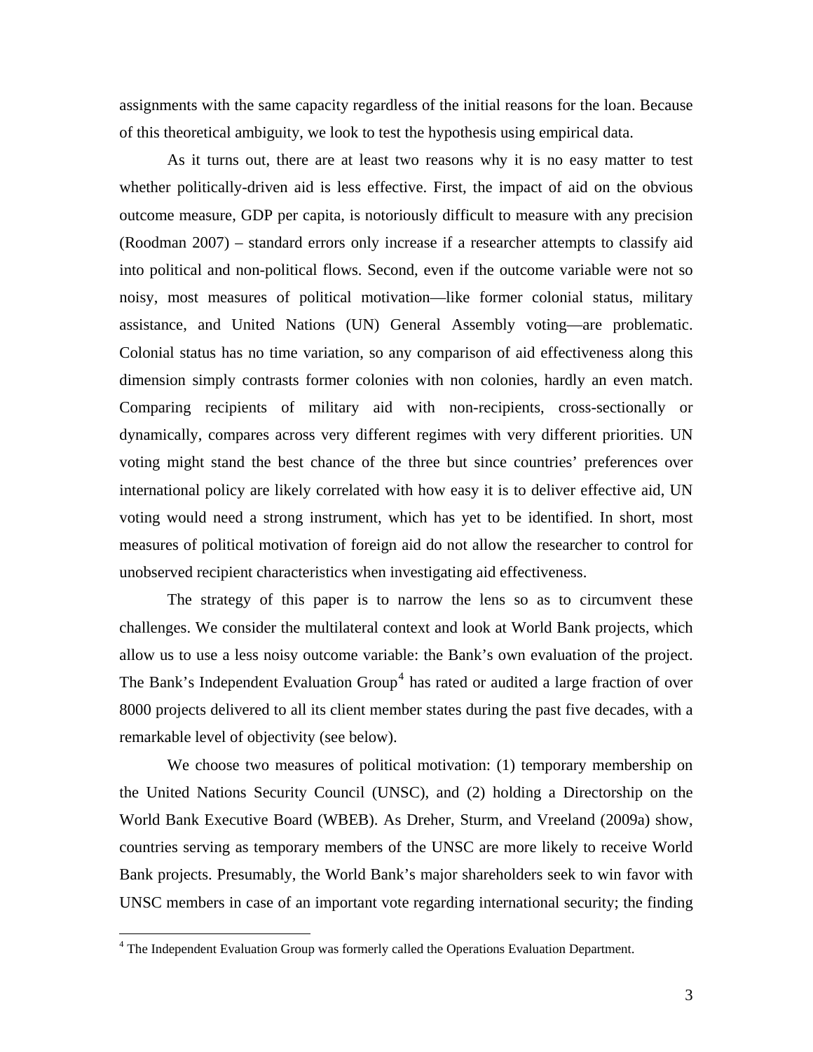assignments with the same capacity regardless of the initial reasons for the loan. Because of this theoretical ambiguity, we look to test the hypothesis using empirical data.

As it turns out, there are at least two reasons why it is no easy matter to test whether politically-driven aid is less effective. First, the impact of aid on the obvious outcome measure, GDP per capita, is notoriously difficult to measure with any precision (Roodman 2007) – standard errors only increase if a researcher attempts to classify aid into political and non-political flows. Second, even if the outcome variable were not so noisy, most measures of political motivation—like former colonial status, military assistance, and United Nations (UN) General Assembly voting—are problematic. Colonial status has no time variation, so any comparison of aid effectiveness along this dimension simply contrasts former colonies with non colonies, hardly an even match. Comparing recipients of military aid with non-recipients, cross-sectionally or dynamically, compares across very different regimes with very different priorities. UN voting might stand the best chance of the three but since countries' preferences over international policy are likely correlated with how easy it is to deliver effective aid, UN voting would need a strong instrument, which has yet to be identified. In short, most measures of political motivation of foreign aid do not allow the researcher to control for unobserved recipient characteristics when investigating aid effectiveness.

The strategy of this paper is to narrow the lens so as to circumvent these challenges. We consider the multilateral context and look at World Bank projects, which allow us to use a less noisy outcome variable: the Bank's own evaluation of the project. The Bank's Independent Evaluation Group[4] has rated or audited a large fraction of over 8000 projects delivered to all its client member states during the past five decades, with a remarkable level of objectivity (see below).

We choose two measures of political motivation: (1) temporary membership on the United Nations Security Council (UNSC), and (2) holding a Directorship on the World Bank Executive Board (WBEB). As Dreher, Sturm, and Vreeland (2009a) show, countries serving as temporary members of the UNSC are more likely to receive World Bank projects. Presumably, the World Bank's major shareholders seek to win favor with UNSC members in case of an important vote regarding international security; the finding

[4] The Independent Evaluation Group was formerly called the Operations Evaluation Department.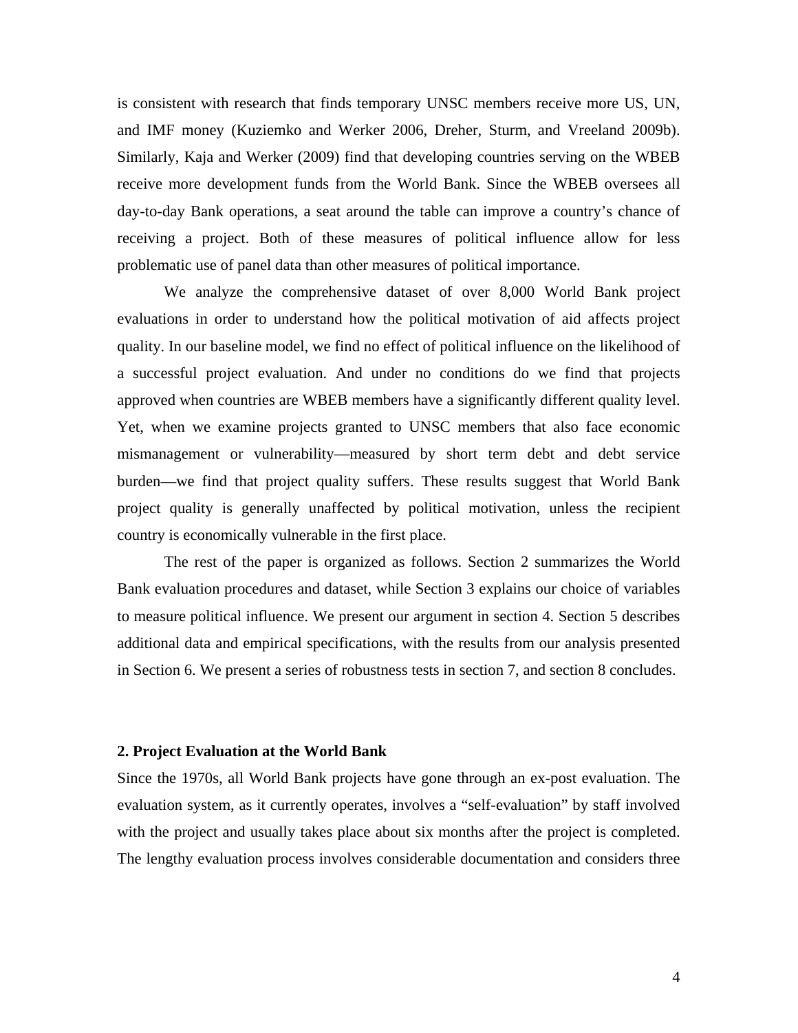is consistent with research that finds temporary UNSC members receive more US, UN, and IMF money (Kuziemko and Werker 2006, Dreher, Sturm, and Vreeland 2009b). Similarly, Kaja and Werker (2009) find that developing countries serving on the WBEB receive more development funds from the World Bank. Since the WBEB oversees all day-to-day Bank operations, a seat around the table can improve a country's chance of receiving a project. Both of these measures of political influence allow for less problematic use of panel data than other measures of political importance.

We analyze the comprehensive dataset of over 8,000 World Bank project evaluations in order to understand how the political motivation of aid affects project quality. In our baseline model, we find no effect of political influence on the likelihood of a successful project evaluation. And under no conditions do we find that projects approved when countries are WBEB members have a significantly different quality level. Yet, when we examine projects granted to UNSC members that also face economic mismanagement or vulnerability—measured by short term debt and debt service burden—we find that project quality suffers. These results suggest that World Bank project quality is generally unaffected by political motivation, unless the recipient country is economically vulnerable in the first place.

The rest of the paper is organized as follows. Section 2 summarizes the World Bank evaluation procedures and dataset, while Section 3 explains our choice of variables to measure political influence. We present our argument in section 4. Section 5 describes additional data and empirical specifications, with the results from our analysis presented in Section 6. We present a series of robustness tests in section 7, and section 8 concludes.

## 2. Project Evaluation at the World Bank

Since the 1970s, all World Bank projects have gone through an ex-post evaluation. The evaluation system, as it currently operates, involves a "self-evaluation" by staff involved with the project and usually takes place about six months after the project is completed. The lengthy evaluation process involves considerable documentation and considers three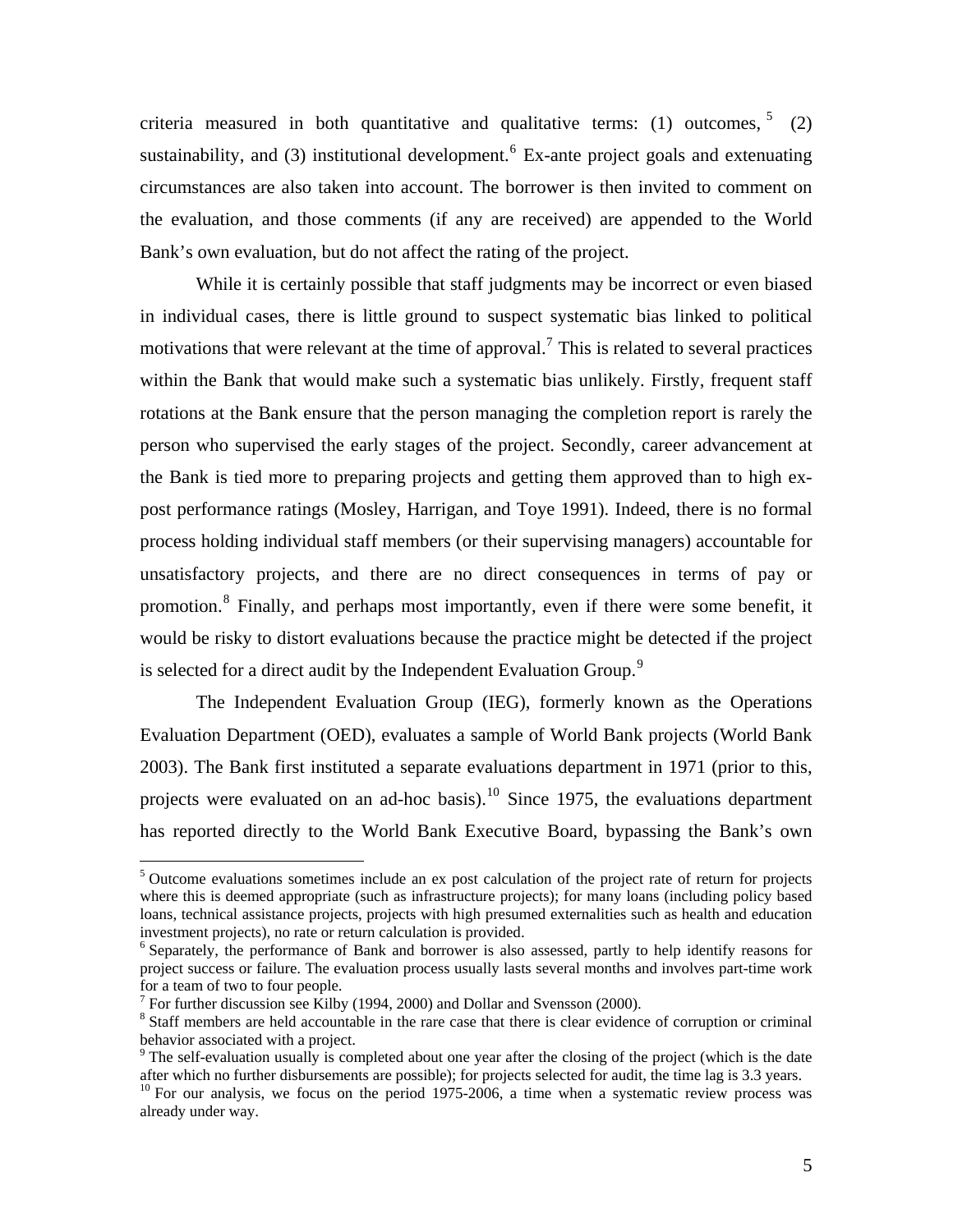criteria measured in both quantitative and qualitative terms: (1) outcomes,[5] (2) sustainability, and (3) institutional development.[6] Ex-ante project goals and extenuating circumstances are also taken into account. The borrower is then invited to comment on the evaluation, and those comments (if any are received) are appended to the World Bank's own evaluation, but do not affect the rating of the project.

While it is certainly possible that staff judgments may be incorrect or even biased in individual cases, there is little ground to suspect systematic bias linked to political motivations that were relevant at the time of approval.[7] This is related to several practices within the Bank that would make such a systematic bias unlikely. Firstly, frequent staff rotations at the Bank ensure that the person managing the completion report is rarely the person who supervised the early stages of the project. Secondly, career advancement at the Bank is tied more to preparing projects and getting them approved than to high ex-post performance ratings (Mosley, Harrigan, and Toye 1991). Indeed, there is no formal process holding individual staff members (or their supervising managers) accountable for unsatisfactory projects, and there are no direct consequences in terms of pay or promotion.[8] Finally, and perhaps most importantly, even if there were some benefit, it would be risky to distort evaluations because the practice might be detected if the project is selected for a direct audit by the Independent Evaluation Group.[9]

The Independent Evaluation Group (IEG), formerly known as the Operations Evaluation Department (OED), evaluates a sample of World Bank projects (World Bank 2003). The Bank first instituted a separate evaluations department in 1971 (prior to this, projects were evaluated on an ad-hoc basis).[10] Since 1975, the evaluations department has reported directly to the World Bank Executive Board, bypassing the Bank's own

---

[5] Outcome evaluations sometimes include an ex post calculation of the project rate of return for projects where this is deemed appropriate (such as infrastructure projects); for many loans (including policy based loans, technical assistance projects, projects with high presumed externalities such as health and education investment projects), no rate or return calculation is provided.

[6] Separately, the performance of Bank and borrower is also assessed, partly to help identify reasons for project success or failure. The evaluation process usually lasts several months and involves part-time work for a team of two to four people.

[7] For further discussion see Kilby (1994, 2000) and Dollar and Svensson (2000).

[8] Staff members are held accountable in the rare case that there is clear evidence of corruption or criminal behavior associated with a project.

[9] The self-evaluation usually is completed about one year after the closing of the project (which is the date after which no further disbursements are possible); for projects selected for audit, the time lag is 3.3 years.

[10] For our analysis, we focus on the period 1975-2006, a time when a systematic review process was already under way.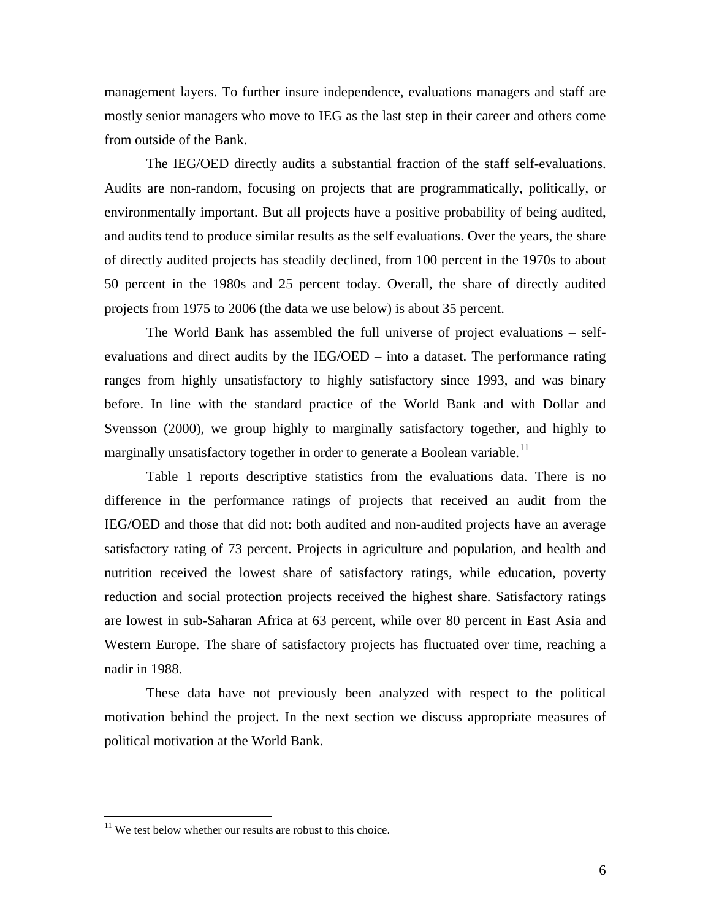management layers. To further insure independence, evaluations managers and staff are mostly senior managers who move to IEG as the last step in their career and others come from outside of the Bank.

The IEG/OED directly audits a substantial fraction of the staff self-evaluations. Audits are non-random, focusing on projects that are programmatically, politically, or environmentally important. But all projects have a positive probability of being audited, and audits tend to produce similar results as the self evaluations. Over the years, the share of directly audited projects has steadily declined, from 100 percent in the 1970s to about 50 percent in the 1980s and 25 percent today. Overall, the share of directly audited projects from 1975 to 2006 (the data we use below) is about 35 percent.

The World Bank has assembled the full universe of project evaluations – self-evaluations and direct audits by the IEG/OED – into a dataset. The performance rating ranges from highly unsatisfactory to highly satisfactory since 1993, and was binary before. In line with the standard practice of the World Bank and with Dollar and Svensson (2000), we group highly to marginally satisfactory together, and highly to marginally unsatisfactory together in order to generate a Boolean variable.[11]

Table 1 reports descriptive statistics from the evaluations data. There is no difference in the performance ratings of projects that received an audit from the IEG/OED and those that did not: both audited and non-audited projects have an average satisfactory rating of 73 percent. Projects in agriculture and population, and health and nutrition received the lowest share of satisfactory ratings, while education, poverty reduction and social protection projects received the highest share. Satisfactory ratings are lowest in sub-Saharan Africa at 63 percent, while over 80 percent in East Asia and Western Europe. The share of satisfactory projects has fluctuated over time, reaching a nadir in 1988.

These data have not previously been analyzed with respect to the political motivation behind the project. In the next section we discuss appropriate measures of political motivation at the World Bank.

[11] We test below whether our results are robust to this choice.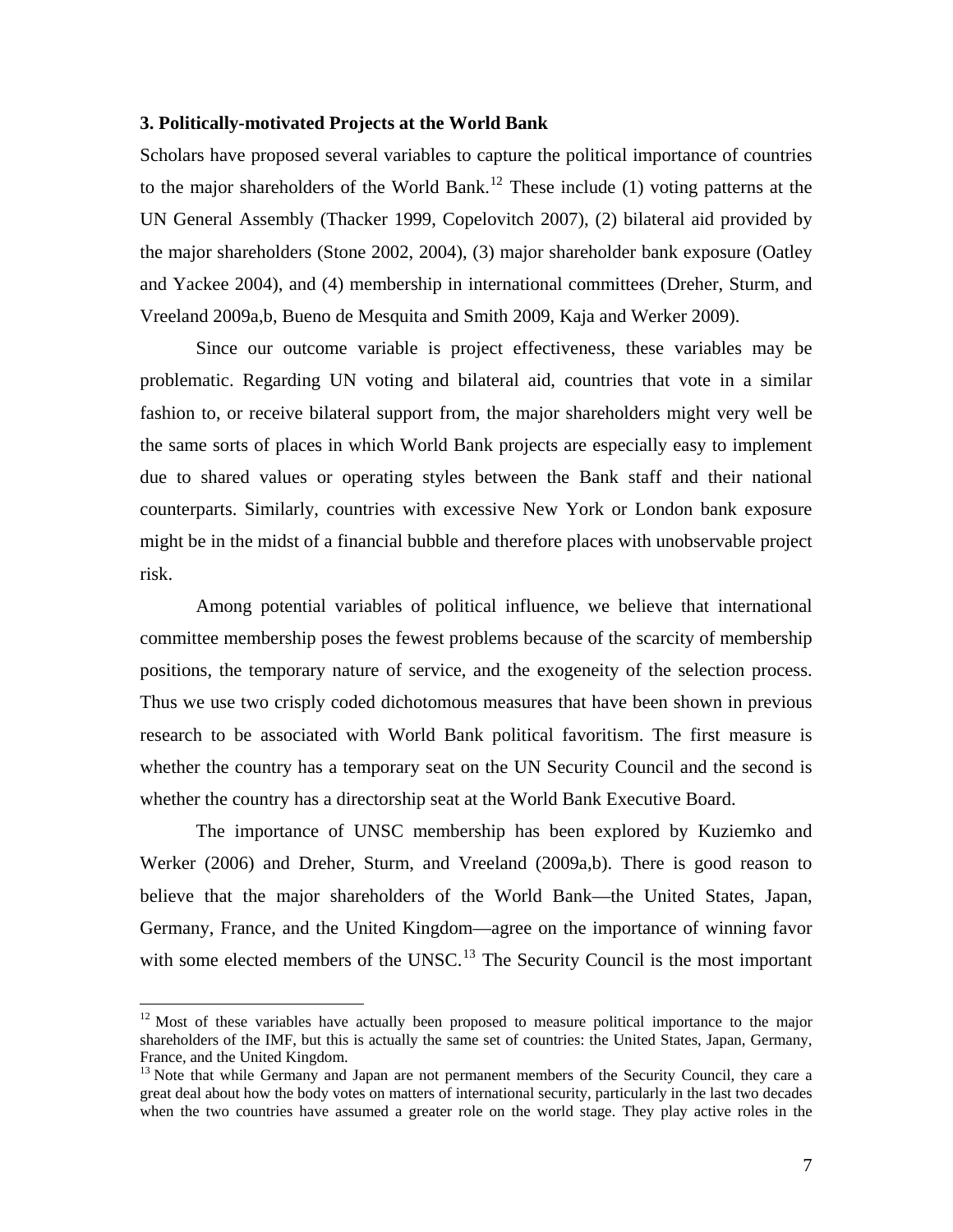### 3. Politically-motivated Projects at the World Bank

Scholars have proposed several variables to capture the political importance of countries to the major shareholders of the World Bank.[12] These include (1) voting patterns at the UN General Assembly (Thacker 1999, Copelovitch 2007), (2) bilateral aid provided by the major shareholders (Stone 2002, 2004), (3) major shareholder bank exposure (Oatley and Yackee 2004), and (4) membership in international committees (Dreher, Sturm, and Vreeland 2009a,b, Bueno de Mesquita and Smith 2009, Kaja and Werker 2009).

Since our outcome variable is project effectiveness, these variables may be problematic. Regarding UN voting and bilateral aid, countries that vote in a similar fashion to, or receive bilateral support from, the major shareholders might very well be the same sorts of places in which World Bank projects are especially easy to implement due to shared values or operating styles between the Bank staff and their national counterparts. Similarly, countries with excessive New York or London bank exposure might be in the midst of a financial bubble and therefore places with unobservable project risk.

Among potential variables of political influence, we believe that international committee membership poses the fewest problems because of the scarcity of membership positions, the temporary nature of service, and the exogeneity of the selection process. Thus we use two crisply coded dichotomous measures that have been shown in previous research to be associated with World Bank political favoritism. The first measure is whether the country has a temporary seat on the UN Security Council and the second is whether the country has a directorship seat at the World Bank Executive Board.

The importance of UNSC membership has been explored by Kuziemko and Werker (2006) and Dreher, Sturm, and Vreeland (2009a,b). There is good reason to believe that the major shareholders of the World Bank—the United States, Japan, Germany, France, and the United Kingdom—agree on the importance of winning favor with some elected members of the UNSC.[13] The Security Council is the most important

[12] Most of these variables have actually been proposed to measure political importance to the major shareholders of the IMF, but this is actually the same set of countries: the United States, Japan, Germany, France, and the United Kingdom.

[13] Note that while Germany and Japan are not permanent members of the Security Council, they care a great deal about how the body votes on matters of international security, particularly in the last two decades when the two countries have assumed a greater role on the world stage. They play active roles in the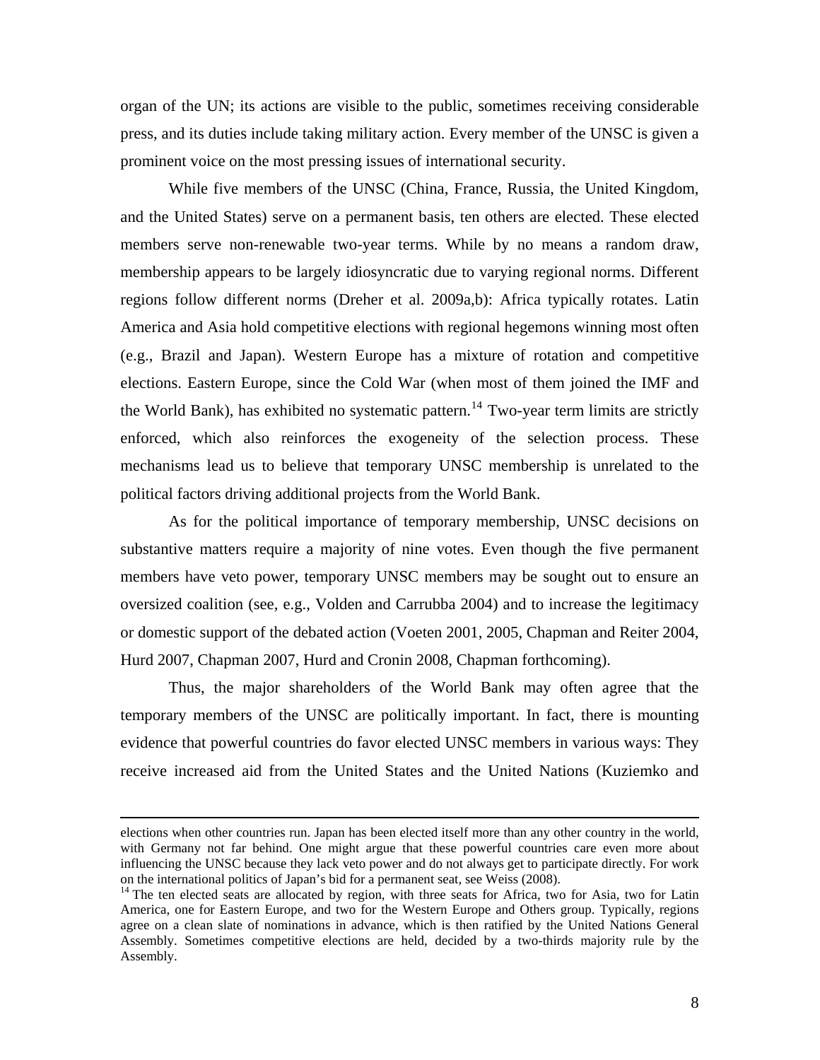organ of the UN; its actions are visible to the public, sometimes receiving considerable press, and its duties include taking military action. Every member of the UNSC is given a prominent voice on the most pressing issues of international security.

While five members of the UNSC (China, France, Russia, the United Kingdom, and the United States) serve on a permanent basis, ten others are elected. These elected members serve non-renewable two-year terms. While by no means a random draw, membership appears to be largely idiosyncratic due to varying regional norms. Different regions follow different norms (Dreher et al. 2009a,b): Africa typically rotates. Latin America and Asia hold competitive elections with regional hegemons winning most often (e.g., Brazil and Japan). Western Europe has a mixture of rotation and competitive elections. Eastern Europe, since the Cold War (when most of them joined the IMF and the World Bank), has exhibited no systematic pattern.[14] Two-year term limits are strictly enforced, which also reinforces the exogeneity of the selection process. These mechanisms lead us to believe that temporary UNSC membership is unrelated to the political factors driving additional projects from the World Bank.

As for the political importance of temporary membership, UNSC decisions on substantive matters require a majority of nine votes. Even though the five permanent members have veto power, temporary UNSC members may be sought out to ensure an oversized coalition (see, e.g., Volden and Carrubba 2004) and to increase the legitimacy or domestic support of the debated action (Voeten 2001, 2005, Chapman and Reiter 2004, Hurd 2007, Chapman 2007, Hurd and Cronin 2008, Chapman forthcoming).

Thus, the major shareholders of the World Bank may often agree that the temporary members of the UNSC are politically important. In fact, there is mounting evidence that powerful countries do favor elected UNSC members in various ways: They receive increased aid from the United States and the United Nations (Kuziemko and

---

elections when other countries run. Japan has been elected itself more than any other country in the world, with Germany not far behind. One might argue that these powerful countries care even more about influencing the UNSC because they lack veto power and do not always get to participate directly. For work on the international politics of Japan's bid for a permanent seat, see Weiss (2008).

[14] The ten elected seats are allocated by region, with three seats for Africa, two for Asia, two for Latin America, one for Eastern Europe, and two for the Western Europe and Others group. Typically, regions agree on a clean slate of nominations in advance, which is then ratified by the United Nations General Assembly. Sometimes competitive elections are held, decided by a two-thirds majority rule by the Assembly.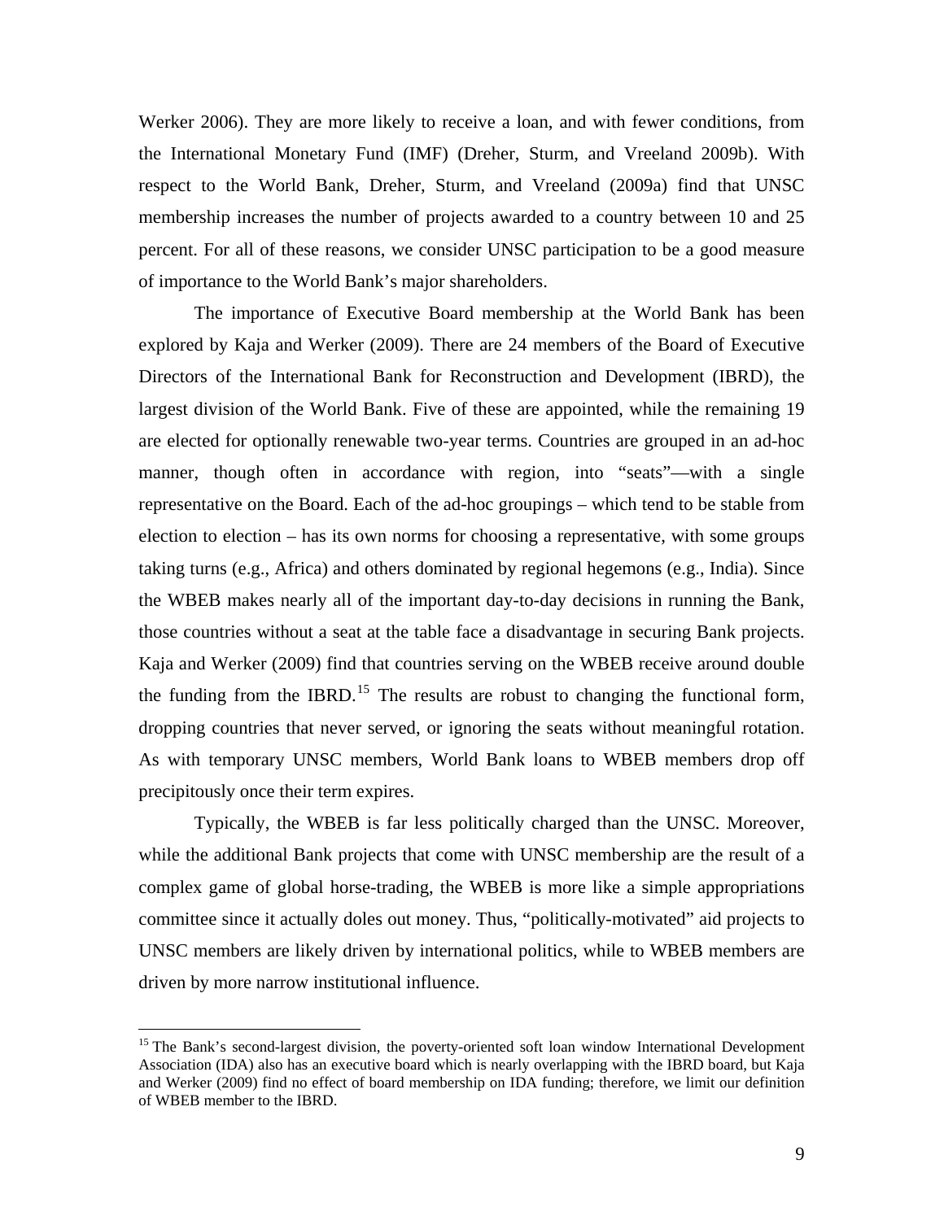Werker 2006). They are more likely to receive a loan, and with fewer conditions, from the International Monetary Fund (IMF) (Dreher, Sturm, and Vreeland 2009b). With respect to the World Bank, Dreher, Sturm, and Vreeland (2009a) find that UNSC membership increases the number of projects awarded to a country between 10 and 25 percent. For all of these reasons, we consider UNSC participation to be a good measure of importance to the World Bank's major shareholders.

The importance of Executive Board membership at the World Bank has been explored by Kaja and Werker (2009). There are 24 members of the Board of Executive Directors of the International Bank for Reconstruction and Development (IBRD), the largest division of the World Bank. Five of these are appointed, while the remaining 19 are elected for optionally renewable two-year terms. Countries are grouped in an ad-hoc manner, though often in accordance with region, into "seats"—with a single representative on the Board. Each of the ad-hoc groupings – which tend to be stable from election to election – has its own norms for choosing a representative, with some groups taking turns (e.g., Africa) and others dominated by regional hegemons (e.g., India). Since the WBEB makes nearly all of the important day-to-day decisions in running the Bank, those countries without a seat at the table face a disadvantage in securing Bank projects. Kaja and Werker (2009) find that countries serving on the WBEB receive around double the funding from the IBRD.[15] The results are robust to changing the functional form, dropping countries that never served, or ignoring the seats without meaningful rotation. As with temporary UNSC members, World Bank loans to WBEB members drop off precipitously once their term expires.

Typically, the WBEB is far less politically charged than the UNSC. Moreover, while the additional Bank projects that come with UNSC membership are the result of a complex game of global horse-trading, the WBEB is more like a simple appropriations committee since it actually doles out money. Thus, "politically-motivated" aid projects to UNSC members are likely driven by international politics, while to WBEB members are driven by more narrow institutional influence.

---

[15] The Bank's second-largest division, the poverty-oriented soft loan window International Development Association (IDA) also has an executive board which is nearly overlapping with the IBRD board, but Kaja and Werker (2009) find no effect of board membership on IDA funding; therefore, we limit our definition of WBEB member to the IBRD.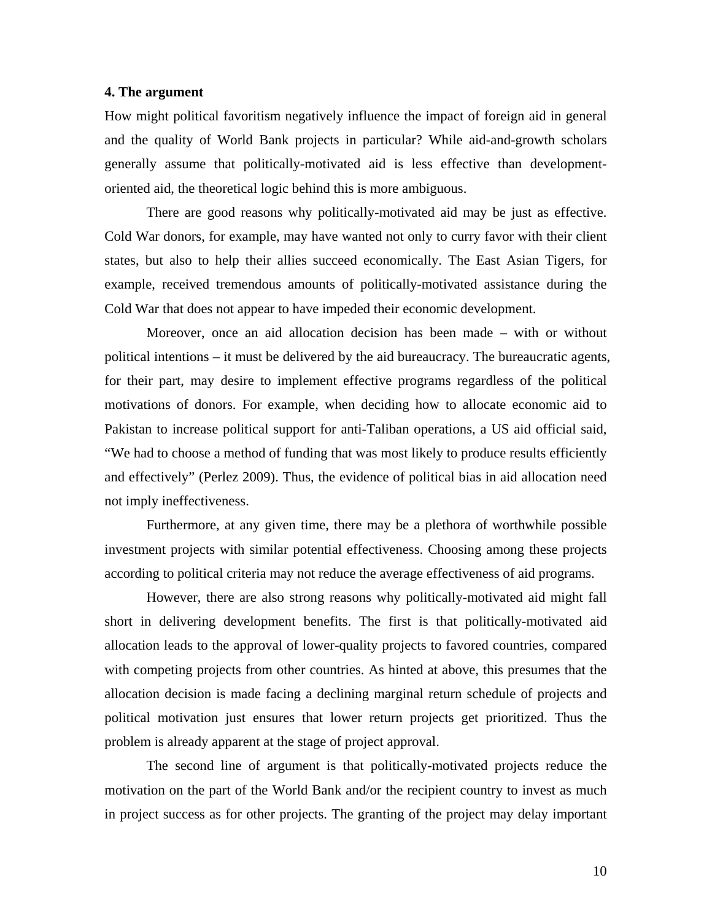## 4. The argument

How might political favoritism negatively influence the impact of foreign aid in general and the quality of World Bank projects in particular? While aid-and-growth scholars generally assume that politically-motivated aid is less effective than development-oriented aid, the theoretical logic behind this is more ambiguous.

There are good reasons why politically-motivated aid may be just as effective. Cold War donors, for example, may have wanted not only to curry favor with their client states, but also to help their allies succeed economically. The East Asian Tigers, for example, received tremendous amounts of politically-motivated assistance during the Cold War that does not appear to have impeded their economic development.

Moreover, once an aid allocation decision has been made – with or without political intentions – it must be delivered by the aid bureaucracy. The bureaucratic agents, for their part, may desire to implement effective programs regardless of the political motivations of donors. For example, when deciding how to allocate economic aid to Pakistan to increase political support for anti-Taliban operations, a US aid official said, "We had to choose a method of funding that was most likely to produce results efficiently and effectively" (Perlez 2009). Thus, the evidence of political bias in aid allocation need not imply ineffectiveness.

Furthermore, at any given time, there may be a plethora of worthwhile possible investment projects with similar potential effectiveness. Choosing among these projects according to political criteria may not reduce the average effectiveness of aid programs.

However, there are also strong reasons why politically-motivated aid might fall short in delivering development benefits. The first is that politically-motivated aid allocation leads to the approval of lower-quality projects to favored countries, compared with competing projects from other countries. As hinted at above, this presumes that the allocation decision is made facing a declining marginal return schedule of projects and political motivation just ensures that lower return projects get prioritized. Thus the problem is already apparent at the stage of project approval.

The second line of argument is that politically-motivated projects reduce the motivation on the part of the World Bank and/or the recipient country to invest as much in project success as for other projects. The granting of the project may delay important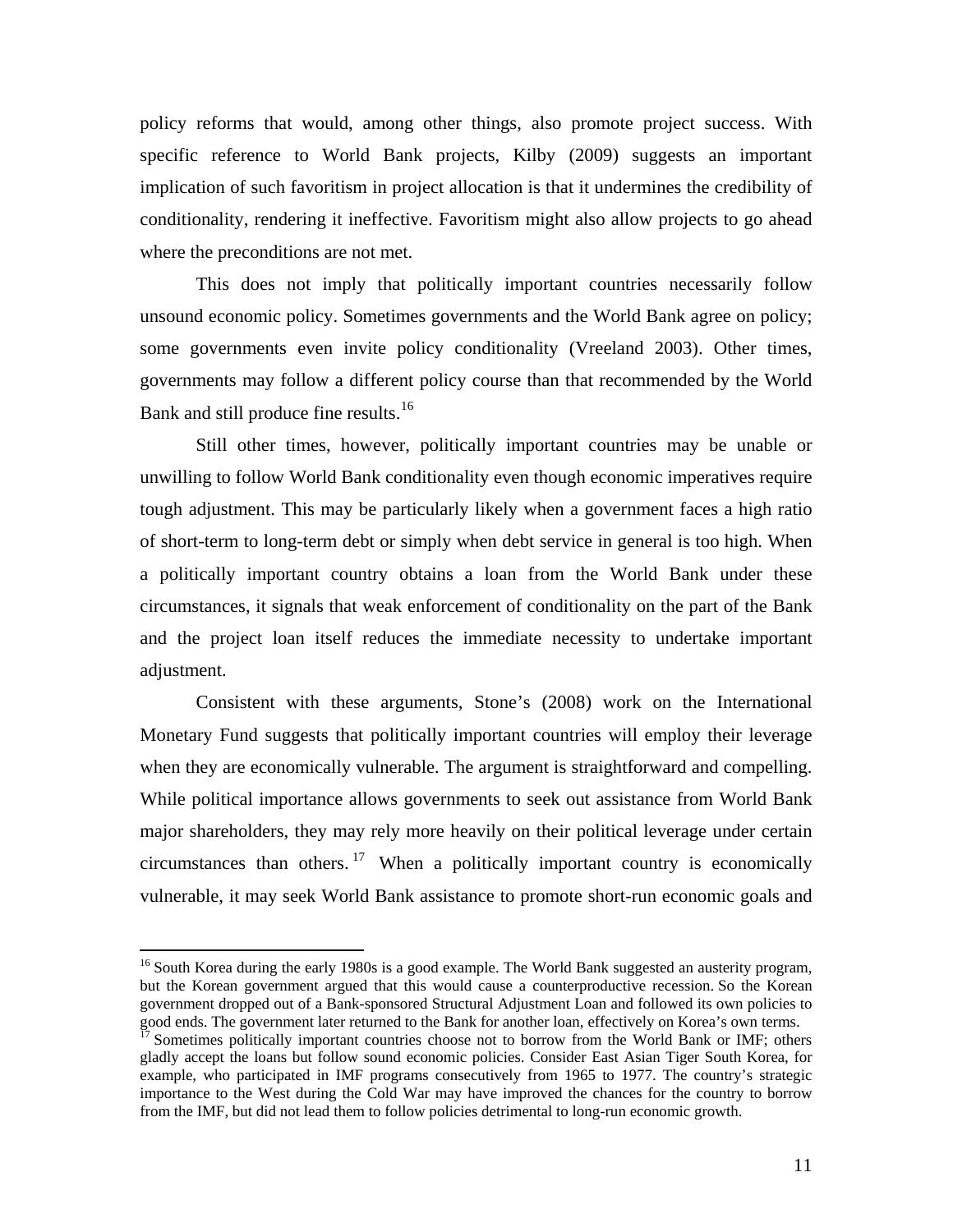policy reforms that would, among other things, also promote project success. With specific reference to World Bank projects, Kilby (2009) suggests an important implication of such favoritism in project allocation is that it undermines the credibility of conditionality, rendering it ineffective. Favoritism might also allow projects to go ahead where the preconditions are not met.

This does not imply that politically important countries necessarily follow unsound economic policy. Sometimes governments and the World Bank agree on policy; some governments even invite policy conditionality (Vreeland 2003). Other times, governments may follow a different policy course than that recommended by the World Bank and still produce fine results.[16]

Still other times, however, politically important countries may be unable or unwilling to follow World Bank conditionality even though economic imperatives require tough adjustment. This may be particularly likely when a government faces a high ratio of short-term to long-term debt or simply when debt service in general is too high. When a politically important country obtains a loan from the World Bank under these circumstances, it signals that weak enforcement of conditionality on the part of the Bank and the project loan itself reduces the immediate necessity to undertake important adjustment.

Consistent with these arguments, Stone's (2008) work on the International Monetary Fund suggests that politically important countries will employ their leverage when they are economically vulnerable. The argument is straightforward and compelling. While political importance allows governments to seek out assistance from World Bank major shareholders, they may rely more heavily on their political leverage under certain circumstances than others.[17] When a politically important country is economically vulnerable, it may seek World Bank assistance to promote short-run economic goals and

---

[16] South Korea during the early 1980s is a good example. The World Bank suggested an austerity program, but the Korean government argued that this would cause a counterproductive recession. So the Korean government dropped out of a Bank-sponsored Structural Adjustment Loan and followed its own policies to good ends. The government later returned to the Bank for another loan, effectively on Korea's own terms.

[17] Sometimes politically important countries choose not to borrow from the World Bank or IMF; others gladly accept the loans but follow sound economic policies. Consider East Asian Tiger South Korea, for example, who participated in IMF programs consecutively from 1965 to 1977. The country's strategic importance to the West during the Cold War may have improved the chances for the country to borrow from the IMF, but did not lead them to follow policies detrimental to long-run economic growth.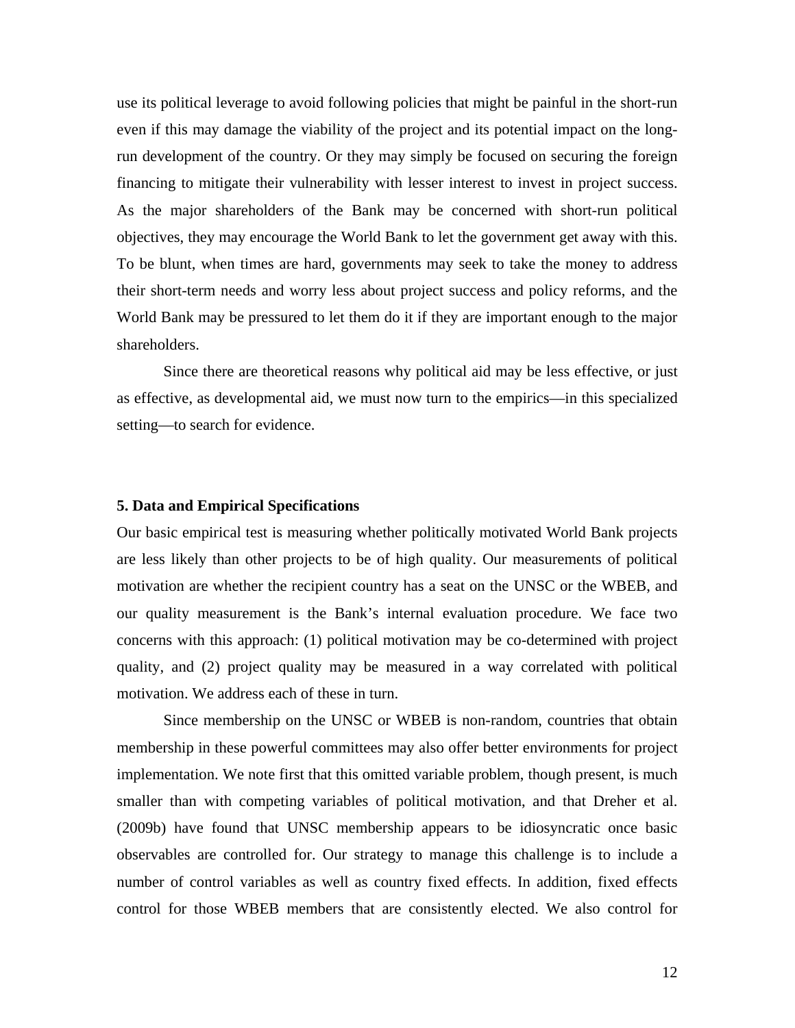use its political leverage to avoid following policies that might be painful in the short-run even if this may damage the viability of the project and its potential impact on the long-run development of the country. Or they may simply be focused on securing the foreign financing to mitigate their vulnerability with lesser interest to invest in project success. As the major shareholders of the Bank may be concerned with short-run political objectives, they may encourage the World Bank to let the government get away with this. To be blunt, when times are hard, governments may seek to take the money to address their short-term needs and worry less about project success and policy reforms, and the World Bank may be pressured to let them do it if they are important enough to the major shareholders.

Since there are theoretical reasons why political aid may be less effective, or just as effective, as developmental aid, we must now turn to the empirics—in this specialized setting—to search for evidence.

## 5. Data and Empirical Specifications

Our basic empirical test is measuring whether politically motivated World Bank projects are less likely than other projects to be of high quality. Our measurements of political motivation are whether the recipient country has a seat on the UNSC or the WBEB, and our quality measurement is the Bank's internal evaluation procedure. We face two concerns with this approach: (1) political motivation may be co-determined with project quality, and (2) project quality may be measured in a way correlated with political motivation. We address each of these in turn.

Since membership on the UNSC or WBEB is non-random, countries that obtain membership in these powerful committees may also offer better environments for project implementation. We note first that this omitted variable problem, though present, is much smaller than with competing variables of political motivation, and that Dreher et al. (2009b) have found that UNSC membership appears to be idiosyncratic once basic observables are controlled for. Our strategy to manage this challenge is to include a number of control variables as well as country fixed effects. In addition, fixed effects control for those WBEB members that are consistently elected. We also control for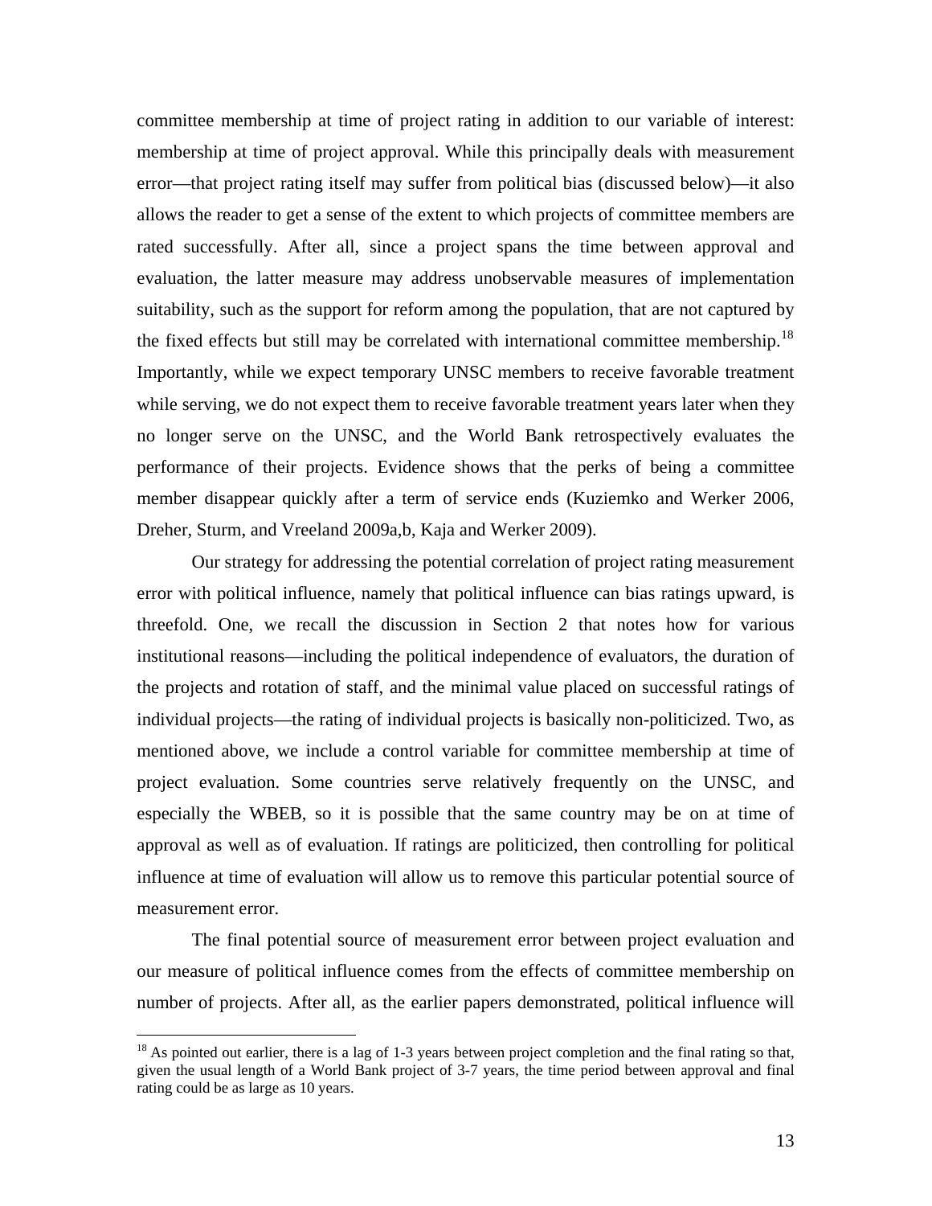committee membership at time of project rating in addition to our variable of interest: membership at time of project approval. While this principally deals with measurement error—that project rating itself may suffer from political bias (discussed below)—it also allows the reader to get a sense of the extent to which projects of committee members are rated successfully. After all, since a project spans the time between approval and evaluation, the latter measure may address unobservable measures of implementation suitability, such as the support for reform among the population, that are not captured by the fixed effects but still may be correlated with international committee membership.[18] Importantly, while we expect temporary UNSC members to receive favorable treatment while serving, we do not expect them to receive favorable treatment years later when they no longer serve on the UNSC, and the World Bank retrospectively evaluates the performance of their projects. Evidence shows that the perks of being a committee member disappear quickly after a term of service ends (Kuziemko and Werker 2006, Dreher, Sturm, and Vreeland 2009a,b, Kaja and Werker 2009).

Our strategy for addressing the potential correlation of project rating measurement error with political influence, namely that political influence can bias ratings upward, is threefold. One, we recall the discussion in Section 2 that notes how for various institutional reasons—including the political independence of evaluators, the duration of the projects and rotation of staff, and the minimal value placed on successful ratings of individual projects—the rating of individual projects is basically non-politicized. Two, as mentioned above, we include a control variable for committee membership at time of project evaluation. Some countries serve relatively frequently on the UNSC, and especially the WBEB, so it is possible that the same country may be on at time of approval as well as of evaluation. If ratings are politicized, then controlling for political influence at time of evaluation will allow us to remove this particular potential source of measurement error.

The final potential source of measurement error between project evaluation and our measure of political influence comes from the effects of committee membership on number of projects. After all, as the earlier papers demonstrated, political influence will

[18] As pointed out earlier, there is a lag of 1-3 years between project completion and the final rating so that, given the usual length of a World Bank project of 3-7 years, the time period between approval and final rating could be as large as 10 years.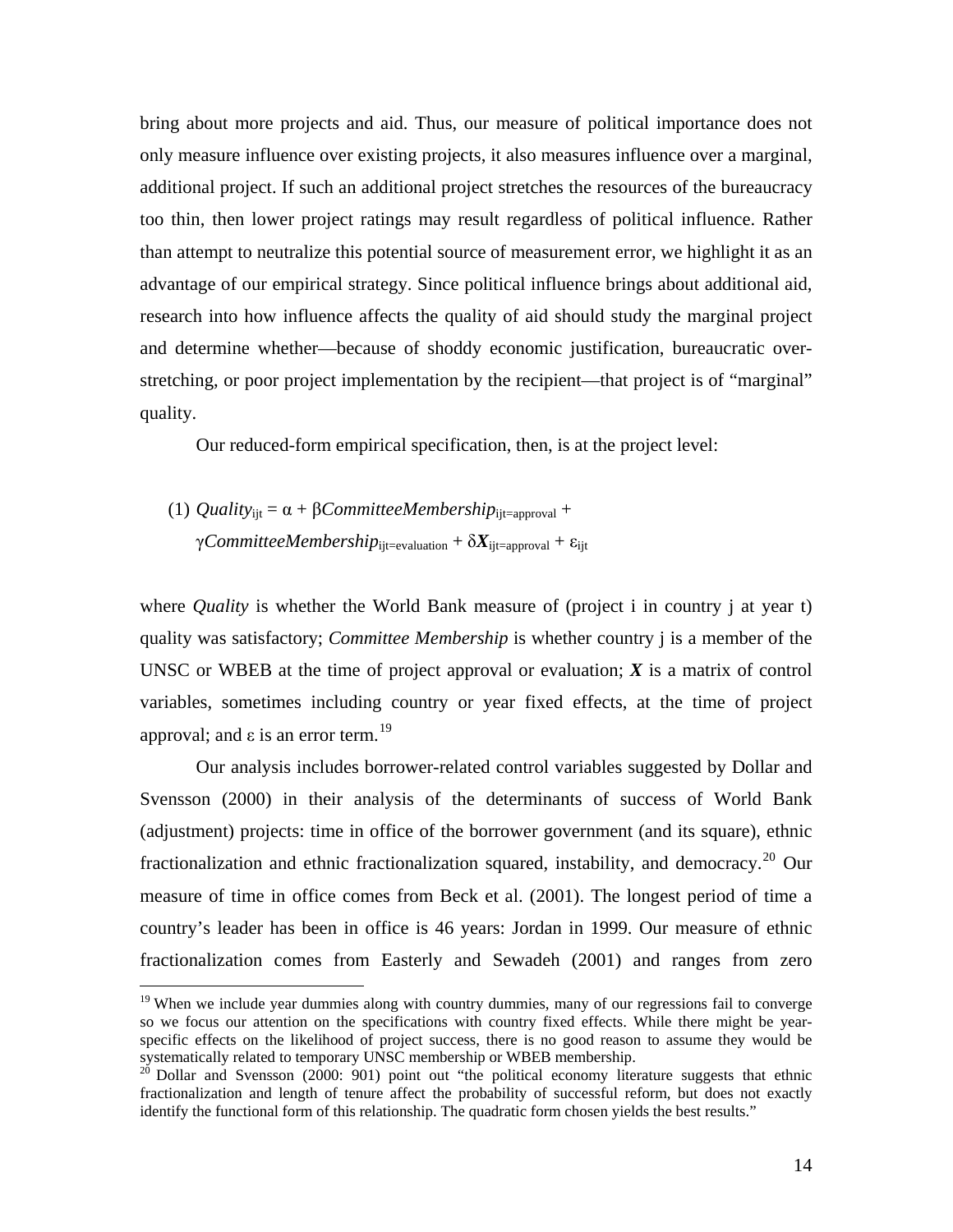bring about more projects and aid. Thus, our measure of political importance does not only measure influence over existing projects, it also measures influence over a marginal, additional project. If such an additional project stretches the resources of the bureaucracy too thin, then lower project ratings may result regardless of political influence. Rather than attempt to neutralize this potential source of measurement error, we highlight it as an advantage of our empirical strategy. Since political influence brings about additional aid, research into how influence affects the quality of aid should study the marginal project and determine whether—because of shoddy economic justification, bureaucratic over-stretching, or poor project implementation by the recipient—that project is of "marginal" quality.

Our reduced-form empirical specification, then, is at the project level:

$$(1)\ Quality_{ijt} = \alpha + \beta CommitteeMembership_{ijt=approval} + \gamma CommitteeMembership_{ijt=evaluation} + \delta \boldsymbol{X}_{ijt=approval} + \varepsilon_{ijt}$$

where *Quality* is whether the World Bank measure of (project i in country j at year t) quality was satisfactory; *Committee Membership* is whether country j is a member of the UNSC or WBEB at the time of project approval or evaluation; ***X*** is a matrix of control variables, sometimes including country or year fixed effects, at the time of project approval; and $\varepsilon$ is an error term.[19]

Our analysis includes borrower-related control variables suggested by Dollar and Svensson (2000) in their analysis of the determinants of success of World Bank (adjustment) projects: time in office of the borrower government (and its square), ethnic fractionalization and ethnic fractionalization squared, instability, and democracy.[20] Our measure of time in office comes from Beck et al. (2001). The longest period of time a country's leader has been in office is 46 years: Jordan in 1999. Our measure of ethnic fractionalization comes from Easterly and Sewadeh (2001) and ranges from zero

[19] When we include year dummies along with country dummies, many of our regressions fail to converge so we focus our attention on the specifications with country fixed effects. While there might be year-specific effects on the likelihood of project success, there is no good reason to assume they would be systematically related to temporary UNSC membership or WBEB membership.

[20] Dollar and Svensson (2000: 901) point out "the political economy literature suggests that ethnic fractionalization and length of tenure affect the probability of successful reform, but does not exactly identify the functional form of this relationship. The quadratic form chosen yields the best results."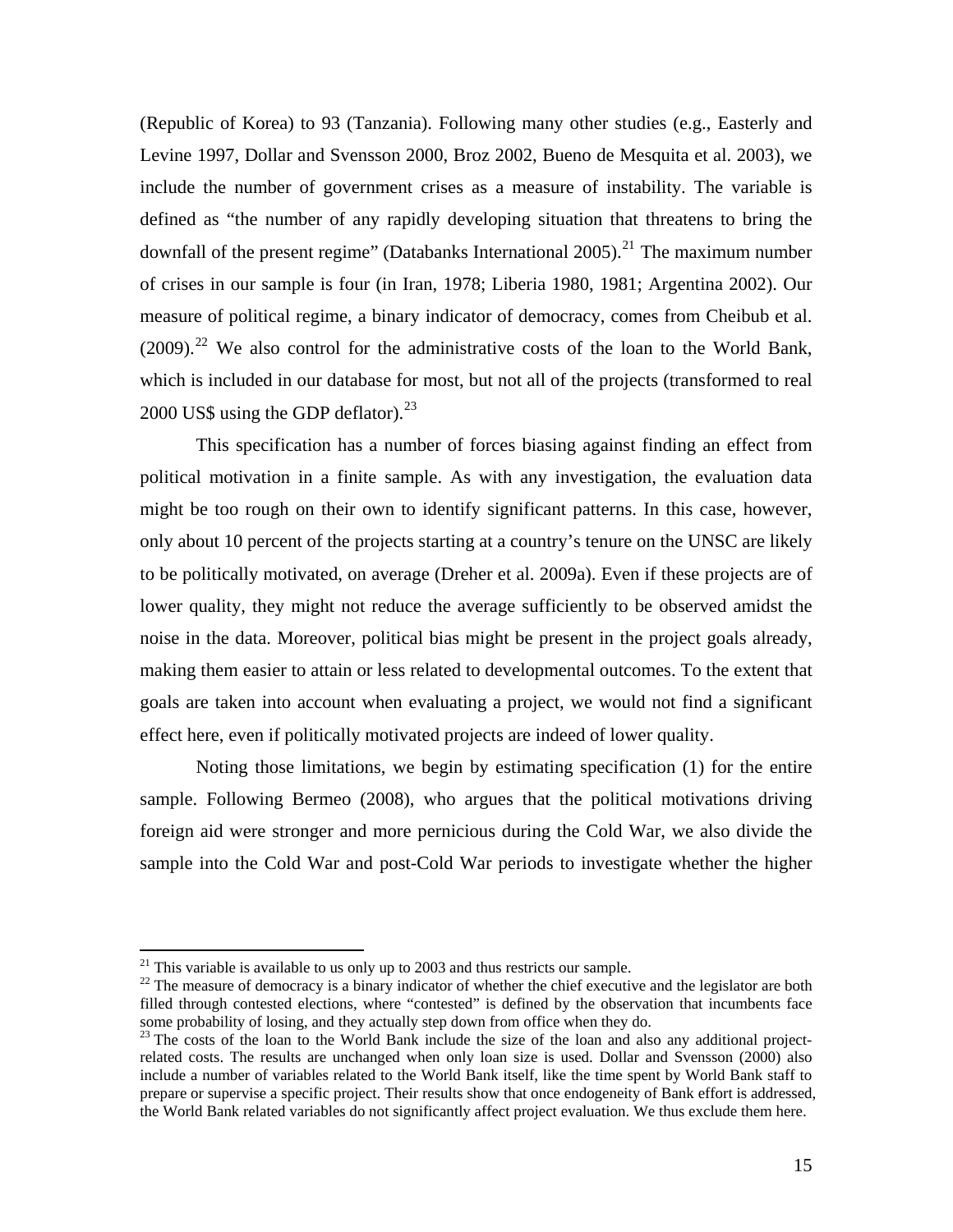(Republic of Korea) to 93 (Tanzania). Following many other studies (e.g., Easterly and Levine 1997, Dollar and Svensson 2000, Broz 2002, Bueno de Mesquita et al. 2003), we include the number of government crises as a measure of instability. The variable is defined as "the number of any rapidly developing situation that threatens to bring the downfall of the present regime" (Databanks International 2005).[21] The maximum number of crises in our sample is four (in Iran, 1978; Liberia 1980, 1981; Argentina 2002). Our measure of political regime, a binary indicator of democracy, comes from Cheibub et al. (2009).[22] We also control for the administrative costs of the loan to the World Bank, which is included in our database for most, but not all of the projects (transformed to real 2000 US$ using the GDP deflator).[23]

This specification has a number of forces biasing against finding an effect from political motivation in a finite sample. As with any investigation, the evaluation data might be too rough on their own to identify significant patterns. In this case, however, only about 10 percent of the projects starting at a country's tenure on the UNSC are likely to be politically motivated, on average (Dreher et al. 2009a). Even if these projects are of lower quality, they might not reduce the average sufficiently to be observed amidst the noise in the data. Moreover, political bias might be present in the project goals already, making them easier to attain or less related to developmental outcomes. To the extent that goals are taken into account when evaluating a project, we would not find a significant effect here, even if politically motivated projects are indeed of lower quality.

Noting those limitations, we begin by estimating specification (1) for the entire sample. Following Bermeo (2008), who argues that the political motivations driving foreign aid were stronger and more pernicious during the Cold War, we also divide the sample into the Cold War and post-Cold War periods to investigate whether the higher

---

[21] This variable is available to us only up to 2003 and thus restricts our sample.

[22] The measure of democracy is a binary indicator of whether the chief executive and the legislator are both filled through contested elections, where "contested" is defined by the observation that incumbents face some probability of losing, and they actually step down from office when they do.

[23] The costs of the loan to the World Bank include the size of the loan and also any additional project-related costs. The results are unchanged when only loan size is used. Dollar and Svensson (2000) also include a number of variables related to the World Bank itself, like the time spent by World Bank staff to prepare or supervise a specific project. Their results show that once endogeneity of Bank effort is addressed, the World Bank related variables do not significantly affect project evaluation. We thus exclude them here.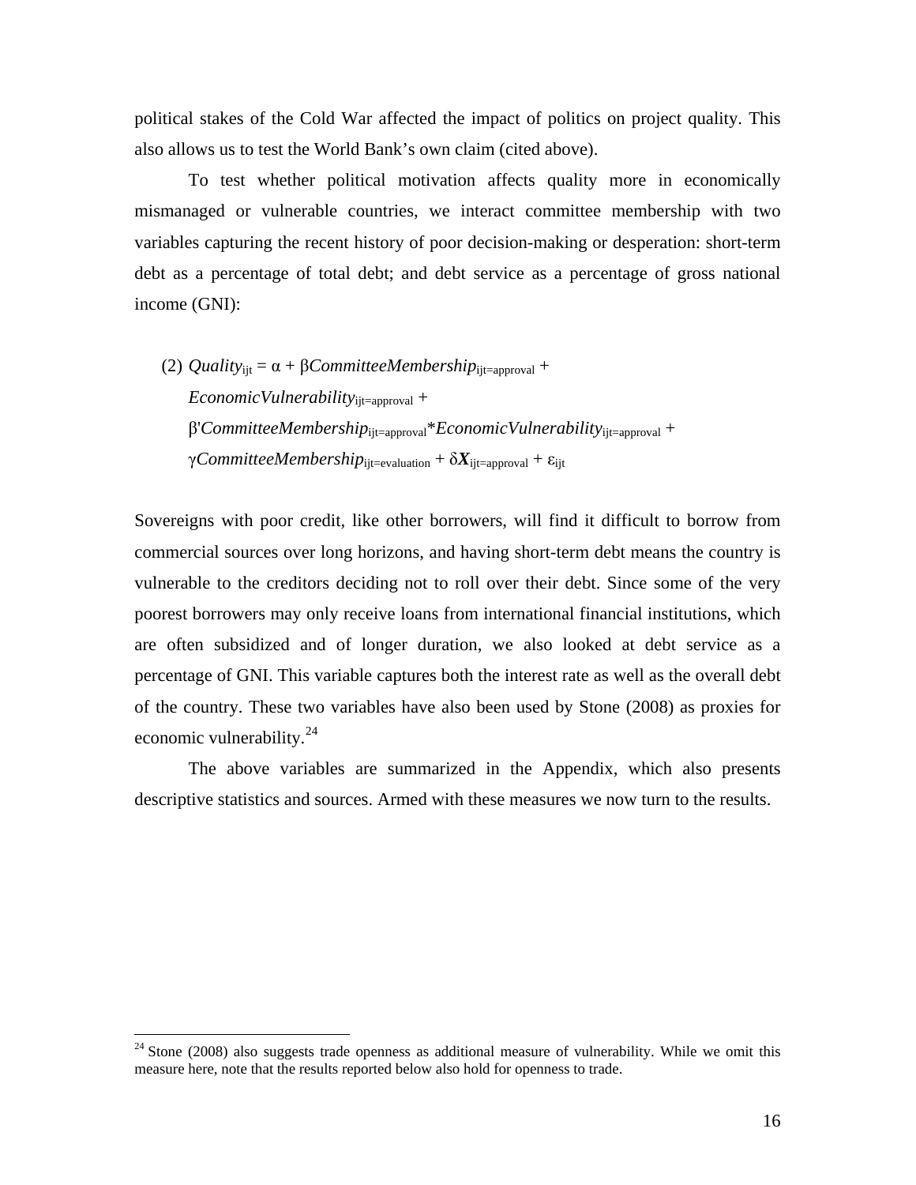political stakes of the Cold War affected the impact of politics on project quality. This also allows us to test the World Bank's own claim (cited above).

To test whether political motivation affects quality more in economically mismanaged or vulnerable countries, we interact committee membership with two variables capturing the recent history of poor decision-making or desperation: short-term debt as a percentage of total debt; and debt service as a percentage of gross national income (GNI):

$$\text{(2)}\quad Quality_{ijt} = \alpha + \beta CommitteeMembership_{ijt=\text{approval}} + EconomicVulnerability_{ijt=\text{approval}} + \beta' CommitteeMembership_{ijt=\text{approval}} * EconomicVulnerability_{ijt=\text{approval}} + \gamma CommitteeMembership_{ijt=\text{evaluation}} + \delta \boldsymbol{X}_{ijt=\text{approval}} + \varepsilon_{ijt}$$

Sovereigns with poor credit, like other borrowers, will find it difficult to borrow from commercial sources over long horizons, and having short-term debt means the country is vulnerable to the creditors deciding not to roll over their debt. Since some of the very poorest borrowers may only receive loans from international financial institutions, which are often subsidized and of longer duration, we also looked at debt service as a percentage of GNI. This variable captures both the interest rate as well as the overall debt of the country. These two variables have also been used by Stone (2008) as proxies for economic vulnerability.[24]

The above variables are summarized in the Appendix, which also presents descriptive statistics and sources. Armed with these measures we now turn to the results.

[24] Stone (2008) also suggests trade openness as additional measure of vulnerability. While we omit this measure here, note that the results reported below also hold for openness to trade.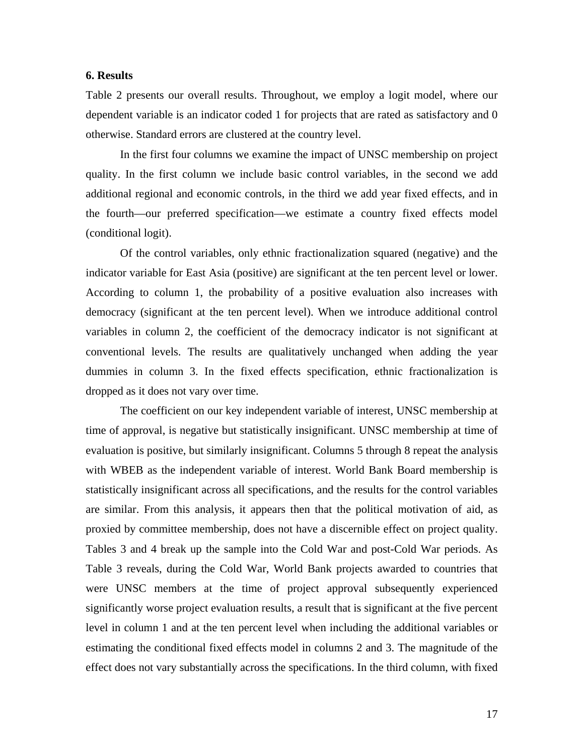### 6. Results

Table 2 presents our overall results. Throughout, we employ a logit model, where our dependent variable is an indicator coded 1 for projects that are rated as satisfactory and 0 otherwise. Standard errors are clustered at the country level.

In the first four columns we examine the impact of UNSC membership on project quality. In the first column we include basic control variables, in the second we add additional regional and economic controls, in the third we add year fixed effects, and in the fourth—our preferred specification—we estimate a country fixed effects model (conditional logit).

Of the control variables, only ethnic fractionalization squared (negative) and the indicator variable for East Asia (positive) are significant at the ten percent level or lower. According to column 1, the probability of a positive evaluation also increases with democracy (significant at the ten percent level). When we introduce additional control variables in column 2, the coefficient of the democracy indicator is not significant at conventional levels. The results are qualitatively unchanged when adding the year dummies in column 3. In the fixed effects specification, ethnic fractionalization is dropped as it does not vary over time.

The coefficient on our key independent variable of interest, UNSC membership at time of approval, is negative but statistically insignificant. UNSC membership at time of evaluation is positive, but similarly insignificant. Columns 5 through 8 repeat the analysis with WBEB as the independent variable of interest. World Bank Board membership is statistically insignificant across all specifications, and the results for the control variables are similar. From this analysis, it appears then that the political motivation of aid, as proxied by committee membership, does not have a discernible effect on project quality. Tables 3 and 4 break up the sample into the Cold War and post-Cold War periods. As Table 3 reveals, during the Cold War, World Bank projects awarded to countries that were UNSC members at the time of project approval subsequently experienced significantly worse project evaluation results, a result that is significant at the five percent level in column 1 and at the ten percent level when including the additional variables or estimating the conditional fixed effects model in columns 2 and 3. The magnitude of the effect does not vary substantially across the specifications. In the third column, with fixed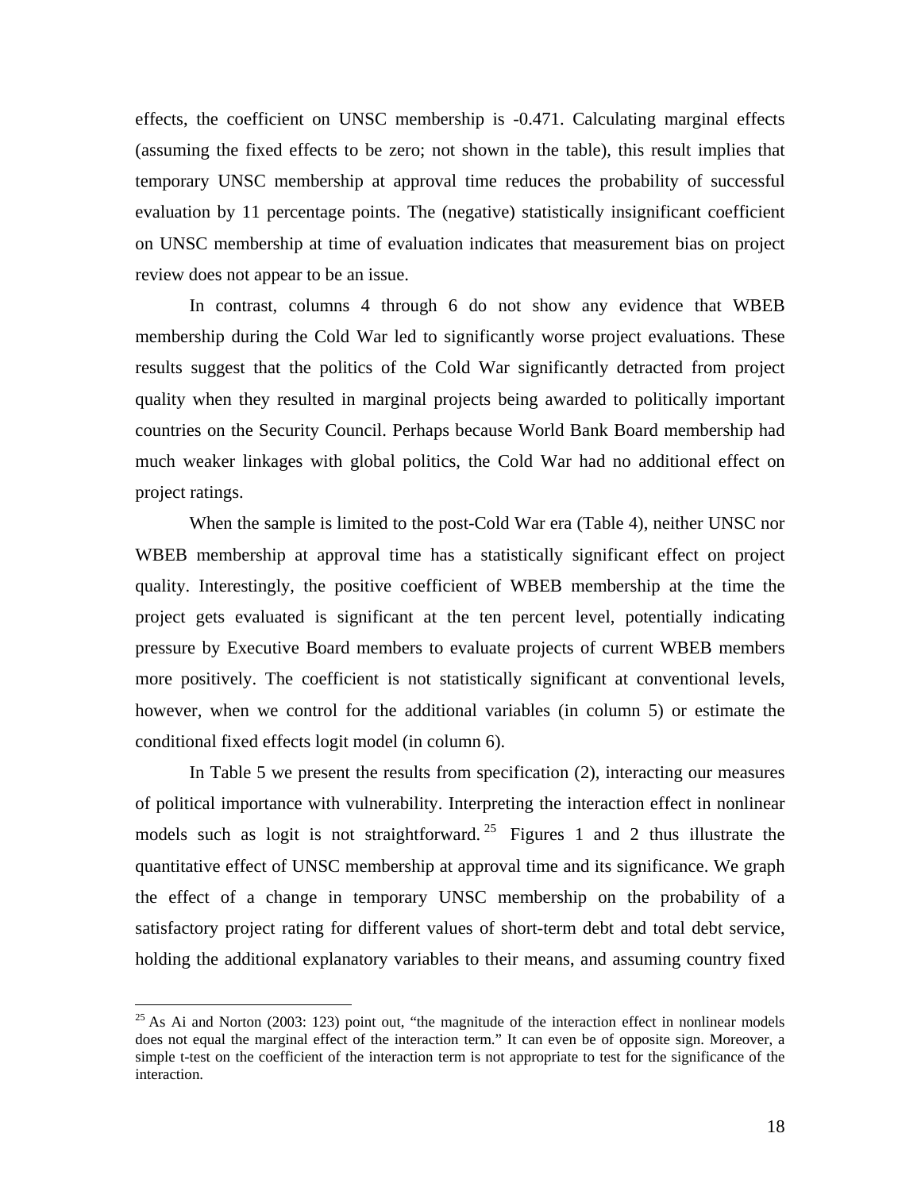effects, the coefficient on UNSC membership is -0.471. Calculating marginal effects (assuming the fixed effects to be zero; not shown in the table), this result implies that temporary UNSC membership at approval time reduces the probability of successful evaluation by 11 percentage points. The (negative) statistically insignificant coefficient on UNSC membership at time of evaluation indicates that measurement bias on project review does not appear to be an issue.

In contrast, columns 4 through 6 do not show any evidence that WBEB membership during the Cold War led to significantly worse project evaluations. These results suggest that the politics of the Cold War significantly detracted from project quality when they resulted in marginal projects being awarded to politically important countries on the Security Council. Perhaps because World Bank Board membership had much weaker linkages with global politics, the Cold War had no additional effect on project ratings.

When the sample is limited to the post-Cold War era (Table 4), neither UNSC nor WBEB membership at approval time has a statistically significant effect on project quality. Interestingly, the positive coefficient of WBEB membership at the time the project gets evaluated is significant at the ten percent level, potentially indicating pressure by Executive Board members to evaluate projects of current WBEB members more positively. The coefficient is not statistically significant at conventional levels, however, when we control for the additional variables (in column 5) or estimate the conditional fixed effects logit model (in column 6).

In Table 5 we present the results from specification (2), interacting our measures of political importance with vulnerability. Interpreting the interaction effect in nonlinear models such as logit is not straightforward.[25] Figures 1 and 2 thus illustrate the quantitative effect of UNSC membership at approval time and its significance. We graph the effect of a change in temporary UNSC membership on the probability of a satisfactory project rating for different values of short-term debt and total debt service, holding the additional explanatory variables to their means, and assuming country fixed

[25] As Ai and Norton (2003: 123) point out, "the magnitude of the interaction effect in nonlinear models does not equal the marginal effect of the interaction term." It can even be of opposite sign. Moreover, a simple t-test on the coefficient of the interaction term is not appropriate to test for the significance of the interaction.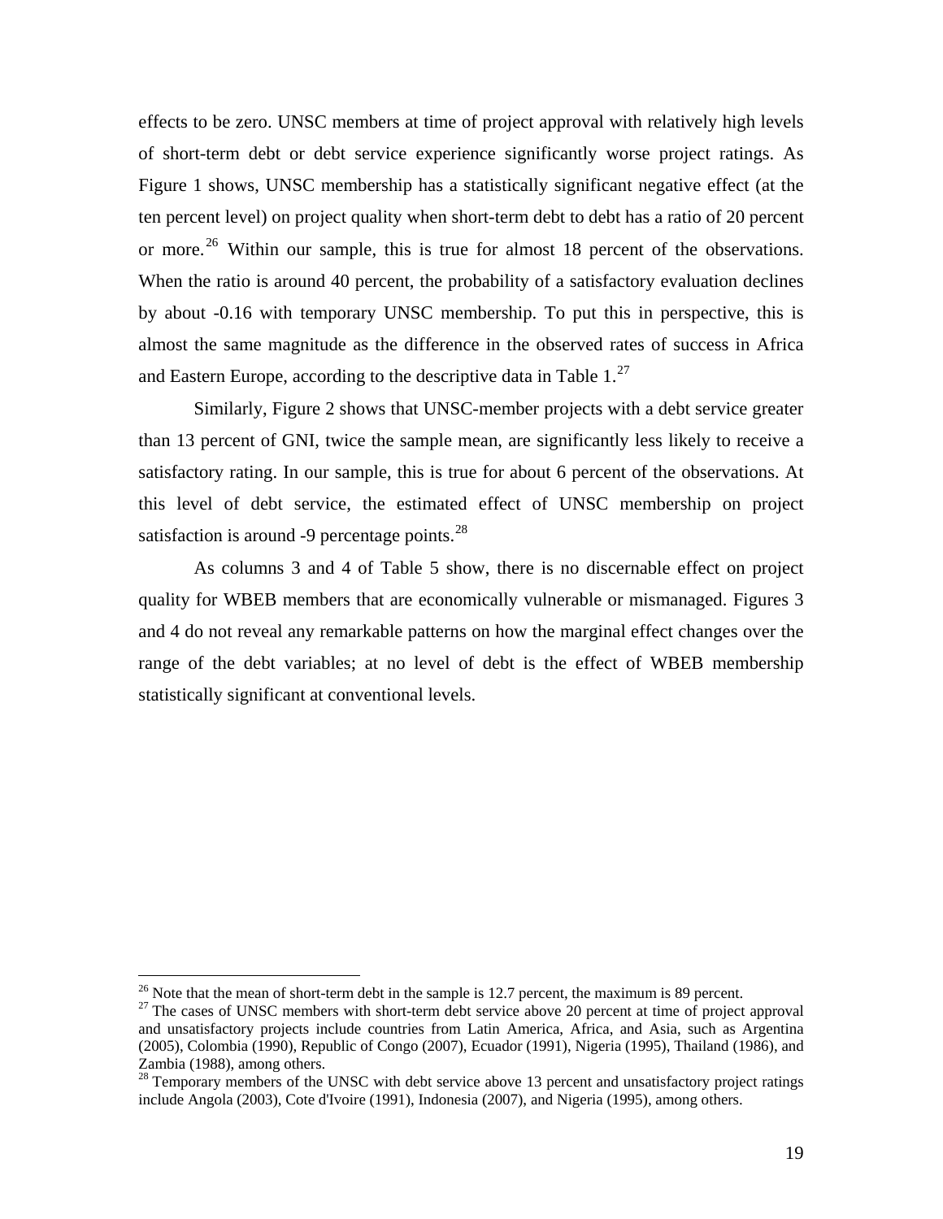effects to be zero. UNSC members at time of project approval with relatively high levels of short-term debt or debt service experience significantly worse project ratings. As Figure 1 shows, UNSC membership has a statistically significant negative effect (at the ten percent level) on project quality when short-term debt to debt has a ratio of 20 percent or more.[26] Within our sample, this is true for almost 18 percent of the observations. When the ratio is around 40 percent, the probability of a satisfactory evaluation declines by about -0.16 with temporary UNSC membership. To put this in perspective, this is almost the same magnitude as the difference in the observed rates of success in Africa and Eastern Europe, according to the descriptive data in Table 1.[27]

Similarly, Figure 2 shows that UNSC-member projects with a debt service greater than 13 percent of GNI, twice the sample mean, are significantly less likely to receive a satisfactory rating. In our sample, this is true for about 6 percent of the observations. At this level of debt service, the estimated effect of UNSC membership on project satisfaction is around -9 percentage points.[28]

As columns 3 and 4 of Table 5 show, there is no discernable effect on project quality for WBEB members that are economically vulnerable or mismanaged. Figures 3 and 4 do not reveal any remarkable patterns on how the marginal effect changes over the range of the debt variables; at no level of debt is the effect of WBEB membership statistically significant at conventional levels.

---

[26] Note that the mean of short-term debt in the sample is 12.7 percent, the maximum is 89 percent.

[27] The cases of UNSC members with short-term debt service above 20 percent at time of project approval and unsatisfactory projects include countries from Latin America, Africa, and Asia, such as Argentina (2005), Colombia (1990), Republic of Congo (2007), Ecuador (1991), Nigeria (1995), Thailand (1986), and Zambia (1988), among others.

[28] Temporary members of the UNSC with debt service above 13 percent and unsatisfactory project ratings include Angola (2003), Cote d'Ivoire (1991), Indonesia (2007), and Nigeria (1995), among others.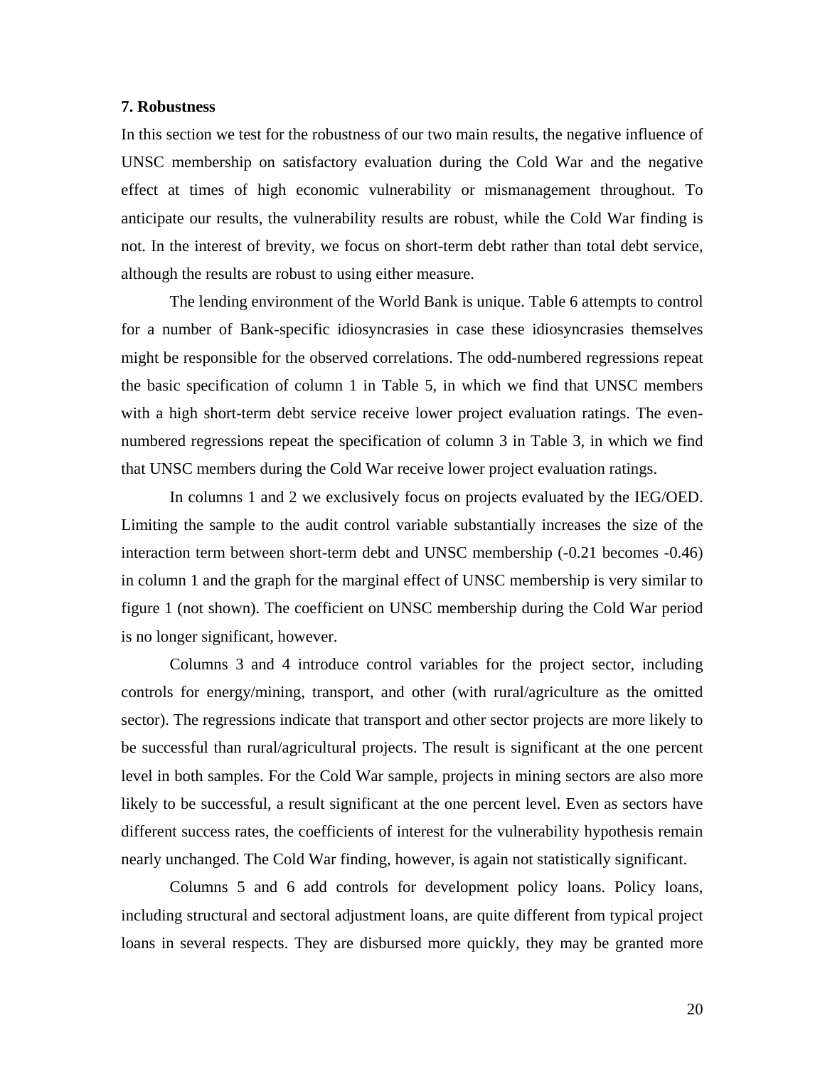## 7. Robustness

In this section we test for the robustness of our two main results, the negative influence of UNSC membership on satisfactory evaluation during the Cold War and the negative effect at times of high economic vulnerability or mismanagement throughout. To anticipate our results, the vulnerability results are robust, while the Cold War finding is not. In the interest of brevity, we focus on short-term debt rather than total debt service, although the results are robust to using either measure.

The lending environment of the World Bank is unique. Table 6 attempts to control for a number of Bank-specific idiosyncrasies in case these idiosyncrasies themselves might be responsible for the observed correlations. The odd-numbered regressions repeat the basic specification of column 1 in Table 5, in which we find that UNSC members with a high short-term debt service receive lower project evaluation ratings. The even-numbered regressions repeat the specification of column 3 in Table 3, in which we find that UNSC members during the Cold War receive lower project evaluation ratings.

In columns 1 and 2 we exclusively focus on projects evaluated by the IEG/OED. Limiting the sample to the audit control variable substantially increases the size of the interaction term between short-term debt and UNSC membership (-0.21 becomes -0.46) in column 1 and the graph for the marginal effect of UNSC membership is very similar to figure 1 (not shown). The coefficient on UNSC membership during the Cold War period is no longer significant, however.

Columns 3 and 4 introduce control variables for the project sector, including controls for energy/mining, transport, and other (with rural/agriculture as the omitted sector). The regressions indicate that transport and other sector projects are more likely to be successful than rural/agricultural projects. The result is significant at the one percent level in both samples. For the Cold War sample, projects in mining sectors are also more likely to be successful, a result significant at the one percent level. Even as sectors have different success rates, the coefficients of interest for the vulnerability hypothesis remain nearly unchanged. The Cold War finding, however, is again not statistically significant.

Columns 5 and 6 add controls for development policy loans. Policy loans, including structural and sectoral adjustment loans, are quite different from typical project loans in several respects. They are disbursed more quickly, they may be granted more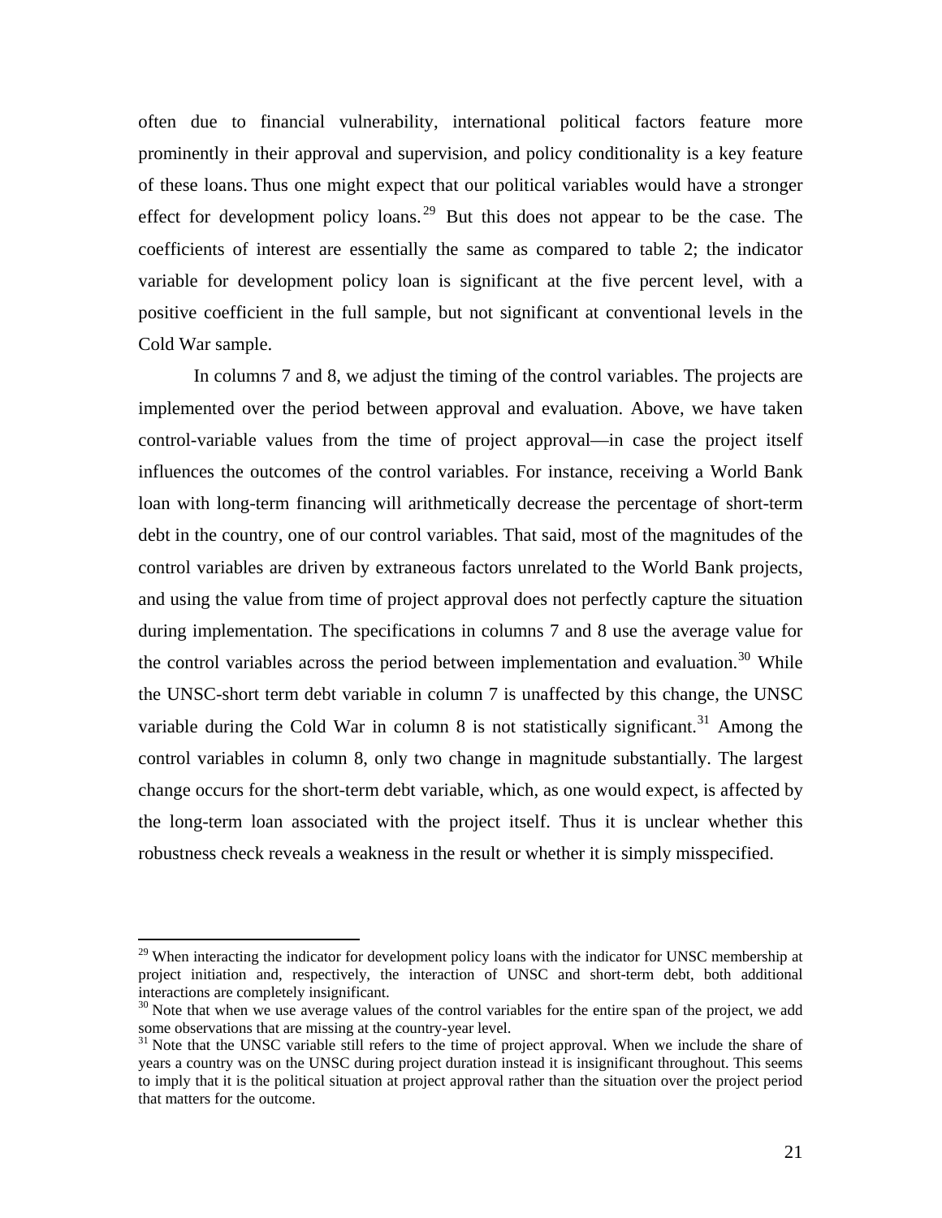often due to financial vulnerability, international political factors feature more prominently in their approval and supervision, and policy conditionality is a key feature of these loans. Thus one might expect that our political variables would have a stronger effect for development policy loans.[29] But this does not appear to be the case. The coefficients of interest are essentially the same as compared to table 2; the indicator variable for development policy loan is significant at the five percent level, with a positive coefficient in the full sample, but not significant at conventional levels in the Cold War sample.

In columns 7 and 8, we adjust the timing of the control variables. The projects are implemented over the period between approval and evaluation. Above, we have taken control-variable values from the time of project approval—in case the project itself influences the outcomes of the control variables. For instance, receiving a World Bank loan with long-term financing will arithmetically decrease the percentage of short-term debt in the country, one of our control variables. That said, most of the magnitudes of the control variables are driven by extraneous factors unrelated to the World Bank projects, and using the value from time of project approval does not perfectly capture the situation during implementation. The specifications in columns 7 and 8 use the average value for the control variables across the period between implementation and evaluation.[30] While the UNSC-short term debt variable in column 7 is unaffected by this change, the UNSC variable during the Cold War in column 8 is not statistically significant.[31] Among the control variables in column 8, only two change in magnitude substantially. The largest change occurs for the short-term debt variable, which, as one would expect, is affected by the long-term loan associated with the project itself. Thus it is unclear whether this robustness check reveals a weakness in the result or whether it is simply misspecified.

---

[29] When interacting the indicator for development policy loans with the indicator for UNSC membership at project initiation and, respectively, the interaction of UNSC and short-term debt, both additional interactions are completely insignificant.

[30] Note that when we use average values of the control variables for the entire span of the project, we add some observations that are missing at the country-year level.

[31] Note that the UNSC variable still refers to the time of project approval. When we include the share of years a country was on the UNSC during project duration instead it is insignificant throughout. This seems to imply that it is the political situation at project approval rather than the situation over the project period that matters for the outcome.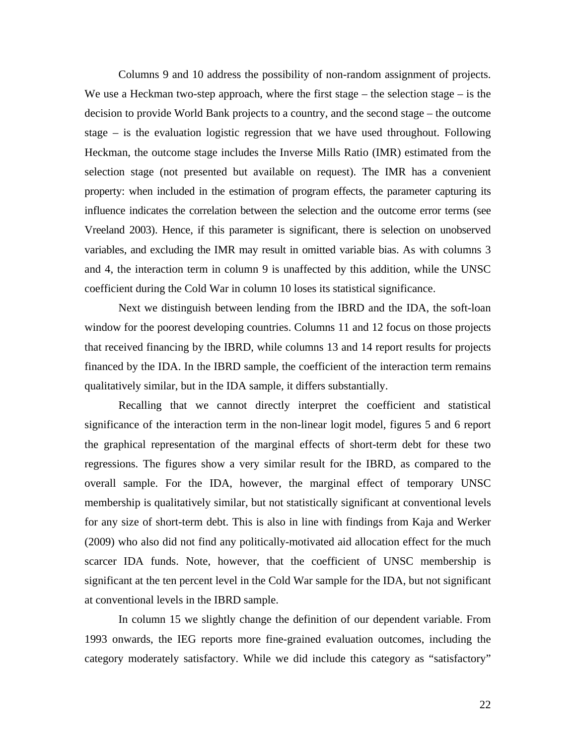Columns 9 and 10 address the possibility of non-random assignment of projects. We use a Heckman two-step approach, where the first stage – the selection stage – is the decision to provide World Bank projects to a country, and the second stage – the outcome stage – is the evaluation logistic regression that we have used throughout. Following Heckman, the outcome stage includes the Inverse Mills Ratio (IMR) estimated from the selection stage (not presented but available on request). The IMR has a convenient property: when included in the estimation of program effects, the parameter capturing its influence indicates the correlation between the selection and the outcome error terms (see Vreeland 2003). Hence, if this parameter is significant, there is selection on unobserved variables, and excluding the IMR may result in omitted variable bias. As with columns 3 and 4, the interaction term in column 9 is unaffected by this addition, while the UNSC coefficient during the Cold War in column 10 loses its statistical significance.

Next we distinguish between lending from the IBRD and the IDA, the soft-loan window for the poorest developing countries. Columns 11 and 12 focus on those projects that received financing by the IBRD, while columns 13 and 14 report results for projects financed by the IDA. In the IBRD sample, the coefficient of the interaction term remains qualitatively similar, but in the IDA sample, it differs substantially.

Recalling that we cannot directly interpret the coefficient and statistical significance of the interaction term in the non-linear logit model, figures 5 and 6 report the graphical representation of the marginal effects of short-term debt for these two regressions. The figures show a very similar result for the IBRD, as compared to the overall sample. For the IDA, however, the marginal effect of temporary UNSC membership is qualitatively similar, but not statistically significant at conventional levels for any size of short-term debt. This is also in line with findings from Kaja and Werker (2009) who also did not find any politically-motivated aid allocation effect for the much scarcer IDA funds. Note, however, that the coefficient of UNSC membership is significant at the ten percent level in the Cold War sample for the IDA, but not significant at conventional levels in the IBRD sample.

In column 15 we slightly change the definition of our dependent variable. From 1993 onwards, the IEG reports more fine-grained evaluation outcomes, including the category moderately satisfactory. While we did include this category as "satisfactory"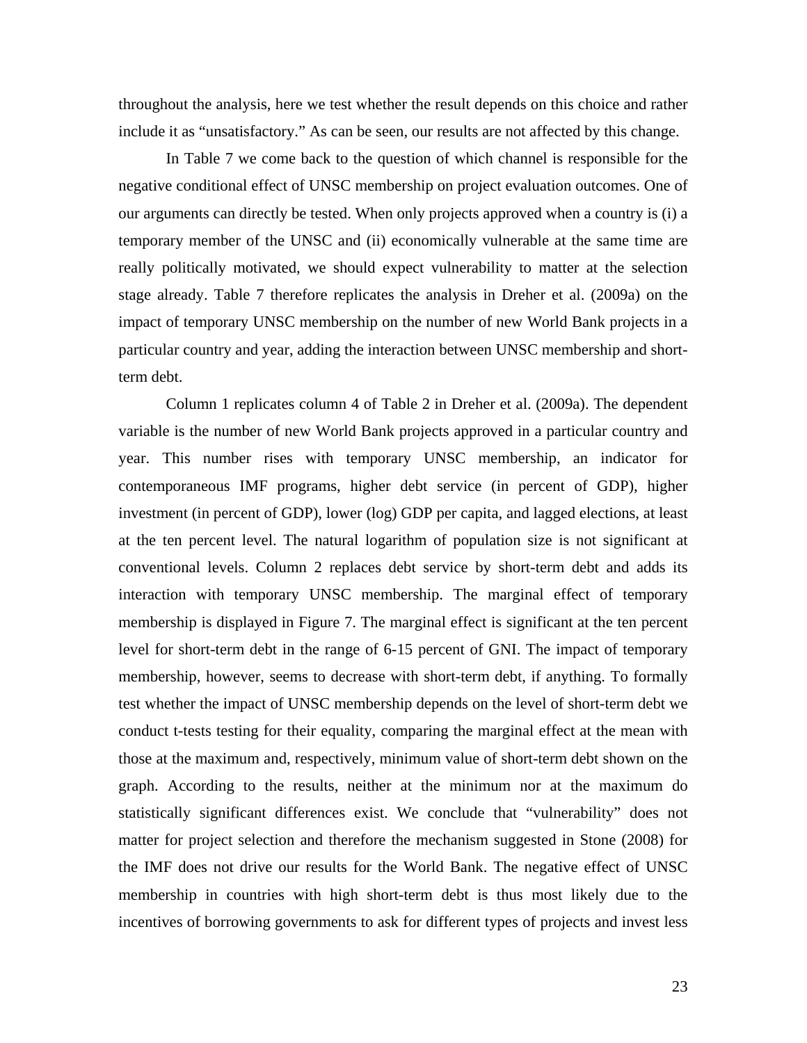throughout the analysis, here we test whether the result depends on this choice and rather include it as "unsatisfactory." As can be seen, our results are not affected by this change.

In Table 7 we come back to the question of which channel is responsible for the negative conditional effect of UNSC membership on project evaluation outcomes. One of our arguments can directly be tested. When only projects approved when a country is (i) a temporary member of the UNSC and (ii) economically vulnerable at the same time are really politically motivated, we should expect vulnerability to matter at the selection stage already. Table 7 therefore replicates the analysis in Dreher et al. (2009a) on the impact of temporary UNSC membership on the number of new World Bank projects in a particular country and year, adding the interaction between UNSC membership and short-term debt.

Column 1 replicates column 4 of Table 2 in Dreher et al. (2009a). The dependent variable is the number of new World Bank projects approved in a particular country and year. This number rises with temporary UNSC membership, an indicator for contemporaneous IMF programs, higher debt service (in percent of GDP), higher investment (in percent of GDP), lower (log) GDP per capita, and lagged elections, at least at the ten percent level. The natural logarithm of population size is not significant at conventional levels. Column 2 replaces debt service by short-term debt and adds its interaction with temporary UNSC membership. The marginal effect of temporary membership is displayed in Figure 7. The marginal effect is significant at the ten percent level for short-term debt in the range of 6-15 percent of GNI. The impact of temporary membership, however, seems to decrease with short-term debt, if anything. To formally test whether the impact of UNSC membership depends on the level of short-term debt we conduct t-tests testing for their equality, comparing the marginal effect at the mean with those at the maximum and, respectively, minimum value of short-term debt shown on the graph. According to the results, neither at the minimum nor at the maximum do statistically significant differences exist. We conclude that "vulnerability" does not matter for project selection and therefore the mechanism suggested in Stone (2008) for the IMF does not drive our results for the World Bank. The negative effect of UNSC membership in countries with high short-term debt is thus most likely due to the incentives of borrowing governments to ask for different types of projects and invest less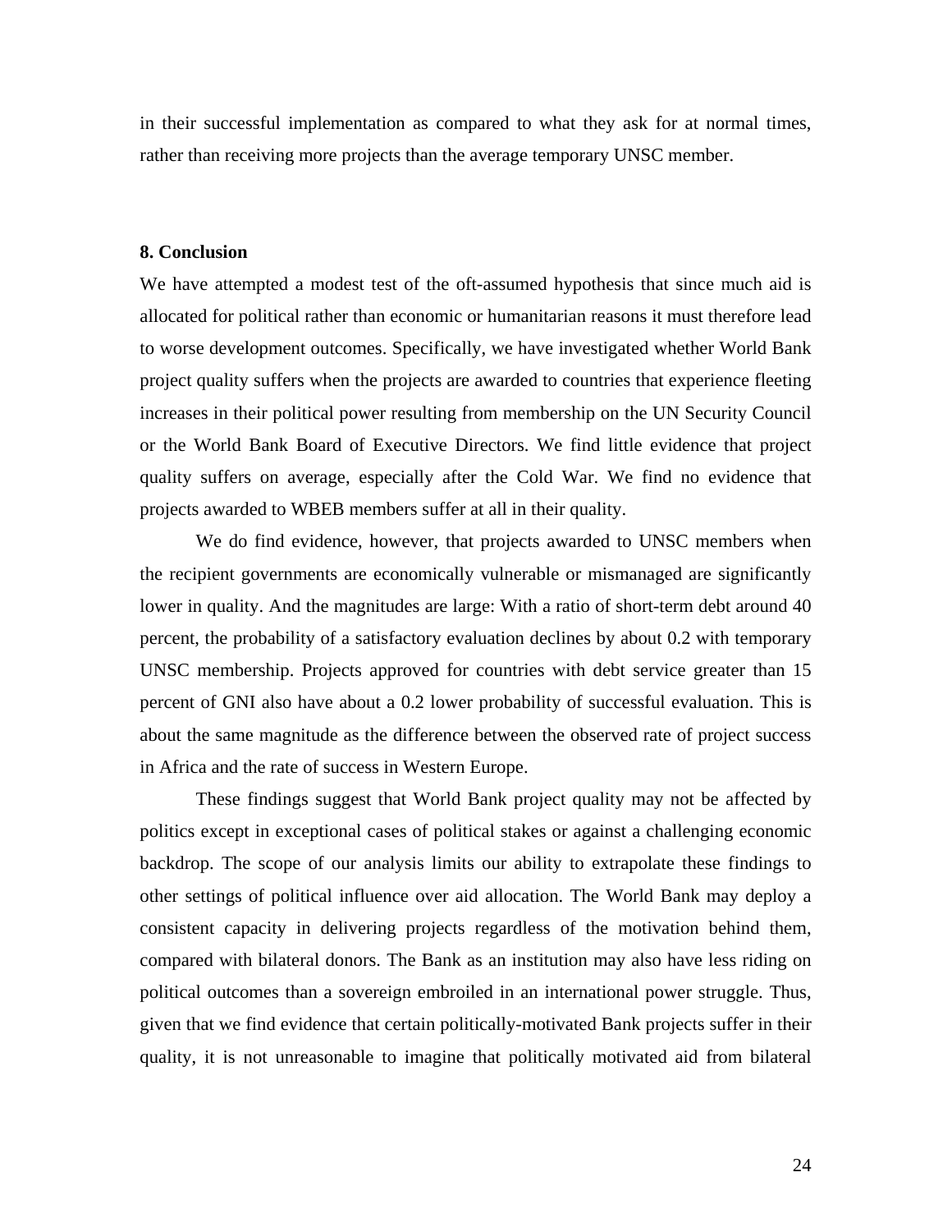in their successful implementation as compared to what they ask for at normal times, rather than receiving more projects than the average temporary UNSC member.

## 8. Conclusion

We have attempted a modest test of the oft-assumed hypothesis that since much aid is allocated for political rather than economic or humanitarian reasons it must therefore lead to worse development outcomes. Specifically, we have investigated whether World Bank project quality suffers when the projects are awarded to countries that experience fleeting increases in their political power resulting from membership on the UN Security Council or the World Bank Board of Executive Directors. We find little evidence that project quality suffers on average, especially after the Cold War. We find no evidence that projects awarded to WBEB members suffer at all in their quality.

We do find evidence, however, that projects awarded to UNSC members when the recipient governments are economically vulnerable or mismanaged are significantly lower in quality. And the magnitudes are large: With a ratio of short-term debt around 40 percent, the probability of a satisfactory evaluation declines by about 0.2 with temporary UNSC membership. Projects approved for countries with debt service greater than 15 percent of GNI also have about a 0.2 lower probability of successful evaluation. This is about the same magnitude as the difference between the observed rate of project success in Africa and the rate of success in Western Europe.

These findings suggest that World Bank project quality may not be affected by politics except in exceptional cases of political stakes or against a challenging economic backdrop. The scope of our analysis limits our ability to extrapolate these findings to other settings of political influence over aid allocation. The World Bank may deploy a consistent capacity in delivering projects regardless of the motivation behind them, compared with bilateral donors. The Bank as an institution may also have less riding on political outcomes than a sovereign embroiled in an international power struggle. Thus, given that we find evidence that certain politically-motivated Bank projects suffer in their quality, it is not unreasonable to imagine that politically motivated aid from bilateral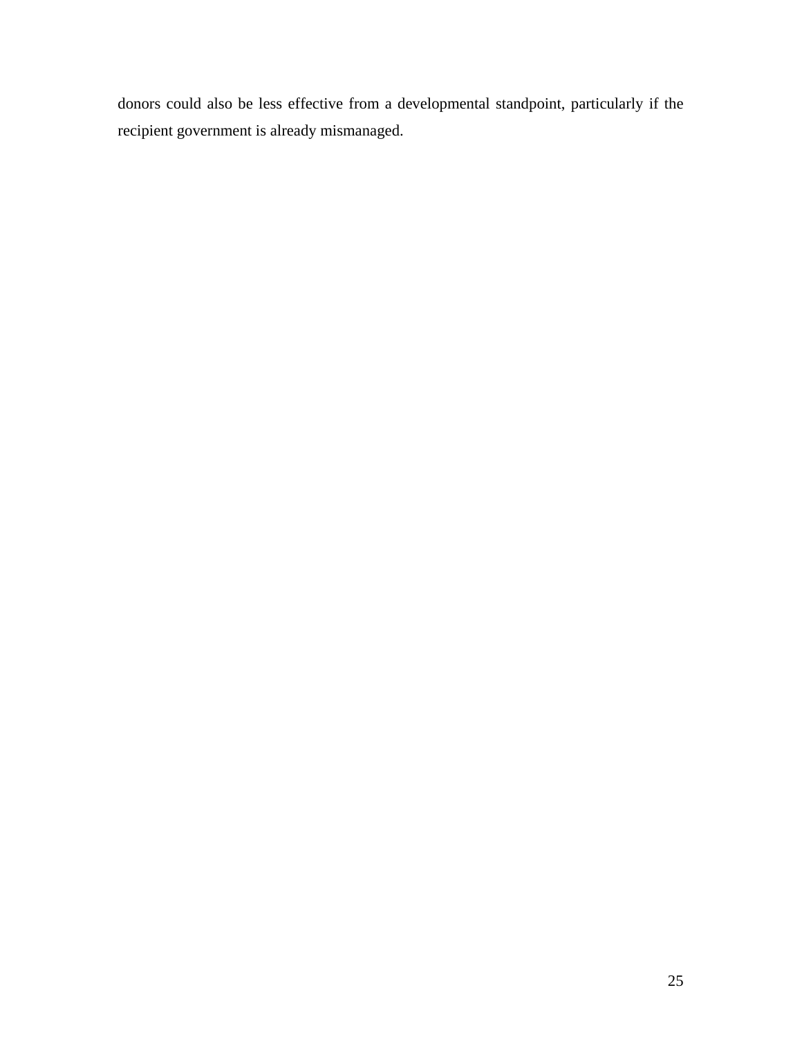donors could also be less effective from a developmental standpoint, particularly if the recipient government is already mismanaged.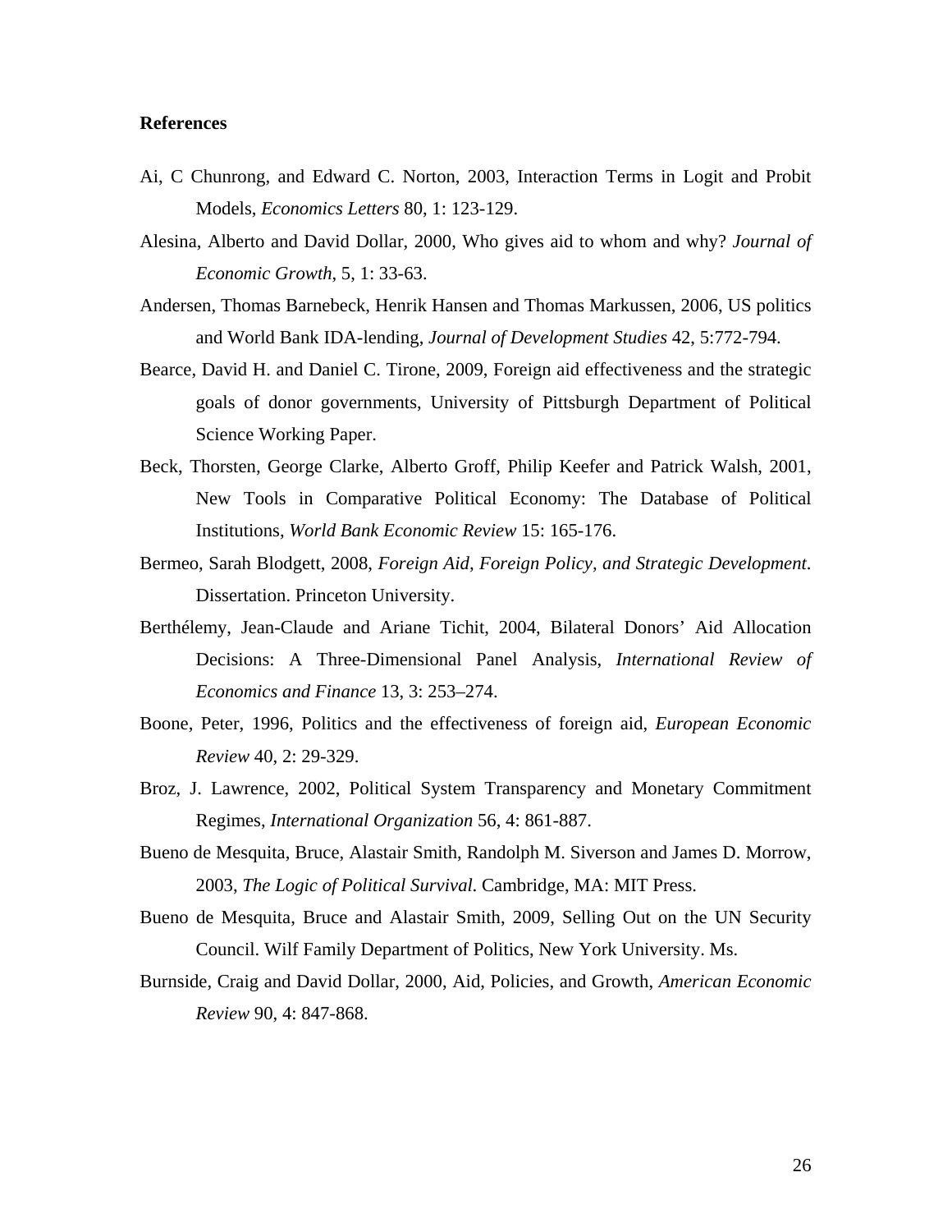**References**

Ai, C Chunrong, and Edward C. Norton, 2003, Interaction Terms in Logit and Probit Models, *Economics Letters* 80, 1: 123-129.

Alesina, Alberto and David Dollar, 2000, Who gives aid to whom and why? *Journal of Economic Growth*, 5, 1: 33-63.

Andersen, Thomas Barnebeck, Henrik Hansen and Thomas Markussen, 2006, US politics and World Bank IDA-lending, *Journal of Development Studies* 42, 5:772-794.

Bearce, David H. and Daniel C. Tirone, 2009, Foreign aid effectiveness and the strategic goals of donor governments, University of Pittsburgh Department of Political Science Working Paper.

Beck, Thorsten, George Clarke, Alberto Groff, Philip Keefer and Patrick Walsh, 2001, New Tools in Comparative Political Economy: The Database of Political Institutions, *World Bank Economic Review* 15: 165-176.

Bermeo, Sarah Blodgett, 2008, *Foreign Aid, Foreign Policy, and Strategic Development*. Dissertation. Princeton University.

Berthélemy, Jean-Claude and Ariane Tichit, 2004, Bilateral Donors' Aid Allocation Decisions: A Three-Dimensional Panel Analysis, *International Review of Economics and Finance* 13, 3: 253–274.

Boone, Peter, 1996, Politics and the effectiveness of foreign aid, *European Economic Review* 40, 2: 29-329.

Broz, J. Lawrence, 2002, Political System Transparency and Monetary Commitment Regimes, *International Organization* 56, 4: 861-887.

Bueno de Mesquita, Bruce, Alastair Smith, Randolph M. Siverson and James D. Morrow, 2003, *The Logic of Political Survival.* Cambridge, MA: MIT Press.

Bueno de Mesquita, Bruce and Alastair Smith, 2009, Selling Out on the UN Security Council. Wilf Family Department of Politics, New York University. Ms.

Burnside, Craig and David Dollar, 2000, Aid, Policies, and Growth, *American Economic Review* 90, 4: 847-868.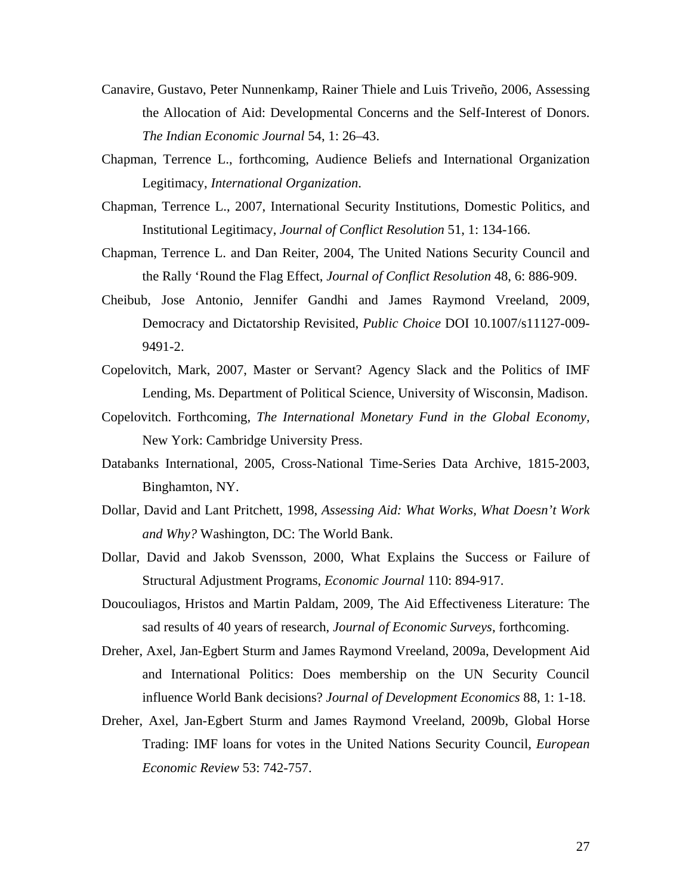Canavire, Gustavo, Peter Nunnenkamp, Rainer Thiele and Luis Triveño, 2006, Assessing the Allocation of Aid: Developmental Concerns and the Self-Interest of Donors. *The Indian Economic Journal* 54, 1: 26–43.

Chapman, Terrence L., forthcoming, Audience Beliefs and International Organization Legitimacy, *International Organization*.

Chapman, Terrence L., 2007, International Security Institutions, Domestic Politics, and Institutional Legitimacy, *Journal of Conflict Resolution* 51, 1: 134-166.

Chapman, Terrence L. and Dan Reiter, 2004, The United Nations Security Council and the Rally 'Round the Flag Effect, *Journal of Conflict Resolution* 48, 6: 886-909.

Cheibub, Jose Antonio, Jennifer Gandhi and James Raymond Vreeland, 2009, Democracy and Dictatorship Revisited, *Public Choice* DOI 10.1007/s11127-009-9491-2.

Copelovitch, Mark, 2007, Master or Servant? Agency Slack and the Politics of IMF Lending, Ms. Department of Political Science, University of Wisconsin, Madison.

Copelovitch. Forthcoming, *The International Monetary Fund in the Global Economy*, New York: Cambridge University Press.

Databanks International, 2005, Cross-National Time-Series Data Archive, 1815-2003, Binghamton, NY.

Dollar, David and Lant Pritchett, 1998, *Assessing Aid: What Works, What Doesn't Work and Why?* Washington, DC: The World Bank.

Dollar, David and Jakob Svensson, 2000, What Explains the Success or Failure of Structural Adjustment Programs, *Economic Journal* 110: 894-917.

Doucouliagos, Hristos and Martin Paldam, 2009, The Aid Effectiveness Literature: The sad results of 40 years of research, *Journal of Economic Surveys*, forthcoming.

Dreher, Axel, Jan-Egbert Sturm and James Raymond Vreeland, 2009a, Development Aid and International Politics: Does membership on the UN Security Council influence World Bank decisions? *Journal of Development Economics* 88, 1: 1-18.

Dreher, Axel, Jan-Egbert Sturm and James Raymond Vreeland, 2009b, Global Horse Trading: IMF loans for votes in the United Nations Security Council, *European Economic Review* 53: 742-757.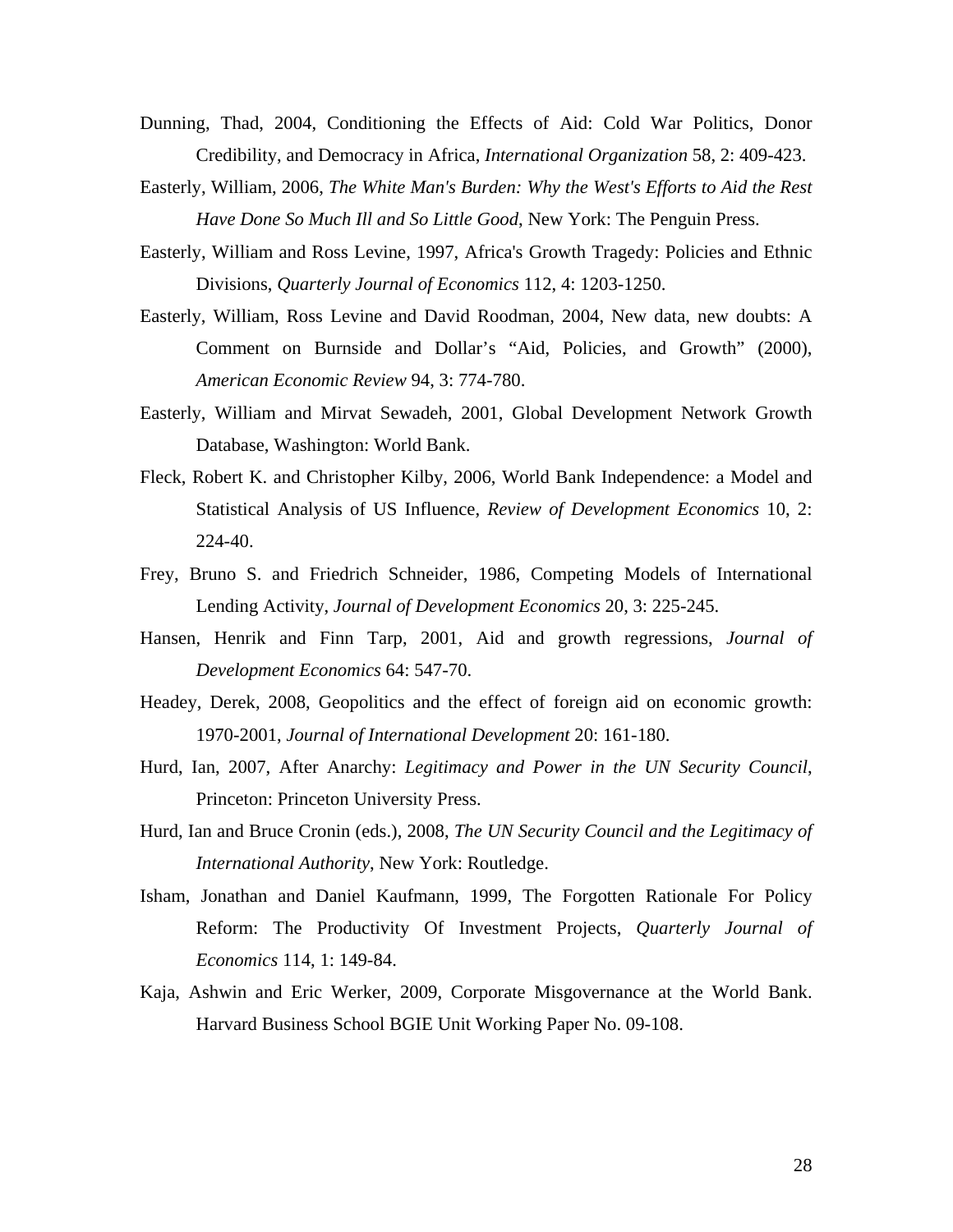Dunning, Thad, 2004, Conditioning the Effects of Aid: Cold War Politics, Donor Credibility, and Democracy in Africa, *International Organization* 58, 2: 409-423.

Easterly, William, 2006, *The White Man's Burden: Why the West's Efforts to Aid the Rest Have Done So Much Ill and So Little Good*, New York: The Penguin Press.

Easterly, William and Ross Levine, 1997, Africa's Growth Tragedy: Policies and Ethnic Divisions, *Quarterly Journal of Economics* 112, 4: 1203-1250.

Easterly, William, Ross Levine and David Roodman, 2004, New data, new doubts: A Comment on Burnside and Dollar's "Aid, Policies, and Growth" (2000), *American Economic Review* 94, 3: 774-780.

Easterly, William and Mirvat Sewadeh, 2001, Global Development Network Growth Database, Washington: World Bank.

Fleck, Robert K. and Christopher Kilby, 2006, World Bank Independence: a Model and Statistical Analysis of US Influence, *Review of Development Economics* 10, 2: 224-40.

Frey, Bruno S. and Friedrich Schneider, 1986, Competing Models of International Lending Activity, *Journal of Development Economics* 20, 3: 225-245.

Hansen, Henrik and Finn Tarp, 2001, Aid and growth regressions, *Journal of Development Economics* 64: 547-70.

Headey, Derek, 2008, Geopolitics and the effect of foreign aid on economic growth: 1970-2001, *Journal of International Development* 20: 161-180.

Hurd, Ian, 2007, After Anarchy: *Legitimacy and Power in the UN Security Council*, Princeton: Princeton University Press.

Hurd, Ian and Bruce Cronin (eds.), 2008, *The UN Security Council and the Legitimacy of International Authority*, New York: Routledge.

Isham, Jonathan and Daniel Kaufmann, 1999, The Forgotten Rationale For Policy Reform: The Productivity Of Investment Projects, *Quarterly Journal of Economics* 114, 1: 149-84.

Kaja, Ashwin and Eric Werker, 2009, Corporate Misgovernance at the World Bank. Harvard Business School BGIE Unit Working Paper No. 09-108.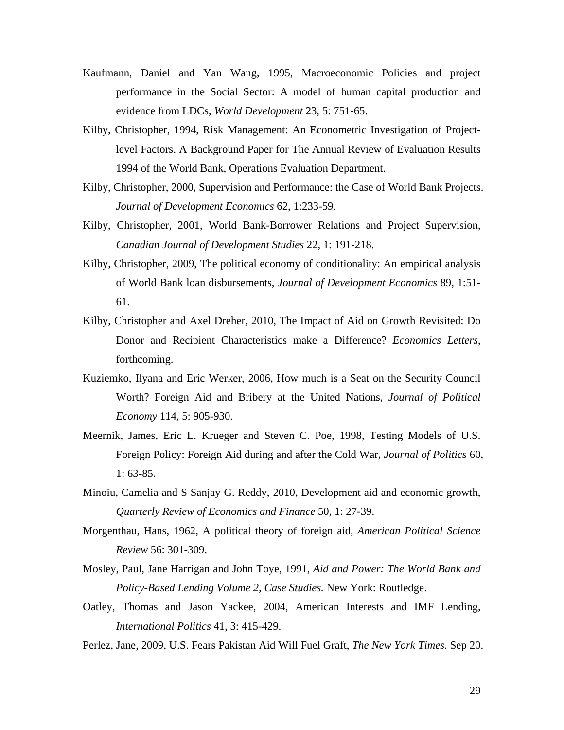Kaufmann, Daniel and Yan Wang, 1995, Macroeconomic Policies and project performance in the Social Sector: A model of human capital production and evidence from LDCs, *World Development* 23, 5: 751-65.

Kilby, Christopher, 1994, Risk Management: An Econometric Investigation of Project-level Factors. A Background Paper for The Annual Review of Evaluation Results 1994 of the World Bank, Operations Evaluation Department.

Kilby, Christopher, 2000, Supervision and Performance: the Case of World Bank Projects. *Journal of Development Economics* 62, 1:233-59.

Kilby, Christopher, 2001, World Bank-Borrower Relations and Project Supervision, *Canadian Journal of Development Studies* 22, 1: 191-218.

Kilby, Christopher, 2009, The political economy of conditionality: An empirical analysis of World Bank loan disbursements, *Journal of Development Economics* 89, 1:51-61.

Kilby, Christopher and Axel Dreher, 2010, The Impact of Aid on Growth Revisited: Do Donor and Recipient Characteristics make a Difference? *Economics Letters*, forthcoming.

Kuziemko, Ilyana and Eric Werker, 2006, How much is a Seat on the Security Council Worth? Foreign Aid and Bribery at the United Nations, *Journal of Political Economy* 114, 5: 905-930.

Meernik, James, Eric L. Krueger and Steven C. Poe, 1998, Testing Models of U.S. Foreign Policy: Foreign Aid during and after the Cold War, *Journal of Politics* 60, 1: 63-85.

Minoiu, Camelia and S Sanjay G. Reddy, 2010, Development aid and economic growth, *Quarterly Review of Economics and Finance* 50, 1: 27-39.

Morgenthau, Hans, 1962, A political theory of foreign aid, *American Political Science Review* 56: 301-309.

Mosley, Paul, Jane Harrigan and John Toye, 1991, *Aid and Power: The World Bank and Policy-Based Lending Volume 2, Case Studies.* New York: Routledge.

Oatley, Thomas and Jason Yackee, 2004, American Interests and IMF Lending, *International Politics* 41, 3: 415-429.

Perlez, Jane, 2009, U.S. Fears Pakistan Aid Will Fuel Graft, *The New York Times.* Sep 20.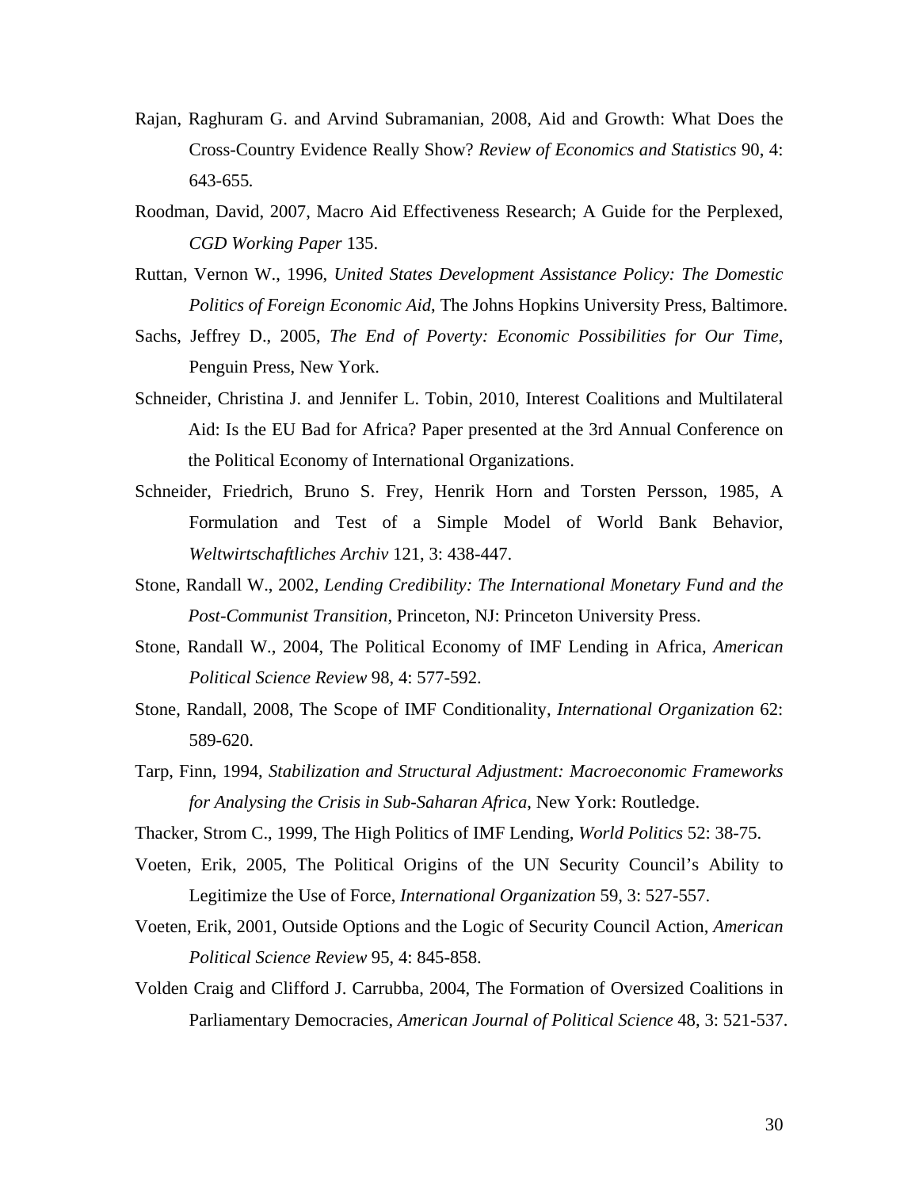Rajan, Raghuram G. and Arvind Subramanian, 2008, Aid and Growth: What Does the Cross-Country Evidence Really Show? *Review of Economics and Statistics* 90, 4: 643-655.

Roodman, David, 2007, Macro Aid Effectiveness Research; A Guide for the Perplexed, *CGD Working Paper* 135.

Ruttan, Vernon W., 1996, *United States Development Assistance Policy: The Domestic Politics of Foreign Economic Aid*, The Johns Hopkins University Press, Baltimore.

Sachs, Jeffrey D., 2005, *The End of Poverty: Economic Possibilities for Our Time*, Penguin Press, New York.

Schneider, Christina J. and Jennifer L. Tobin, 2010, Interest Coalitions and Multilateral Aid: Is the EU Bad for Africa? Paper presented at the 3rd Annual Conference on the Political Economy of International Organizations.

Schneider, Friedrich, Bruno S. Frey, Henrik Horn and Torsten Persson, 1985, A Formulation and Test of a Simple Model of World Bank Behavior, *Weltwirtschaftliches Archiv* 121, 3: 438-447.

Stone, Randall W., 2002, *Lending Credibility: The International Monetary Fund and the Post-Communist Transition*, Princeton, NJ: Princeton University Press.

Stone, Randall W., 2004, The Political Economy of IMF Lending in Africa, *American Political Science Review* 98, 4: 577-592.

Stone, Randall, 2008, The Scope of IMF Conditionality, *International Organization* 62: 589-620.

Tarp, Finn, 1994, *Stabilization and Structural Adjustment: Macroeconomic Frameworks for Analysing the Crisis in Sub-Saharan Africa*, New York: Routledge.

Thacker, Strom C., 1999, The High Politics of IMF Lending, *World Politics* 52: 38-75.

Voeten, Erik, 2005, The Political Origins of the UN Security Council's Ability to Legitimize the Use of Force, *International Organization* 59, 3: 527-557.

Voeten, Erik, 2001, Outside Options and the Logic of Security Council Action, *American Political Science Review* 95, 4: 845-858.

Volden Craig and Clifford J. Carrubba, 2004, The Formation of Oversized Coalitions in Parliamentary Democracies, *American Journal of Political Science* 48, 3: 521-537.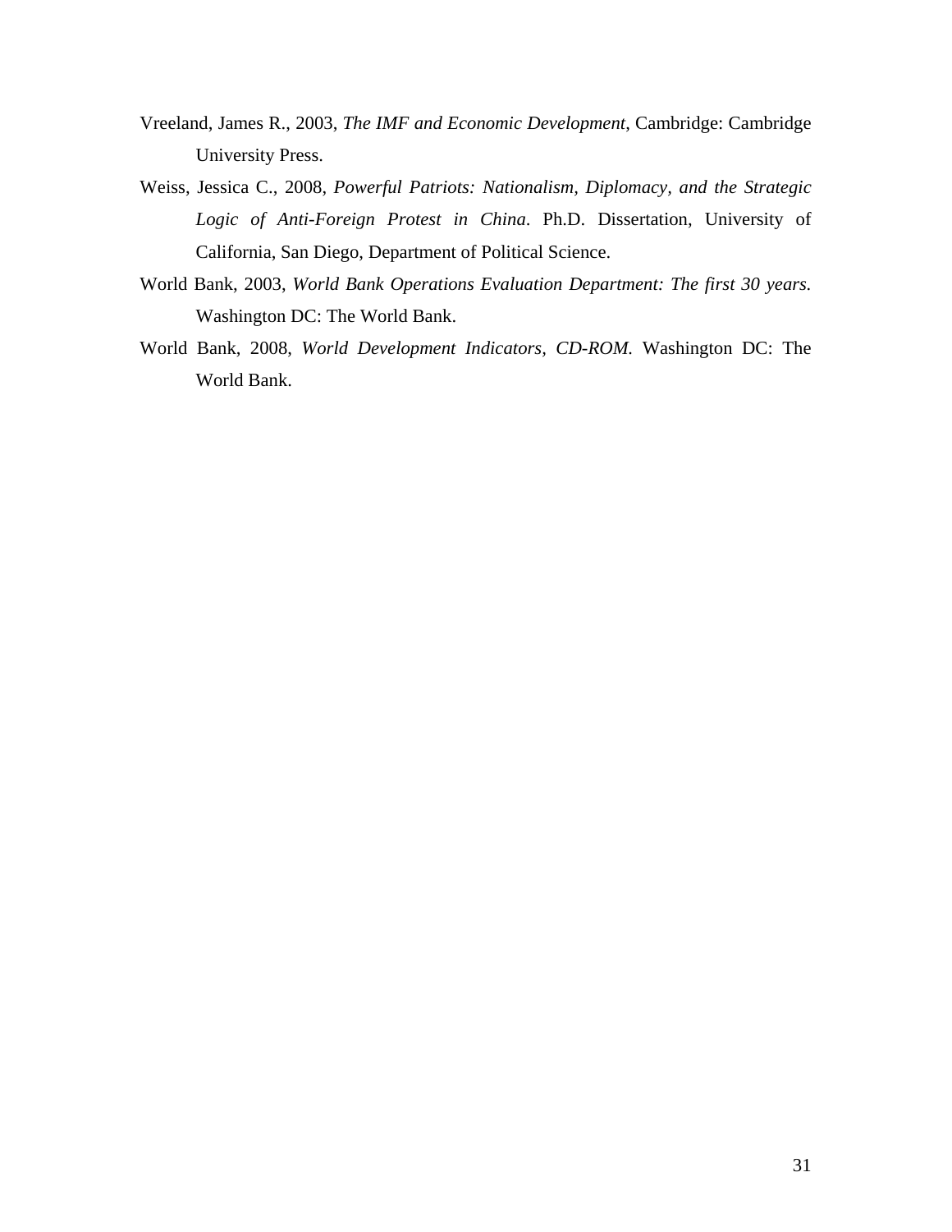Vreeland, James R., 2003, *The IMF and Economic Development*, Cambridge: Cambridge University Press.

Weiss, Jessica C., 2008, *Powerful Patriots: Nationalism, Diplomacy, and the Strategic Logic of Anti-Foreign Protest in China*. Ph.D. Dissertation, University of California, San Diego, Department of Political Science.

World Bank, 2003, *World Bank Operations Evaluation Department: The first 30 years.* Washington DC: The World Bank.

World Bank, 2008, *World Development Indicators, CD-ROM*. Washington DC: The World Bank.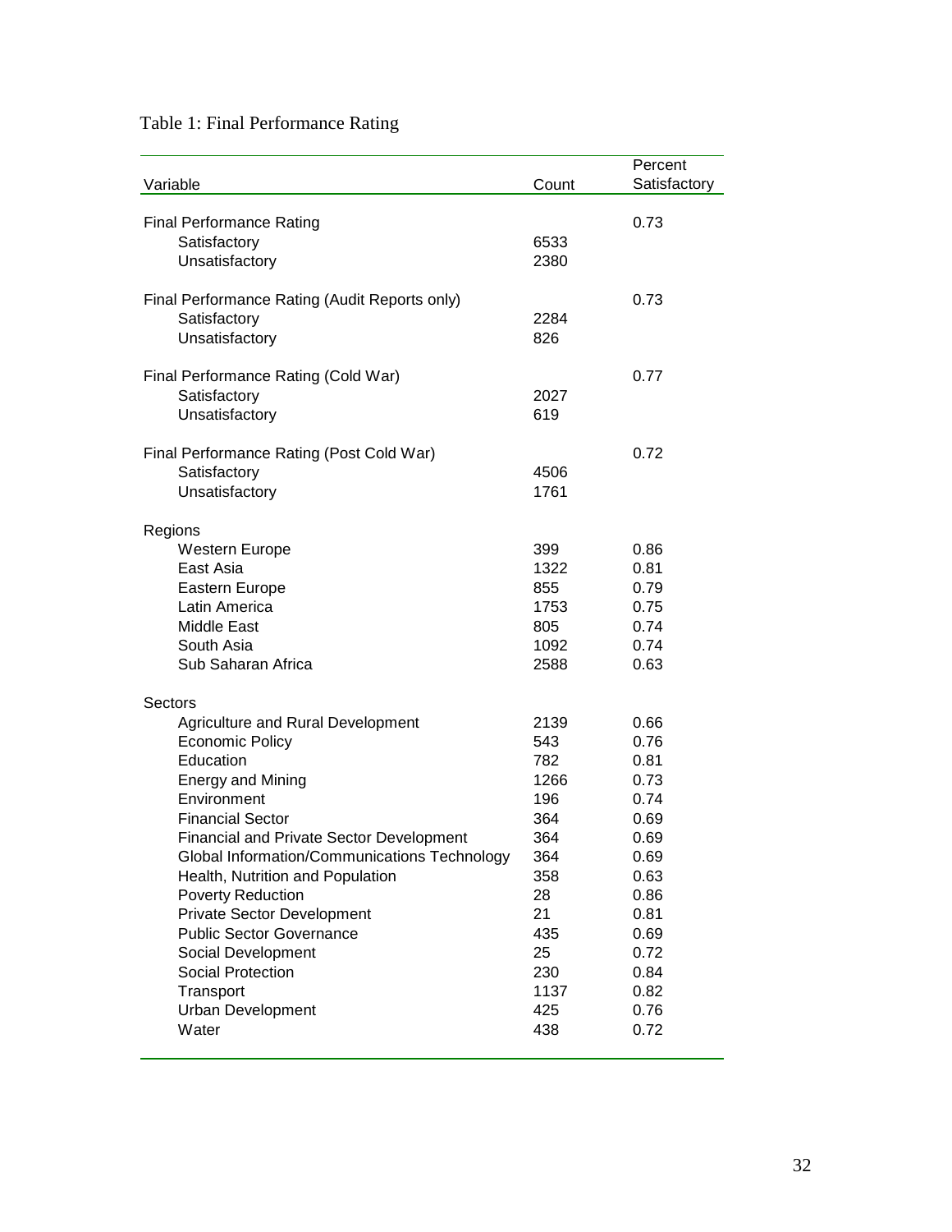Table 1: Final Performance Rating

| Variable | Count | Percent Satisfactory |
|---|---|---|
| Final Performance Rating | | 0.73 |
| Satisfactory | 6533 | |
| Unsatisfactory | 2380 | |
| Final Performance Rating (Audit Reports only) | | 0.73 |
| Satisfactory | 2284 | |
| Unsatisfactory | 826 | |
| Final Performance Rating (Cold War) | | 0.77 |
| Satisfactory | 2027 | |
| Unsatisfactory | 619 | |
| Final Performance Rating (Post Cold War) | | 0.72 |
| Satisfactory | 4506 | |
| Unsatisfactory | 1761 | |
| Regions | | |
| Western Europe | 399 | 0.86 |
| East Asia | 1322 | 0.81 |
| Eastern Europe | 855 | 0.79 |
| Latin America | 1753 | 0.75 |
| Middle East | 805 | 0.74 |
| South Asia | 1092 | 0.74 |
| Sub Saharan Africa | 2588 | 0.63 |
| Sectors | | |
| Agriculture and Rural Development | 2139 | 0.66 |
| Economic Policy | 543 | 0.76 |
| Education | 782 | 0.81 |
| Energy and Mining | 1266 | 0.73 |
| Environment | 196 | 0.74 |
| Financial Sector | 364 | 0.69 |
| Financial and Private Sector Development | 364 | 0.69 |
| Global Information/Communications Technology | 364 | 0.69 |
| Health, Nutrition and Population | 358 | 0.63 |
| Poverty Reduction | 28 | 0.86 |
| Private Sector Development | 21 | 0.81 |
| Public Sector Governance | 435 | 0.69 |
| Social Development | 25 | 0.72 |
| Social Protection | 230 | 0.84 |
| Transport | 1137 | 0.82 |
| Urban Development | 425 | 0.76 |
| Water | 438 | 0.72 |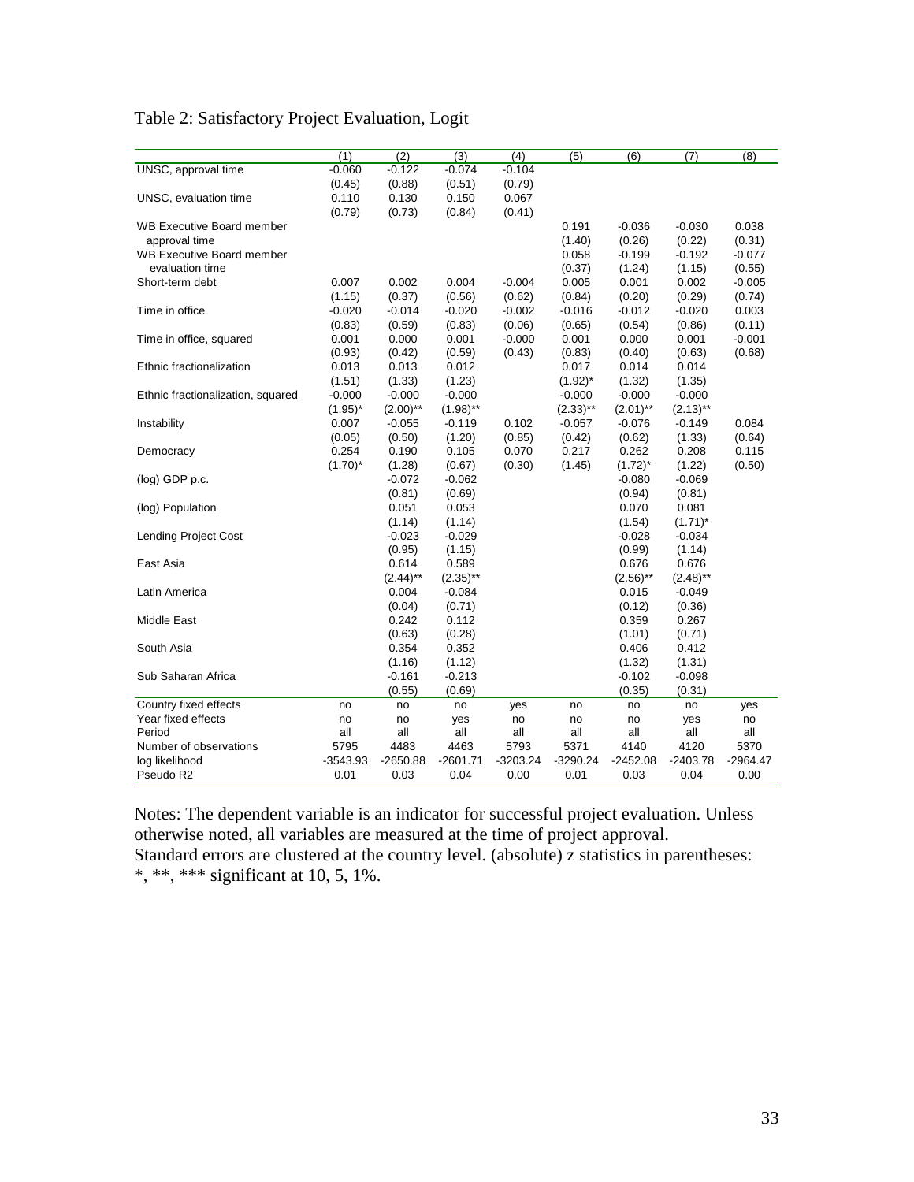Table 2: Satisfactory Project Evaluation, Logit

| | (1) | (2) | (3) | (4) | (5) | (6) | (7) | (8) |
|---|---|---|---|---|---|---|---|---|
| UNSC, approval time | -0.060 | -0.122 | -0.074 | -0.104 | | | | |
| | (0.45) | (0.88) | (0.51) | (0.79) | | | | |
| UNSC, evaluation time | 0.110 | 0.130 | 0.150 | 0.067 | | | | |
| | (0.79) | (0.73) | (0.84) | (0.41) | | | | |
| WB Executive Board member approval time | | | | | 0.191 | -0.036 | -0.030 | 0.038 |
| | | | | | (1.40) | (0.26) | (0.22) | (0.31) |
| WB Executive Board member evaluation time | | | | | 0.058 | -0.199 | -0.192 | -0.077 |
| | | | | | (0.37) | (1.24) | (1.15) | (0.55) |
| Short-term debt | 0.007 | 0.002 | 0.004 | -0.004 | 0.005 | 0.001 | 0.002 | -0.005 |
| | (1.15) | (0.37) | (0.56) | (0.62) | (0.84) | (0.20) | (0.29) | (0.74) |
| Time in office | -0.020 | -0.014 | -0.020 | -0.002 | -0.016 | -0.012 | -0.020 | 0.003 |
| | (0.83) | (0.59) | (0.83) | (0.06) | (0.65) | (0.54) | (0.86) | (0.11) |
| Time in office, squared | 0.001 | 0.000 | 0.001 | -0.000 | 0.001 | 0.000 | 0.001 | -0.001 |
| | (0.93) | (0.42) | (0.59) | (0.43) | (0.83) | (0.40) | (0.63) | (0.68) |
| Ethnic fractionalization | 0.013 | 0.013 | 0.012 | | 0.017 | 0.014 | 0.014 | |
| | (1.51) | (1.33) | (1.23) | | (1.92)* | (1.32) | (1.35) | |
| Ethnic fractionalization, squared | -0.000 | -0.000 | -0.000 | | -0.000 | -0.000 | -0.000 | |
| | (1.95)* | (2.00)** | (1.98)** | | (2.33)** | (2.01)** | (2.13)** | |
| Instability | 0.007 | -0.055 | -0.119 | 0.102 | -0.057 | -0.076 | -0.149 | 0.084 |
| | (0.05) | (0.50) | (1.20) | (0.85) | (0.42) | (0.62) | (1.33) | (0.64) |
| Democracy | 0.254 | 0.190 | 0.105 | 0.070 | 0.217 | 0.262 | 0.208 | 0.115 |
| | (1.70)* | (1.28) | (0.67) | (0.30) | (1.45) | (1.72)* | (1.22) | (0.50) |
| (log) GDP p.c. | | -0.072 | -0.062 | | | -0.080 | -0.069 | |
| | | (0.81) | (0.69) | | | (0.94) | (0.81) | |
| (log) Population | | 0.051 | 0.053 | | | 0.070 | 0.081 | |
| | | (1.14) | (1.14) | | | (1.54) | (1.71)* | |
| Lending Project Cost | | -0.023 | -0.029 | | | -0.028 | -0.034 | |
| | | (0.95) | (1.15) | | | (0.99) | (1.14) | |
| East Asia | | 0.614 | 0.589 | | | 0.676 | 0.676 | |
| | | (2.44)** | (2.35)** | | | (2.56)** | (2.48)** | |
| Latin America | | 0.004 | -0.084 | | | 0.015 | -0.049 | |
| | | (0.04) | (0.71) | | | (0.12) | (0.36) | |
| Middle East | | 0.242 | 0.112 | | | 0.359 | 0.267 | |
| | | (0.63) | (0.28) | | | (1.01) | (0.71) | |
| South Asia | | 0.354 | 0.352 | | | 0.406 | 0.412 | |
| | | (1.16) | (1.12) | | | (1.32) | (1.31) | |
| Sub Saharan Africa | | -0.161 | -0.213 | | | -0.102 | -0.098 | |
| | | (0.55) | (0.69) | | | (0.35) | (0.31) | |
| Country fixed effects | no | no | no | yes | no | no | no | yes |
| Year fixed effects | no | no | yes | no | no | no | yes | no |
| Period | all | all | all | all | all | all | all | all |
| Number of observations | 5795 | 4483 | 4463 | 5793 | 5371 | 4140 | 4120 | 5370 |
| log likelihood | -3543.93 | -2650.88 | -2601.71 | -3203.24 | -3290.24 | -2452.08 | -2403.78 | -2964.47 |
| Pseudo R2 | 0.01 | 0.03 | 0.04 | 0.00 | 0.01 | 0.03 | 0.04 | 0.00 |

Notes: The dependent variable is an indicator for successful project evaluation. Unless otherwise noted, all variables are measured at the time of project approval. Standard errors are clustered at the country level. (absolute) z statistics in parentheses: *, **, *** significant at 10, 5, 1%.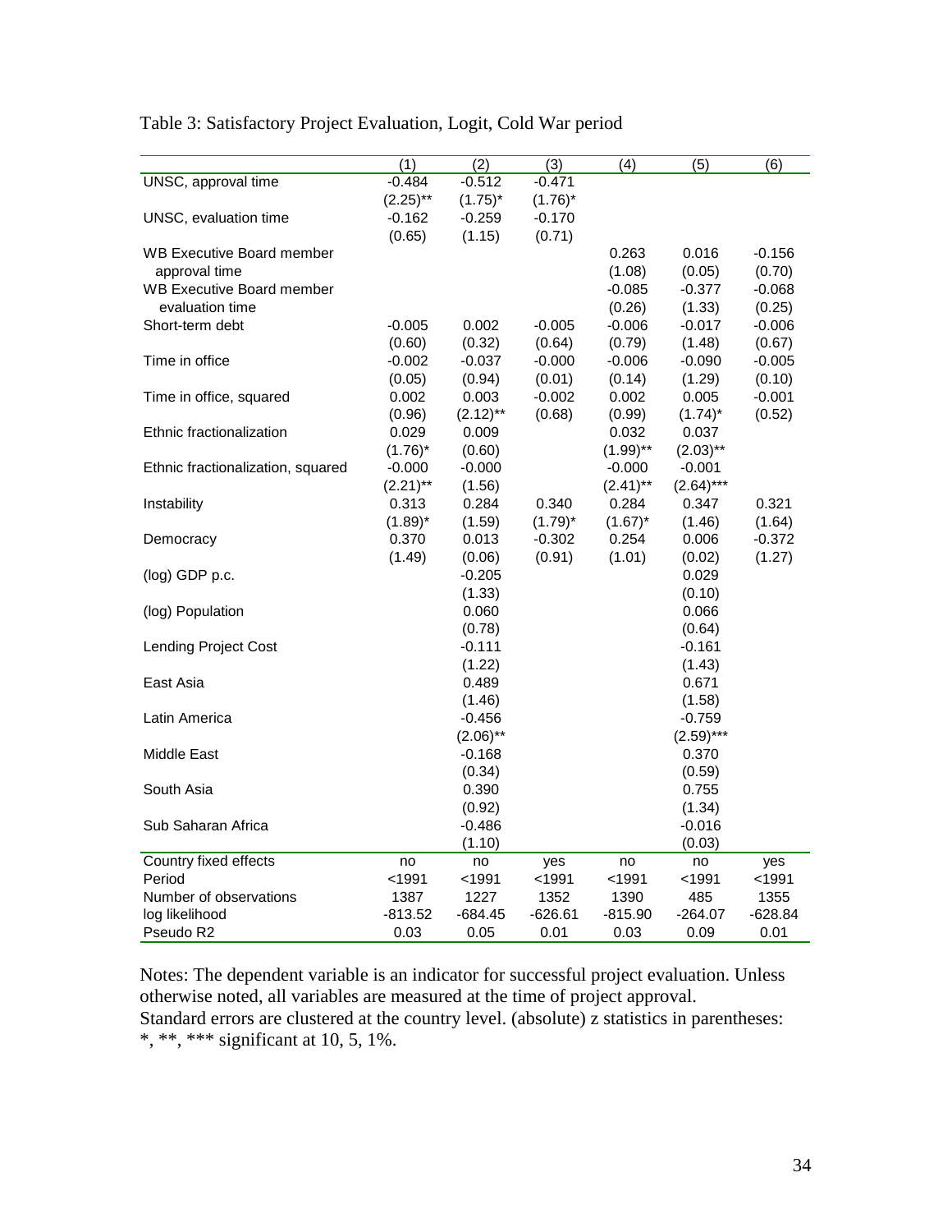Table 3: Satisfactory Project Evaluation, Logit, Cold War period

| | (1) | (2) | (3) | (4) | (5) | (6) |
|---|---|---|---|---|---|---|
| UNSC, approval time | -0.484 | -0.512 | -0.471 | | | |
| | (2.25)** | (1.75)* | (1.76)* | | | |
| UNSC, evaluation time | -0.162 | -0.259 | -0.170 | | | |
| | (0.65) | (1.15) | (0.71) | | | |
| WB Executive Board member approval time | | | | 0.263 | 0.016 | -0.156 |
| | | | | (1.08) | (0.05) | (0.70) |
| WB Executive Board member evaluation time | | | | -0.085 | -0.377 | -0.068 |
| | | | | (0.26) | (1.33) | (0.25) |
| Short-term debt | -0.005 | 0.002 | -0.005 | -0.006 | -0.017 | -0.006 |
| | (0.60) | (0.32) | (0.64) | (0.79) | (1.48) | (0.67) |
| Time in office | -0.002 | -0.037 | -0.000 | -0.006 | -0.090 | -0.005 |
| | (0.05) | (0.94) | (0.01) | (0.14) | (1.29) | (0.10) |
| Time in office, squared | 0.002 | 0.003 | -0.002 | 0.002 | 0.005 | -0.001 |
| | (0.96) | (2.12)** | (0.68) | (0.99) | (1.74)* | (0.52) |
| Ethnic fractionalization | 0.029 | 0.009 | | 0.032 | 0.037 | |
| | (1.76)* | (0.60) | | (1.99)** | (2.03)** | |
| Ethnic fractionalization, squared | -0.000 | -0.000 | | -0.000 | -0.001 | |
| | (2.21)** | (1.56) | | (2.41)** | (2.64)*** | |
| Instability | 0.313 | 0.284 | 0.340 | 0.284 | 0.347 | 0.321 |
| | (1.89)* | (1.59) | (1.79)* | (1.67)* | (1.46) | (1.64) |
| Democracy | 0.370 | 0.013 | -0.302 | 0.254 | 0.006 | -0.372 |
| | (1.49) | (0.06) | (0.91) | (1.01) | (0.02) | (1.27) |
| (log) GDP p.c. | | -0.205 | | | 0.029 | |
| | | (1.33) | | | (0.10) | |
| (log) Population | | 0.060 | | | 0.066 | |
| | | (0.78) | | | (0.64) | |
| Lending Project Cost | | -0.111 | | | -0.161 | |
| | | (1.22) | | | (1.43) | |
| East Asia | | 0.489 | | | 0.671 | |
| | | (1.46) | | | (1.58) | |
| Latin America | | -0.456 | | | -0.759 | |
| | | (2.06)** | | | (2.59)*** | |
| Middle East | | -0.168 | | | 0.370 | |
| | | (0.34) | | | (0.59) | |
| South Asia | | 0.390 | | | 0.755 | |
| | | (0.92) | | | (1.34) | |
| Sub Saharan Africa | | -0.486 | | | -0.016 | |
| | | (1.10) | | | (0.03) | |
| Country fixed effects | no | no | yes | no | no | yes |
| Period | <1991 | <1991 | <1991 | <1991 | <1991 | <1991 |
| Number of observations | 1387 | 1227 | 1352 | 1390 | 485 | 1355 |
| log likelihood | -813.52 | -684.45 | -626.61 | -815.90 | -264.07 | -628.84 |
| Pseudo R2 | 0.03 | 0.05 | 0.01 | 0.03 | 0.09 | 0.01 |

Notes: The dependent variable is an indicator for successful project evaluation. Unless otherwise noted, all variables are measured at the time of project approval.
Standard errors are clustered at the country level. (absolute) z statistics in parentheses: *, **, *** significant at 10, 5, 1%.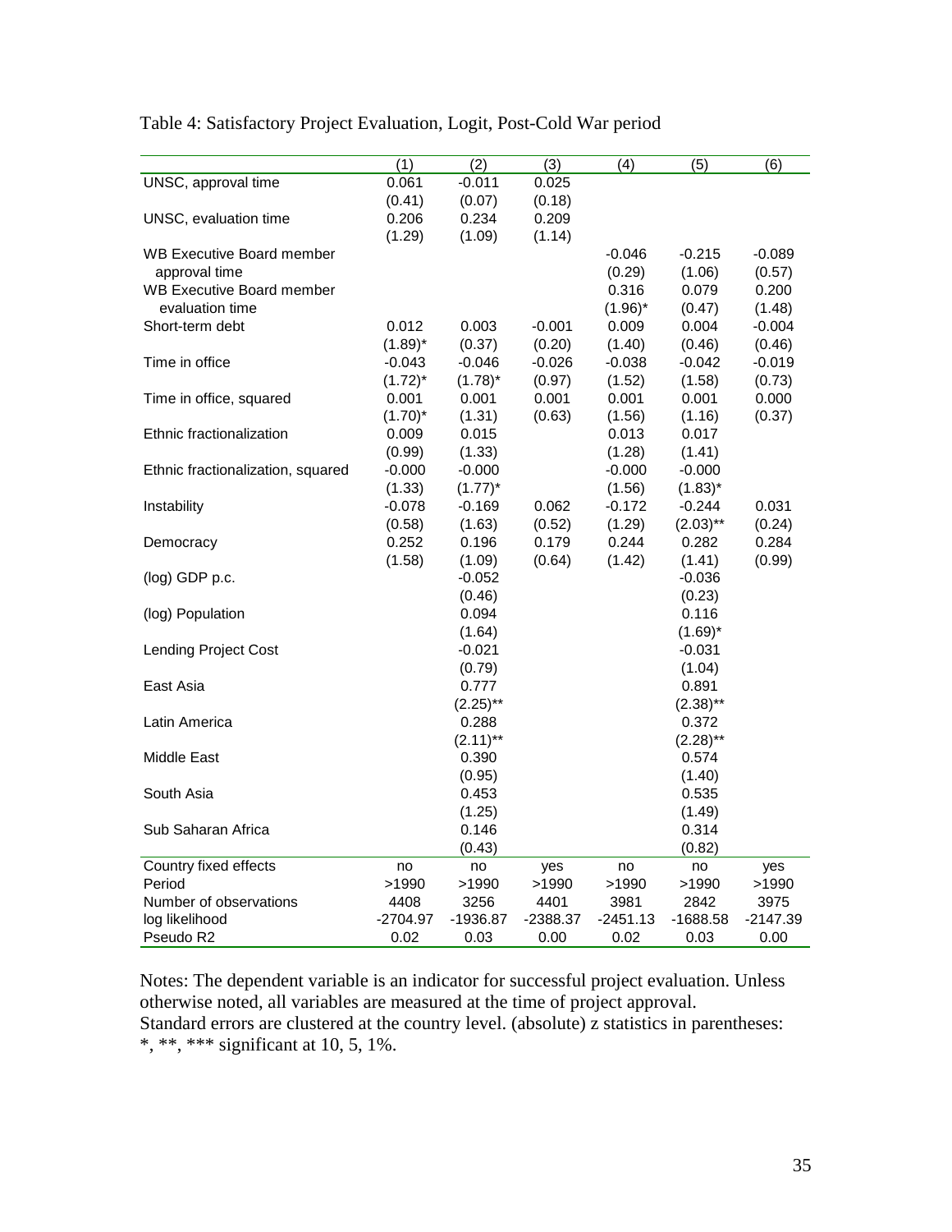Table 4: Satisfactory Project Evaluation, Logit, Post-Cold War period

| | (1) | (2) | (3) | (4) | (5) | (6) |
|---|---|---|---|---|---|---|
| UNSC, approval time | 0.061 | -0.011 | 0.025 | | | |
| | (0.41) | (0.07) | (0.18) | | | |
| UNSC, evaluation time | 0.206 | 0.234 | 0.209 | | | |
| | (1.29) | (1.09) | (1.14) | | | |
| WB Executive Board member approval time | | | | -0.046 | -0.215 | -0.089 |
| | | | | (0.29) | (1.06) | (0.57) |
| WB Executive Board member evaluation time | | | | 0.316 | 0.079 | 0.200 |
| | | | | (1.96)* | (0.47) | (1.48) |
| Short-term debt | 0.012 | 0.003 | -0.001 | 0.009 | 0.004 | -0.004 |
| | (1.89)* | (0.37) | (0.20) | (1.40) | (0.46) | (0.46) |
| Time in office | -0.043 | -0.046 | -0.026 | -0.038 | -0.042 | -0.019 |
| | (1.72)* | (1.78)* | (0.97) | (1.52) | (1.58) | (0.73) |
| Time in office, squared | 0.001 | 0.001 | 0.001 | 0.001 | 0.001 | 0.000 |
| | (1.70)* | (1.31) | (0.63) | (1.56) | (1.16) | (0.37) |
| Ethnic fractionalization | 0.009 | 0.015 | | 0.013 | 0.017 | |
| | (0.99) | (1.33) | | (1.28) | (1.41) | |
| Ethnic fractionalization, squared | -0.000 | -0.000 | | -0.000 | -0.000 | |
| | (1.33) | (1.77)* | | (1.56) | (1.83)* | |
| Instability | -0.078 | -0.169 | 0.062 | -0.172 | -0.244 | 0.031 |
| | (0.58) | (1.63) | (0.52) | (1.29) | (2.03)** | (0.24) |
| Democracy | 0.252 | 0.196 | 0.179 | 0.244 | 0.282 | 0.284 |
| | (1.58) | (1.09) | (0.64) | (1.42) | (1.41) | (0.99) |
| (log) GDP p.c. | | -0.052 | | | -0.036 | |
| | | (0.46) | | | (0.23) | |
| (log) Population | | 0.094 | | | 0.116 | |
| | | (1.64) | | | (1.69)* | |
| Lending Project Cost | | -0.021 | | | -0.031 | |
| | | (0.79) | | | (1.04) | |
| East Asia | | 0.777 | | | 0.891 | |
| | | (2.25)** | | | (2.38)** | |
| Latin America | | 0.288 | | | 0.372 | |
| | | (2.11)** | | | (2.28)** | |
| Middle East | | 0.390 | | | 0.574 | |
| | | (0.95) | | | (1.40) | |
| South Asia | | 0.453 | | | 0.535 | |
| | | (1.25) | | | (1.49) | |
| Sub Saharan Africa | | 0.146 | | | 0.314 | |
| | | (0.43) | | | (0.82) | |
| Country fixed effects | no | no | yes | no | no | yes |
| Period | >1990 | >1990 | >1990 | >1990 | >1990 | >1990 |
| Number of observations | 4408 | 3256 | 4401 | 3981 | 2842 | 3975 |
| log likelihood | -2704.97 | -1936.87 | -2388.37 | -2451.13 | -1688.58 | -2147.39 |
| Pseudo R2 | 0.02 | 0.03 | 0.00 | 0.02 | 0.03 | 0.00 |

Notes: The dependent variable is an indicator for successful project evaluation. Unless otherwise noted, all variables are measured at the time of project approval.
Standard errors are clustered at the country level. (absolute) z statistics in parentheses:
*, **, *** significant at 10, 5, 1%.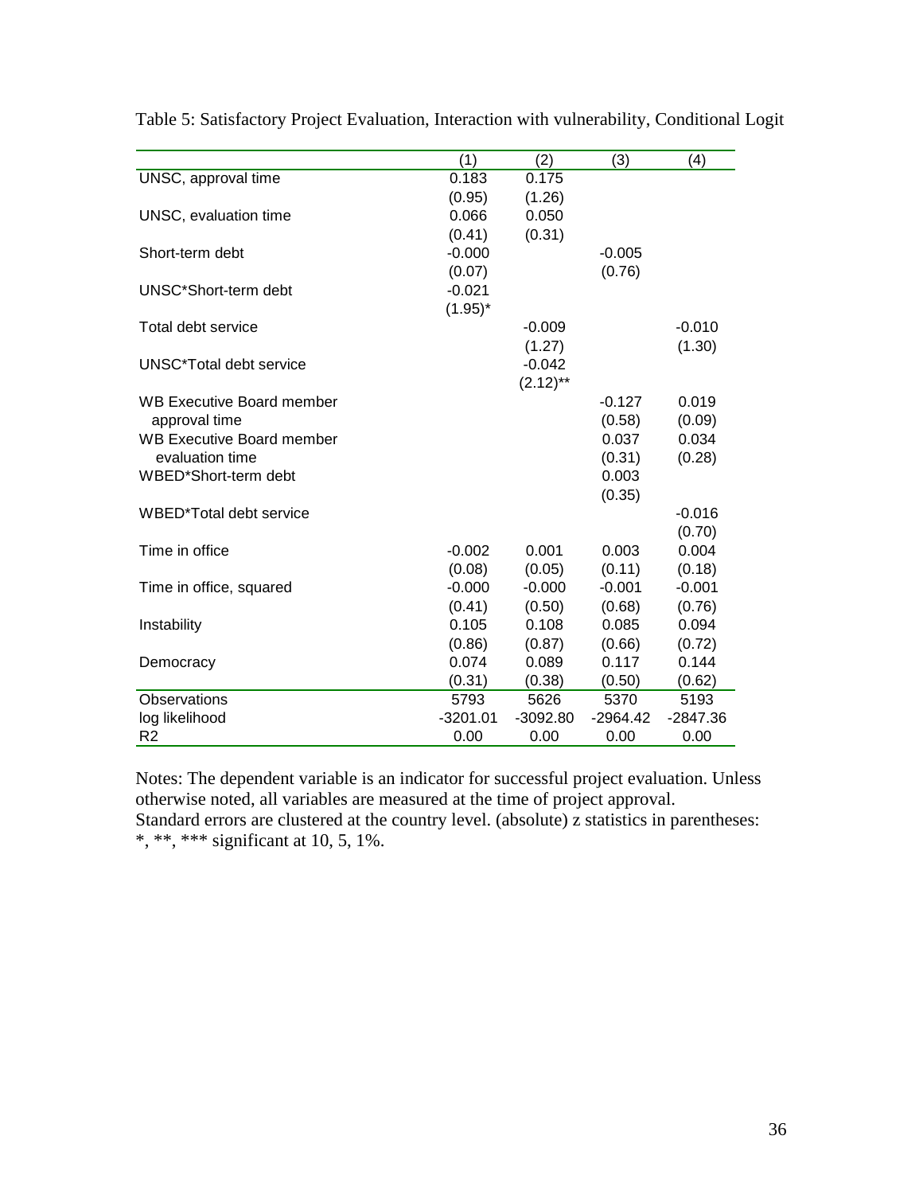Table 5: Satisfactory Project Evaluation, Interaction with vulnerability, Conditional Logit

| | (1) | (2) | (3) | (4) |
|---|---|---|---|---|
| UNSC, approval time | 0.183 | 0.175 | | |
| | (0.95) | (1.26) | | |
| UNSC, evaluation time | 0.066 | 0.050 | | |
| | (0.41) | (0.31) | | |
| Short-term debt | -0.000 | | -0.005 | |
| | (0.07) | | (0.76) | |
| UNSC*Short-term debt | -0.021 | | | |
| | (1.95)* | | | |
| Total debt service | | -0.009 | | -0.010 |
| | | (1.27) | | (1.30) |
| UNSC*Total debt service | | -0.042 | | |
| | | (2.12)** | | |
| WB Executive Board member approval time | | | -0.127 | 0.019 |
| | | | (0.58) | (0.09) |
| WB Executive Board member evaluation time | | | 0.037 | 0.034 |
| | | | (0.31) | (0.28) |
| WBED*Short-term debt | | | 0.003 | |
| | | | (0.35) | |
| WBED*Total debt service | | | | -0.016 |
| | | | | (0.70) |
| Time in office | -0.002 | 0.001 | 0.003 | 0.004 |
| | (0.08) | (0.05) | (0.11) | (0.18) |
| Time in office, squared | -0.000 | -0.000 | -0.001 | -0.001 |
| | (0.41) | (0.50) | (0.68) | (0.76) |
| Instability | 0.105 | 0.108 | 0.085 | 0.094 |
| | (0.86) | (0.87) | (0.66) | (0.72) |
| Democracy | 0.074 | 0.089 | 0.117 | 0.144 |
| | (0.31) | (0.38) | (0.50) | (0.62) |
| Observations | 5793 | 5626 | 5370 | 5193 |
| log likelihood | -3201.01 | -3092.80 | -2964.42 | -2847.36 |
| R2 | 0.00 | 0.00 | 0.00 | 0.00 |

Notes: The dependent variable is an indicator for successful project evaluation. Unless otherwise noted, all variables are measured at the time of project approval.
Standard errors are clustered at the country level. (absolute) z statistics in parentheses: *, **, *** significant at 10, 5, 1%.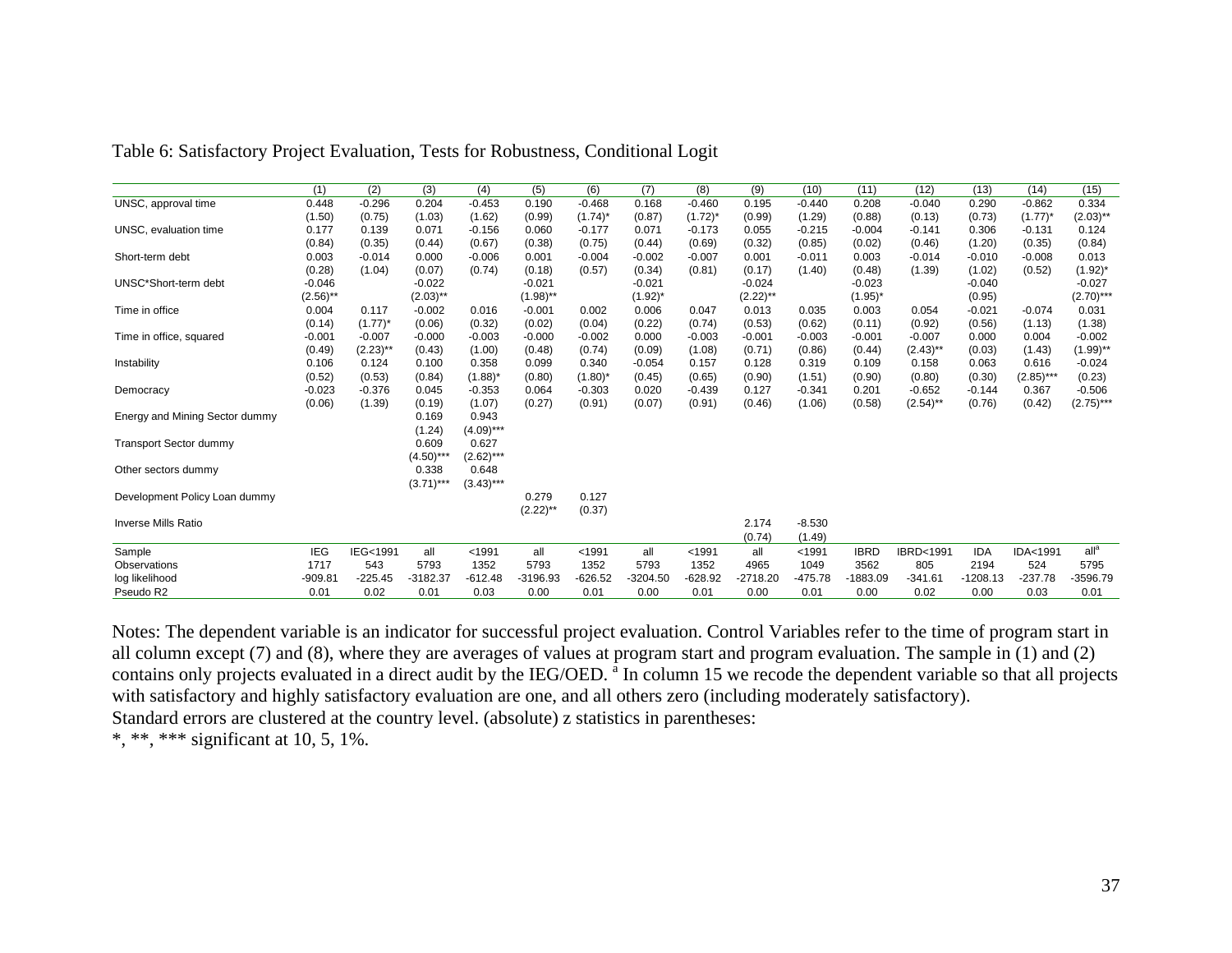Table 6: Satisfactory Project Evaluation, Tests for Robustness, Conditional Logit

| | (1) | (2) | (3) | (4) | (5) | (6) | (7) | (8) | (9) | (10) | (11) | (12) | (13) | (14) | (15) |
|---|---|---|---|---|---|---|---|---|---|---|---|---|---|---|---|
| UNSC, approval time | 0.448 | -0.296 | 0.204 | -0.453 | 0.190 | -0.468 | 0.168 | -0.460 | 0.195 | -0.440 | 0.208 | -0.040 | 0.290 | -0.862 | 0.334 |
| | (1.50) | (0.75) | (1.03) | (1.62) | (0.99) | (1.74)* | (0.87) | (1.72)* | (0.99) | (1.29) | (0.88) | (0.13) | (0.73) | (1.77)* | (2.03)** |
| UNSC, evaluation time | 0.177 | 0.139 | 0.071 | -0.156 | 0.060 | -0.177 | 0.071 | -0.173 | 0.055 | -0.215 | -0.004 | -0.141 | 0.306 | -0.131 | 0.124 |
| | (0.84) | (0.35) | (0.44) | (0.67) | (0.38) | (0.75) | (0.44) | (0.69) | (0.32) | (0.85) | (0.02) | (0.46) | (1.20) | (0.35) | (0.84) |
| Short-term debt | 0.003 | -0.014 | 0.000 | -0.006 | 0.001 | -0.004 | -0.002 | -0.007 | 0.001 | -0.011 | 0.003 | -0.014 | -0.010 | -0.008 | 0.013 |
| | (0.28) | (1.04) | (0.07) | (0.74) | (0.18) | (0.57) | (0.34) | (0.81) | (0.17) | (1.40) | (0.48) | (1.39) | (1.02) | (0.52) | (1.92)* |
| UNSC*Short-term debt | -0.046 | | -0.022 | | -0.021 | | -0.021 | | -0.024 | | -0.023 | | -0.040 | | -0.027 |
| | (2.56)** | | (2.03)** | | (1.98)** | | (1.92)* | | (2.22)** | | (1.95)* | | (0.95) | | (2.70)*** |
| Time in office | 0.004 | 0.117 | -0.002 | 0.016 | -0.001 | 0.002 | 0.006 | 0.047 | 0.013 | 0.035 | 0.003 | 0.054 | -0.021 | -0.074 | 0.031 |
| | (0.14) | (1.77)* | (0.06) | (0.32) | (0.02) | (0.04) | (0.22) | (0.74) | (0.53) | (0.62) | (0.11) | (0.92) | (0.56) | (1.13) | (1.38) |
| Time in office, squared | -0.001 | -0.007 | -0.000 | -0.003 | -0.000 | -0.002 | 0.000 | -0.003 | -0.001 | -0.003 | -0.001 | -0.007 | 0.000 | 0.004 | -0.002 |
| | (0.49) | (2.23)** | (0.43) | (1.00) | (0.48) | (0.74) | (0.09) | (1.08) | (0.71) | (0.86) | (0.44) | (2.43)** | (0.03) | (1.43) | (1.99)** |
| Instability | 0.106 | 0.124 | 0.100 | 0.358 | 0.099 | 0.340 | -0.054 | 0.157 | 0.128 | 0.319 | 0.109 | 0.158 | 0.063 | 0.616 | -0.024 |
| | (0.52) | (0.53) | (0.84) | (1.88)* | (0.80) | (1.80)* | (0.45) | (0.65) | (0.90) | (1.51) | (0.90) | (0.80) | (0.30) | (2.85)*** | (0.23) |
| Democracy | -0.023 | -0.376 | 0.045 | -0.353 | 0.064 | -0.303 | 0.020 | -0.439 | 0.127 | -0.341 | 0.201 | -0.652 | -0.144 | 0.367 | -0.506 |
| | (0.06) | (1.39) | (0.19) | (1.07) | (0.27) | (0.91) | (0.07) | (0.91) | (0.46) | (1.06) | (0.58) | (2.54)** | (0.76) | (0.42) | (2.75)*** |
| Energy and Mining Sector dummy | | | 0.169 | 0.943 | | | | | | | | | | | |
| | | | (1.24) | (4.09)*** | | | | | | | | | | | |
| Transport Sector dummy | | | 0.609 | 0.627 | | | | | | | | | | | |
| | | | (4.50)*** | (2.62)*** | | | | | | | | | | | |
| Other sectors dummy | | | 0.338 | 0.648 | | | | | | | | | | | |
| | | | (3.71)*** | (3.43)*** | | | | | | | | | | | |
| Development Policy Loan dummy | | | | | 0.279 | 0.127 | | | | | | | | | |
| | | | | | (2.22)** | (0.37) | | | | | | | | | |
| Inverse Mills Ratio | | | | | | | | | 2.174 | -8.530 | | | | | |
| | | | | | | | | | (0.74) | (1.49) | | | | | |
| Sample | IEG | IEG<1991 | all | <1991 | all | <1991 | all | <1991 | all | <1991 | IBRD | IBRD<1991 | IDA | IDA<1991 | all[a] |
| Observations | 1717 | 543 | 5793 | 1352 | 5793 | 1352 | 5793 | 1352 | 4965 | 1049 | 3562 | 805 | 2194 | 524 | 5795 |
| log likelihood | -909.81 | -225.45 | -3182.37 | -612.48 | -3196.93 | -626.52 | -3204.50 | -628.92 | -2718.20 | -475.78 | -1883.09 | -341.61 | -1208.13 | -237.78 | -3596.79 |
| Pseudo R2 | 0.01 | 0.02 | 0.01 | 0.03 | 0.00 | 0.01 | 0.00 | 0.01 | 0.00 | 0.01 | 0.00 | 0.02 | 0.00 | 0.03 | 0.01 |

Notes: The dependent variable is an indicator for successful project evaluation. Control Variables refer to the time of program start in all column except (7) and (8), where they are averages of values at program start and program evaluation. The sample in (1) and (2) contains only projects evaluated in a direct audit by the IEG/OED. [a] In column 15 we recode the dependent variable so that all projects with satisfactory and highly satisfactory evaluation are one, and all others zero (including moderately satisfactory).
Standard errors are clustered at the country level. (absolute) z statistics in parentheses:
*, **, *** significant at 10, 5, 1%.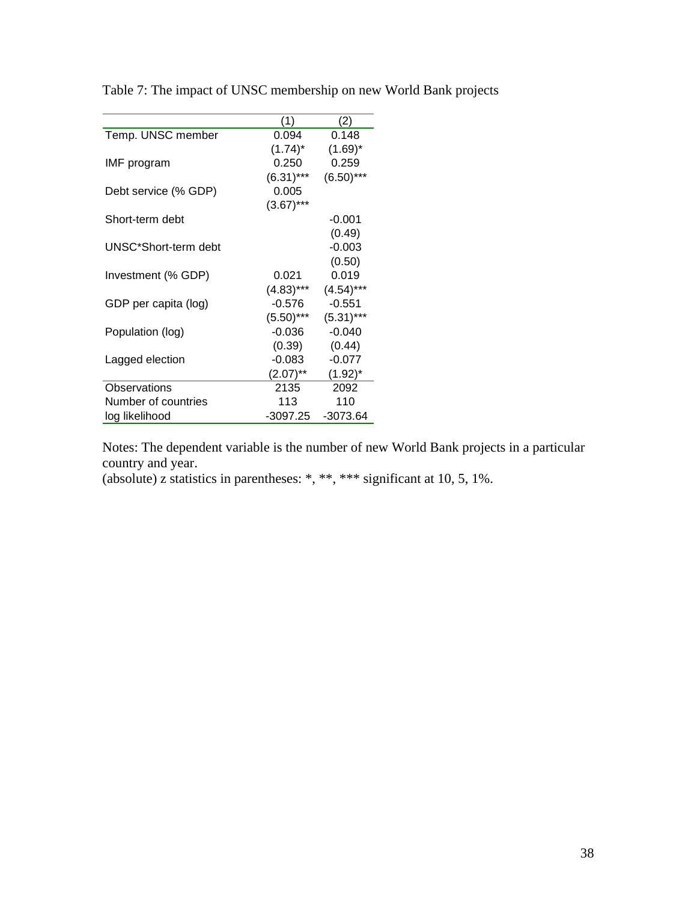Table 7: The impact of UNSC membership on new World Bank projects

| | (1) | (2) |
|---|---|---|
| Temp. UNSC member | 0.094 | 0.148 |
| | (1.74)* | (1.69)* |
| IMF program | 0.250 | 0.259 |
| | (6.31)*** | (6.50)*** |
| Debt service (% GDP) | 0.005 | |
| | (3.67)*** | |
| Short-term debt | | -0.001 |
| | | (0.49) |
| UNSC*Short-term debt | | -0.003 |
| | | (0.50) |
| Investment (% GDP) | 0.021 | 0.019 |
| | (4.83)*** | (4.54)*** |
| GDP per capita (log) | -0.576 | -0.551 |
| | (5.50)*** | (5.31)*** |
| Population (log) | -0.036 | -0.040 |
| | (0.39) | (0.44) |
| Lagged election | -0.083 | -0.077 |
| | (2.07)** | (1.92)* |
| Observations | 2135 | 2092 |
| Number of countries | 113 | 110 |
| log likelihood | -3097.25 | -3073.64 |

Notes: The dependent variable is the number of new World Bank projects in a particular country and year.
(absolute) z statistics in parentheses: *, **, *** significant at 10, 5, 1%.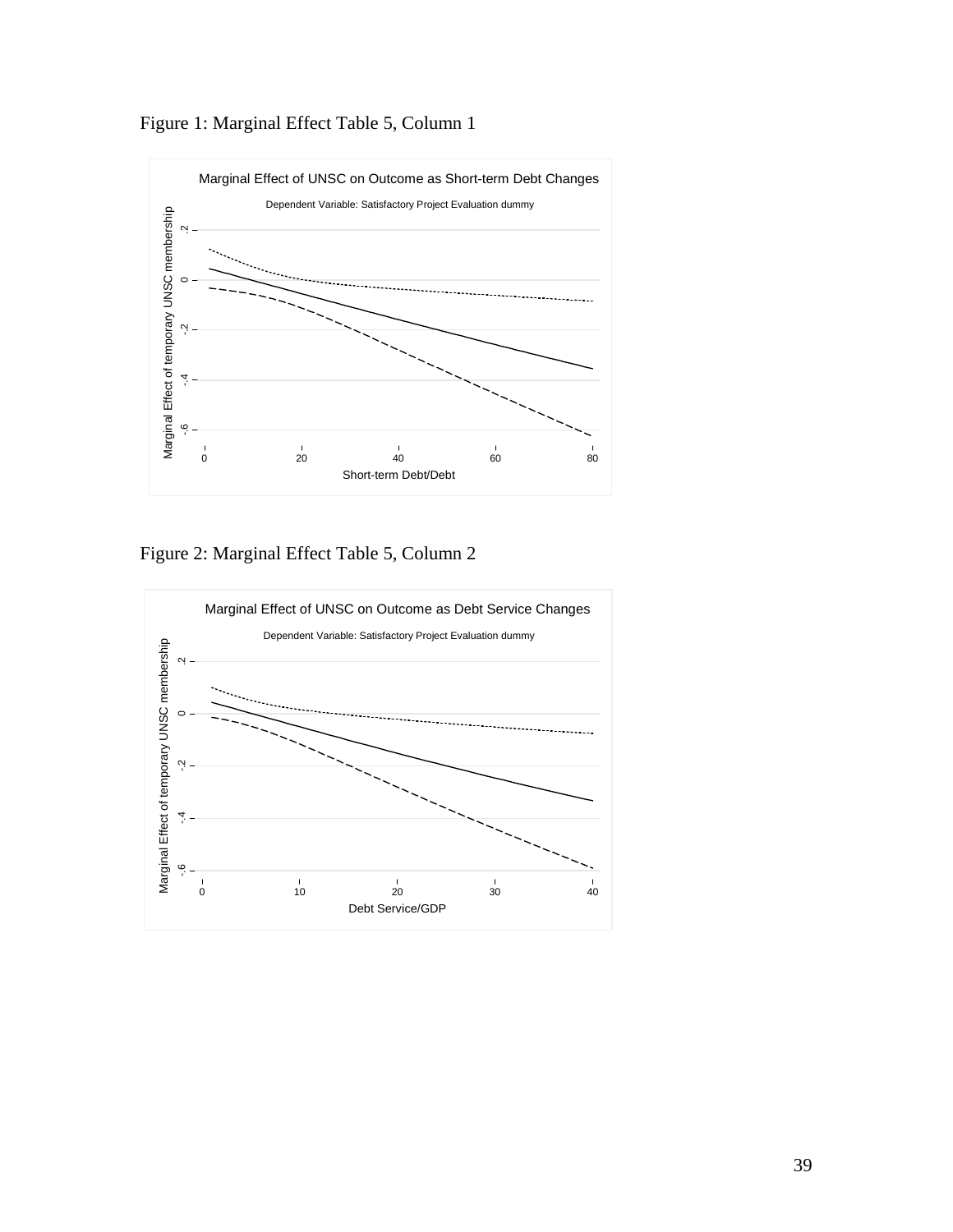Figure 1: Marginal Effect Table 5, Column 1

Figure 2: Marginal Effect Table 5, Column 2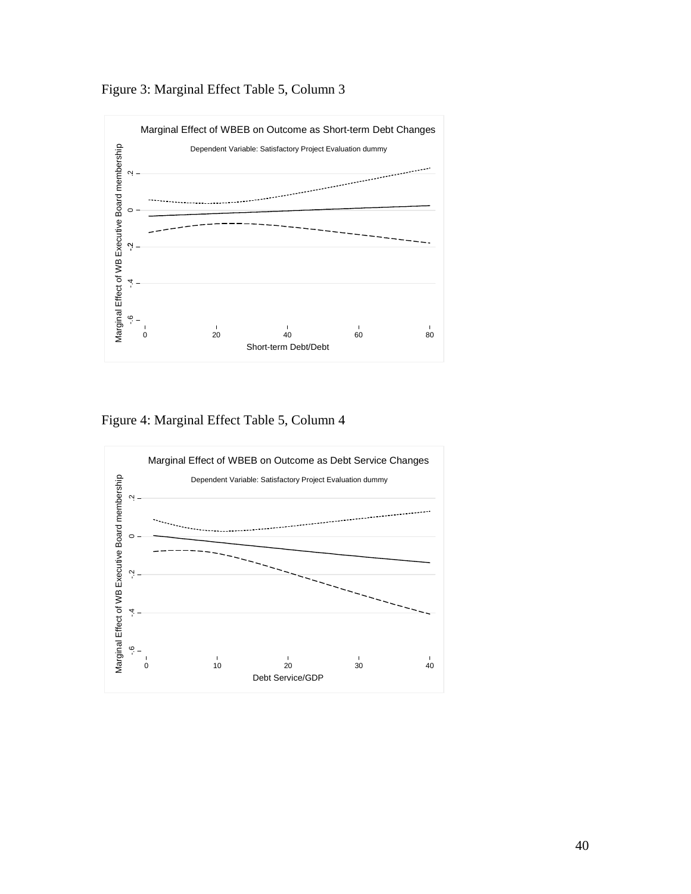Figure 3: Marginal Effect Table 5, Column 3

Figure 4: Marginal Effect Table 5, Column 4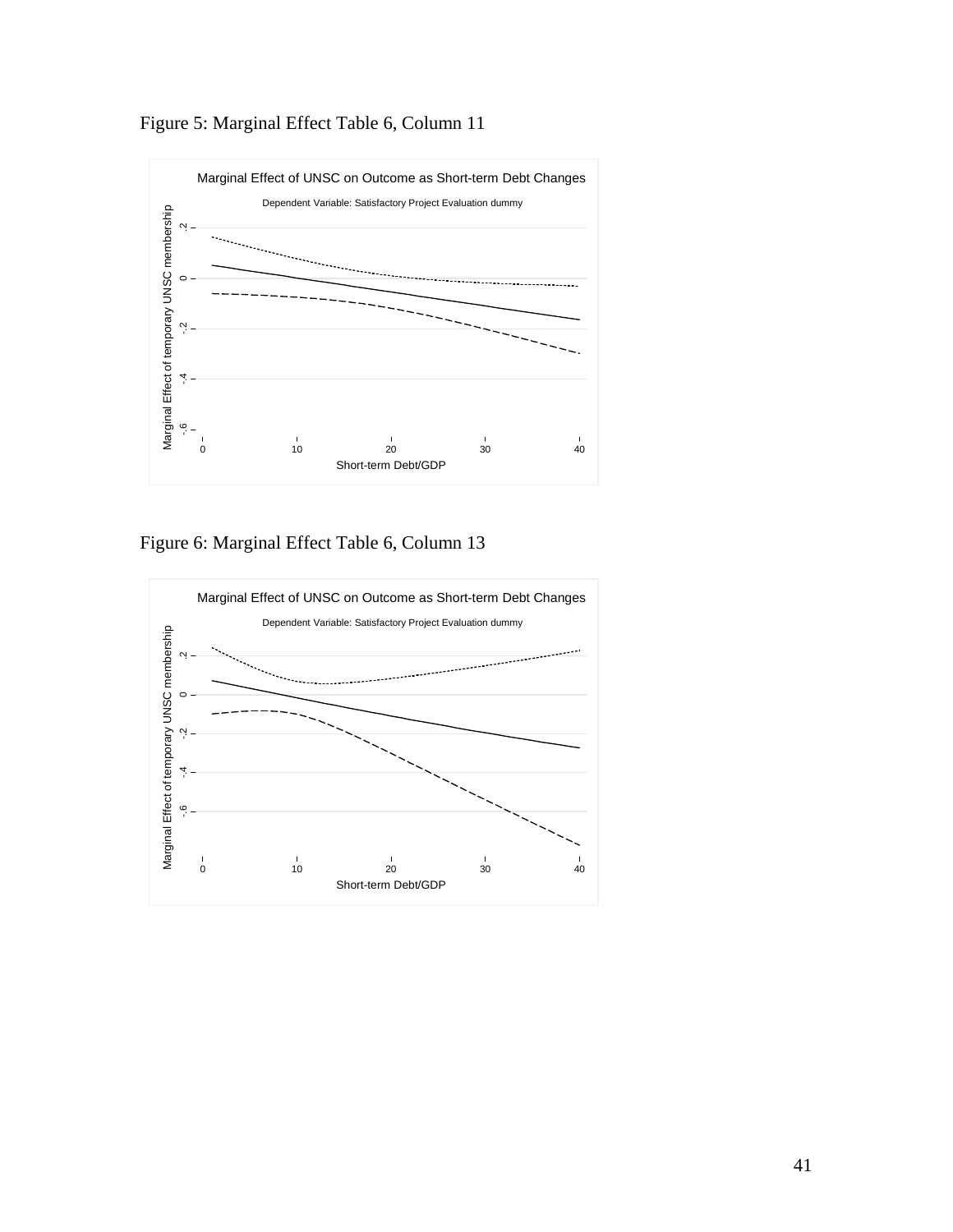Figure 5: Marginal Effect Table 6, Column 11

Marginal Effect of UNSC on Outcome as Short-term Debt Changes

Dependent Variable: Satisfactory Project Evaluation dummy

Figure 6: Marginal Effect Table 6, Column 13

Marginal Effect of UNSC on Outcome as Short-term Debt Changes

Dependent Variable: Satisfactory Project Evaluation dummy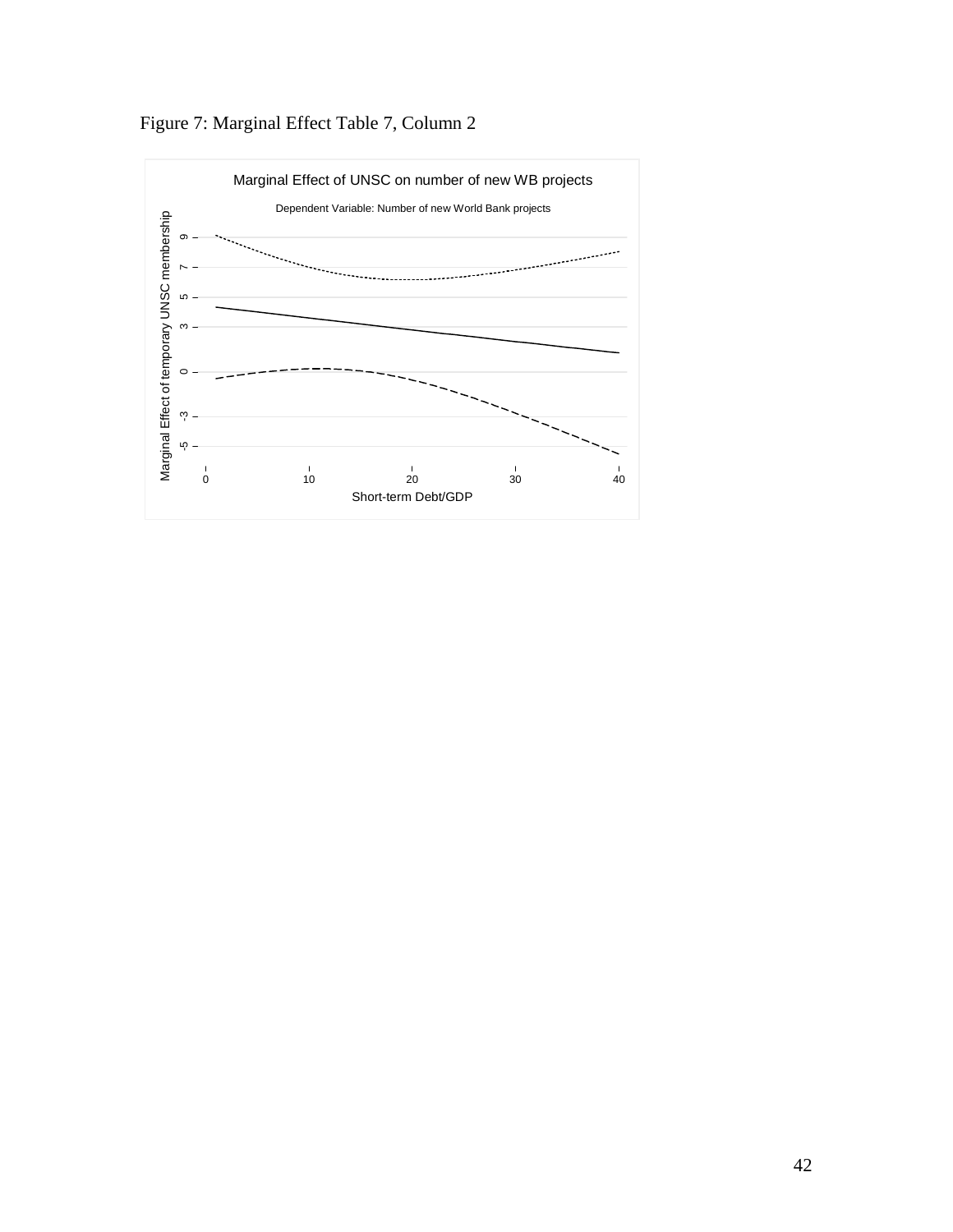Figure 7: Marginal Effect Table 7, Column 2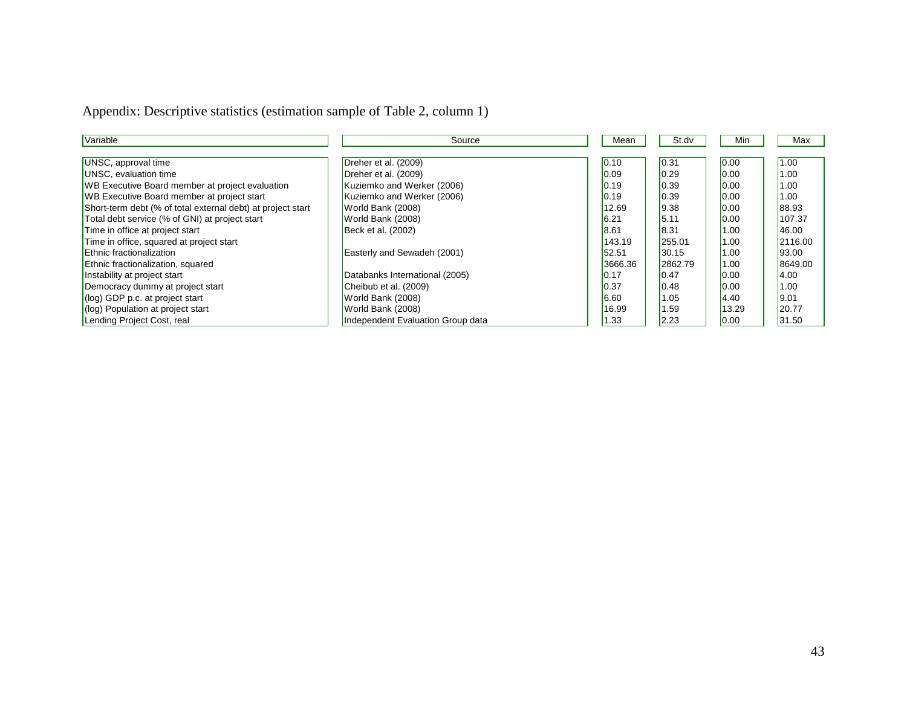Appendix: Descriptive statistics (estimation sample of Table 2, column 1)

| Variable | Source | Mean | St.dv | Min | Max |
|---|---|---|---|---|---|
| UNSC, approval time | Dreher et al. (2009) | 0.10 | 0.31 | 0.00 | 1.00 |
| UNSC, evaluation time | Dreher et al. (2009) | 0.09 | 0.29 | 0.00 | 1.00 |
| WB Executive Board member at project evaluation | Kuziemko and Werker (2006) | 0.19 | 0.39 | 0.00 | 1.00 |
| WB Executive Board member at project start | Kuziemko and Werker (2006) | 0.19 | 0.39 | 0.00 | 1.00 |
| Short-term debt (% of total external debt) at project start | World Bank (2008) | 12.69 | 9.38 | 0.00 | 88.93 |
| Total debt service (% of GNI) at project start | World Bank (2008) | 6.21 | 5.11 | 0.00 | 107.37 |
| Time in office at project start | Beck et al. (2002) | 8.61 | 8.31 | 1.00 | 46.00 |
| Time in office, squared at project start | | 143.19 | 255.01 | 1.00 | 2116.00 |
| Ethnic fractionalization | Easterly and Sewadeh (2001) | 52.51 | 30.15 | 1.00 | 93.00 |
| Ethnic fractionalization, squared | | 3666.36 | 2862.79 | 1.00 | 8649.00 |
| Instability at project start | Databanks International (2005) | 0.17 | 0.47 | 0.00 | 4.00 |
| Democracy dummy at project start | Cheibub et al. (2009) | 0.37 | 0.48 | 0.00 | 1.00 |
| (log) GDP p.c. at project start | World Bank (2008) | 6.60 | 1.05 | 4.40 | 9.01 |
| (log) Population at project start | World Bank (2008) | 16.99 | 1.59 | 13.29 | 20.77 |
| Lending Project Cost, real | Independent Evaluation Group data | 1.33 | 2.23 | 0.00 | 31.50 |